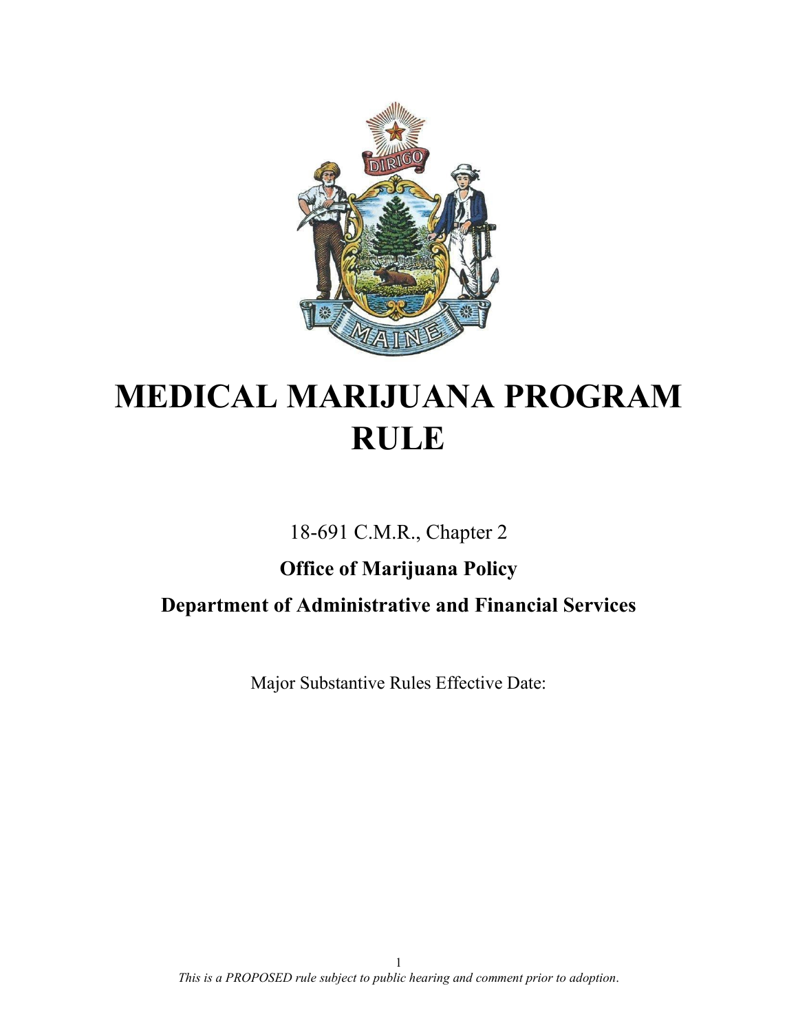# MEDICAL MARIJUANA PROGRAM RULE

18-691 C.M.R., Chapter 2

**Office of Marijuana Policy**

**Department of Administrative and Financial Services**

Major Substantive Rules Effective Date:

*This is a PROPOSED rule subject to public hearing and comment prior to adoption.*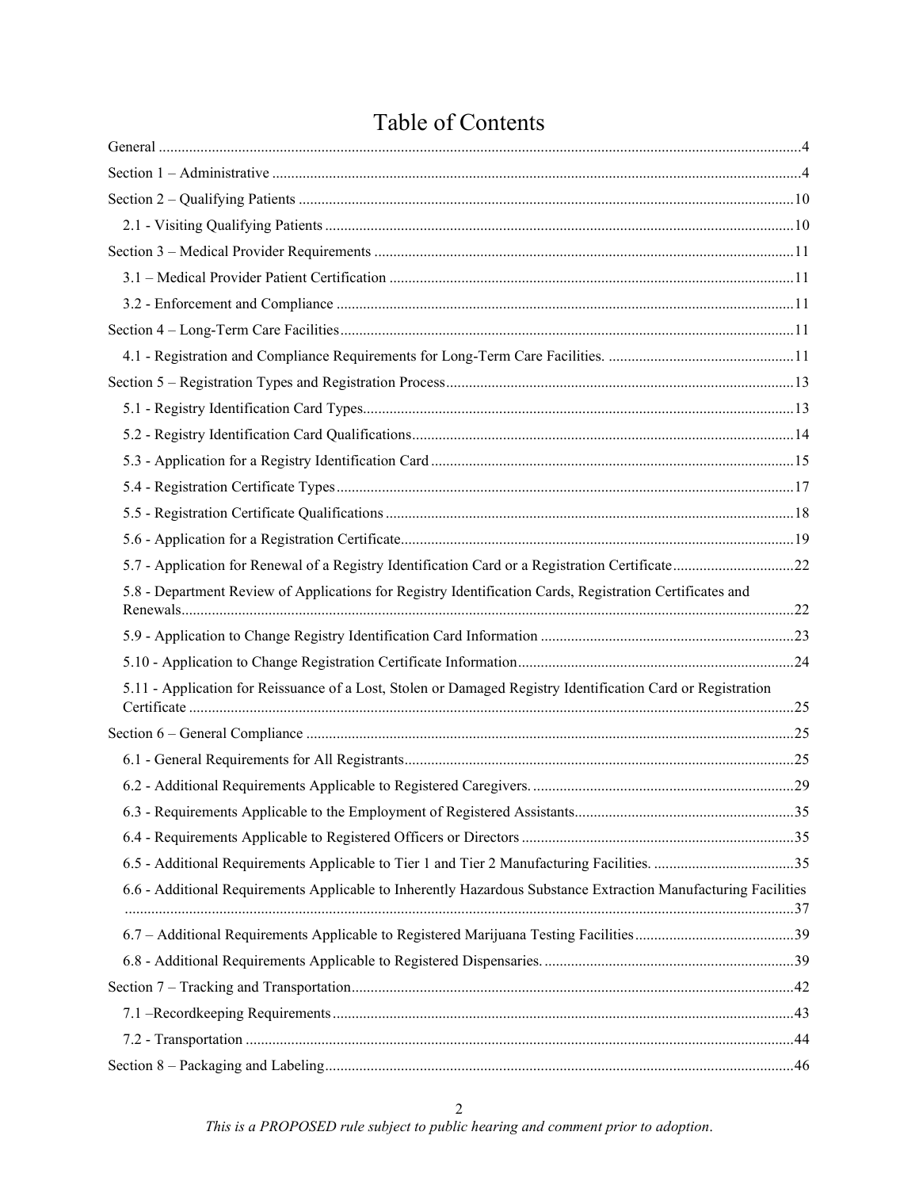# Table of Contents

General ..... 4

Section 1 – Administrative ..... 4

Section 2 – Qualifying Patients ..... 10

- 2.1 - Visiting Qualifying Patients ..... 10

Section 3 – Medical Provider Requirements ..... 11

- 3.1 – Medical Provider Patient Certification ..... 11
- 3.2 - Enforcement and Compliance ..... 11

Section 4 – Long-Term Care Facilities ..... 11

- 4.1 - Registration and Compliance Requirements for Long-Term Care Facilities. ..... 11

Section 5 – Registration Types and Registration Process ..... 13

- 5.1 - Registry Identification Card Types ..... 13
- 5.2 - Registry Identification Card Qualifications ..... 14
- 5.3 - Application for a Registry Identification Card ..... 15
- 5.4 - Registration Certificate Types ..... 17
- 5.5 - Registration Certificate Qualifications ..... 18
- 5.6 - Application for a Registration Certificate ..... 19
- 5.7 - Application for Renewal of a Registry Identification Card or a Registration Certificate ..... 22
- 5.8 - Department Review of Applications for Registry Identification Cards, Registration Certificates and Renewals ..... 22
- 5.9 - Application to Change Registry Identification Card Information ..... 23
- 5.10 - Application to Change Registration Certificate Information ..... 24
- 5.11 - Application for Reissuance of a Lost, Stolen or Damaged Registry Identification Card or Registration Certificate ..... 25

Section 6 – General Compliance ..... 25

- 6.1 - General Requirements for All Registrants ..... 25
- 6.2 - Additional Requirements Applicable to Registered Caregivers. ..... 29
- 6.3 - Requirements Applicable to the Employment of Registered Assistants ..... 35
- 6.4 - Requirements Applicable to Registered Officers or Directors ..... 35
- 6.5 - Additional Requirements Applicable to Tier 1 and Tier 2 Manufacturing Facilities. ..... 35
- 6.6 - Additional Requirements Applicable to Inherently Hazardous Substance Extraction Manufacturing Facilities ..... 37
- 6.7 – Additional Requirements Applicable to Registered Marijuana Testing Facilities ..... 39
- 6.8 - Additional Requirements Applicable to Registered Dispensaries. ..... 39

Section 7 – Tracking and Transportation ..... 42

- 7.1 –Recordkeeping Requirements ..... 43
- 7.2 - Transportation ..... 44

Section 8 – Packaging and Labeling ..... 46

*This is a PROPOSED rule subject to public hearing and comment prior to adoption.*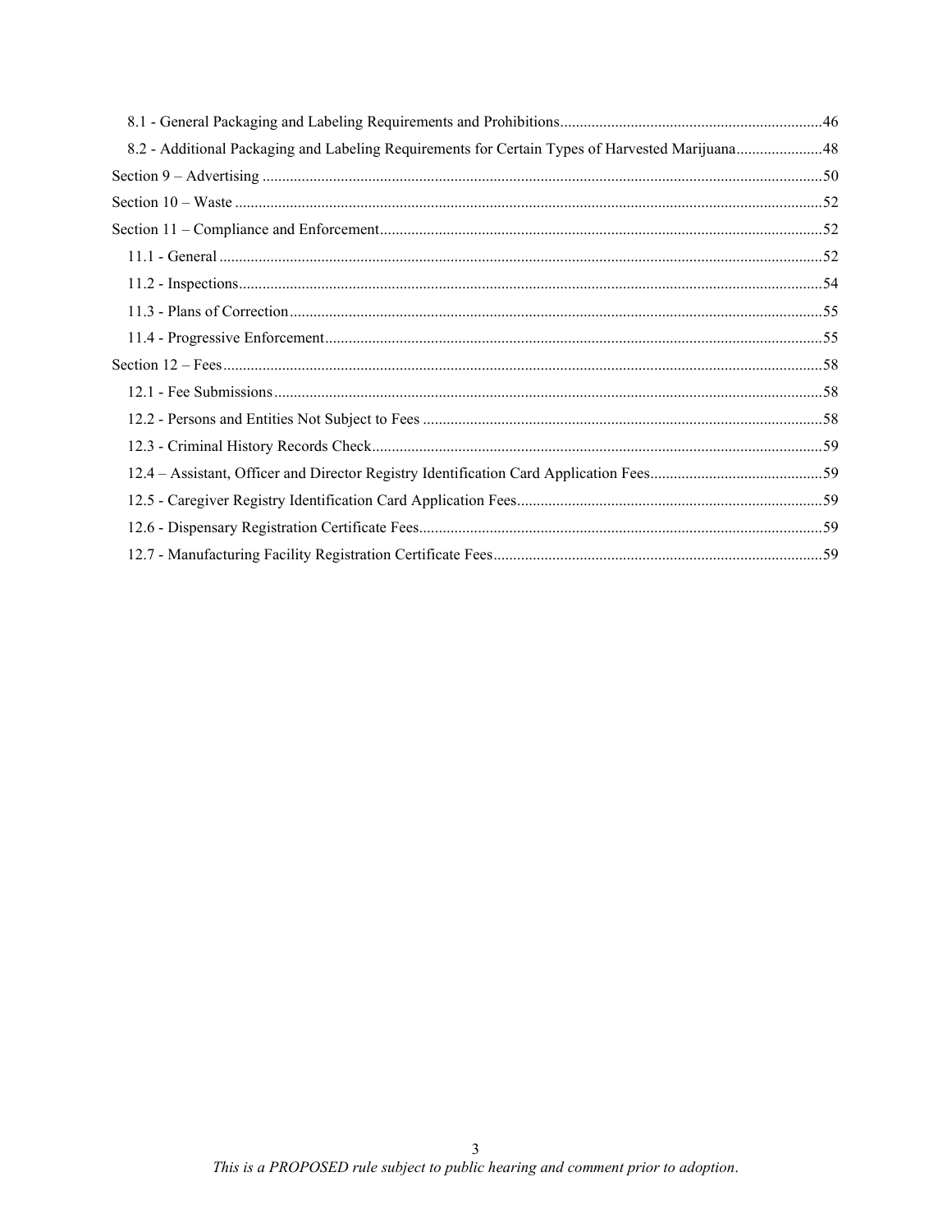8.1 - General Packaging and Labeling Requirements and Prohibitions....46

8.2 - Additional Packaging and Labeling Requirements for Certain Types of Harvested Marijuana....48

Section 9 – Advertising....50

Section 10 – Waste....52

Section 11 – Compliance and Enforcement....52

11.1 - General....52

11.2 - Inspections....54

11.3 - Plans of Correction....55

11.4 - Progressive Enforcement....55

Section 12 – Fees....58

12.1 - Fee Submissions....58

12.2 - Persons and Entities Not Subject to Fees....58

12.3 - Criminal History Records Check....59

12.4 – Assistant, Officer and Director Registry Identification Card Application Fees....59

12.5 - Caregiver Registry Identification Card Application Fees....59

12.6 - Dispensary Registration Certificate Fees....59

12.7 - Manufacturing Facility Registration Certificate Fees....59

*This is a PROPOSED rule subject to public hearing and comment prior to adoption.*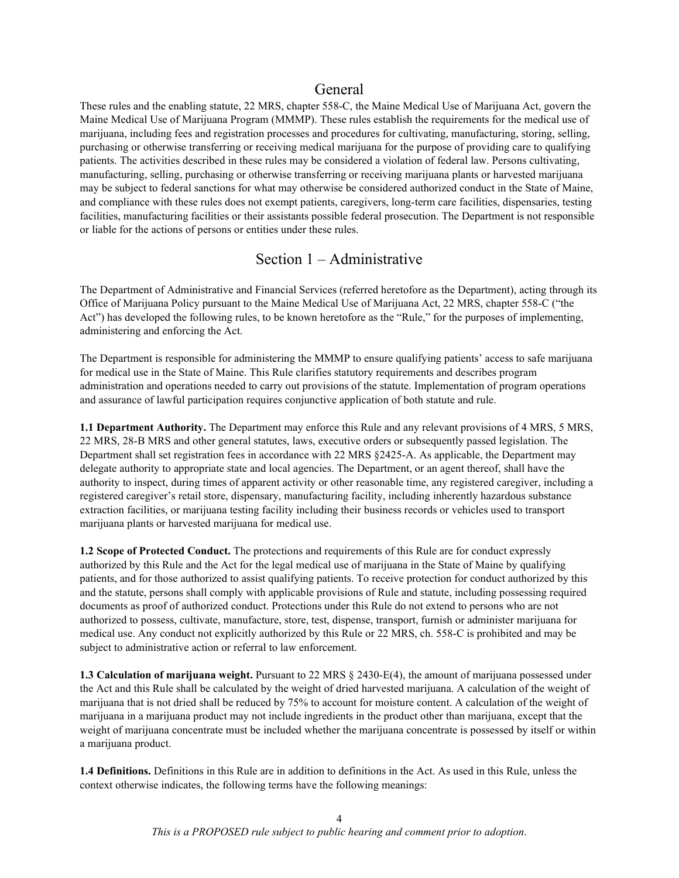## General

These rules and the enabling statute, 22 MRS, chapter 558-C, the Maine Medical Use of Marijuana Act, govern the Maine Medical Use of Marijuana Program (MMMP). These rules establish the requirements for the medical use of marijuana, including fees and registration processes and procedures for cultivating, manufacturing, storing, selling, purchasing or otherwise transferring or receiving medical marijuana for the purpose of providing care to qualifying patients. The activities described in these rules may be considered a violation of federal law. Persons cultivating, manufacturing, selling, purchasing or otherwise transferring or receiving marijuana plants or harvested marijuana may be subject to federal sanctions for what may otherwise be considered authorized conduct in the State of Maine, and compliance with these rules does not exempt patients, caregivers, long-term care facilities, dispensaries, testing facilities, manufacturing facilities or their assistants possible federal prosecution. The Department is not responsible or liable for the actions of persons or entities under these rules.

## Section 1 – Administrative

The Department of Administrative and Financial Services (referred heretofore as the Department), acting through its Office of Marijuana Policy pursuant to the Maine Medical Use of Marijuana Act, 22 MRS, chapter 558-C ("the Act") has developed the following rules, to be known heretofore as the "Rule," for the purposes of implementing, administering and enforcing the Act.

The Department is responsible for administering the MMMP to ensure qualifying patients' access to safe marijuana for medical use in the State of Maine. This Rule clarifies statutory requirements and describes program administration and operations needed to carry out provisions of the statute. Implementation of program operations and assurance of lawful participation requires conjunctive application of both statute and rule.

**1.1 Department Authority.** The Department may enforce this Rule and any relevant provisions of 4 MRS, 5 MRS, 22 MRS, 28-B MRS and other general statutes, laws, executive orders or subsequently passed legislation. The Department shall set registration fees in accordance with 22 MRS §2425-A. As applicable, the Department may delegate authority to appropriate state and local agencies. The Department, or an agent thereof, shall have the authority to inspect, during times of apparent activity or other reasonable time, any registered caregiver, including a registered caregiver's retail store, dispensary, manufacturing facility, including inherently hazardous substance extraction facilities, or marijuana testing facility including their business records or vehicles used to transport marijuana plants or harvested marijuana for medical use.

**1.2 Scope of Protected Conduct.** The protections and requirements of this Rule are for conduct expressly authorized by this Rule and the Act for the legal medical use of marijuana in the State of Maine by qualifying patients, and for those authorized to assist qualifying patients. To receive protection for conduct authorized by this and the statute, persons shall comply with applicable provisions of Rule and statute, including possessing required documents as proof of authorized conduct. Protections under this Rule do not extend to persons who are not authorized to possess, cultivate, manufacture, store, test, dispense, transport, furnish or administer marijuana for medical use. Any conduct not explicitly authorized by this Rule or 22 MRS, ch. 558-C is prohibited and may be subject to administrative action or referral to law enforcement.

**1.3 Calculation of marijuana weight.** Pursuant to 22 MRS § 2430-E(4), the amount of marijuana possessed under the Act and this Rule shall be calculated by the weight of dried harvested marijuana. A calculation of the weight of marijuana that is not dried shall be reduced by 75% to account for moisture content. A calculation of the weight of marijuana in a marijuana product may not include ingredients in the product other than marijuana, except that the weight of marijuana concentrate must be included whether the marijuana concentrate is possessed by itself or within a marijuana product.

**1.4 Definitions.** Definitions in this Rule are in addition to definitions in the Act. As used in this Rule, unless the context otherwise indicates, the following terms have the following meanings:

*This is a PROPOSED rule subject to public hearing and comment prior to adoption.*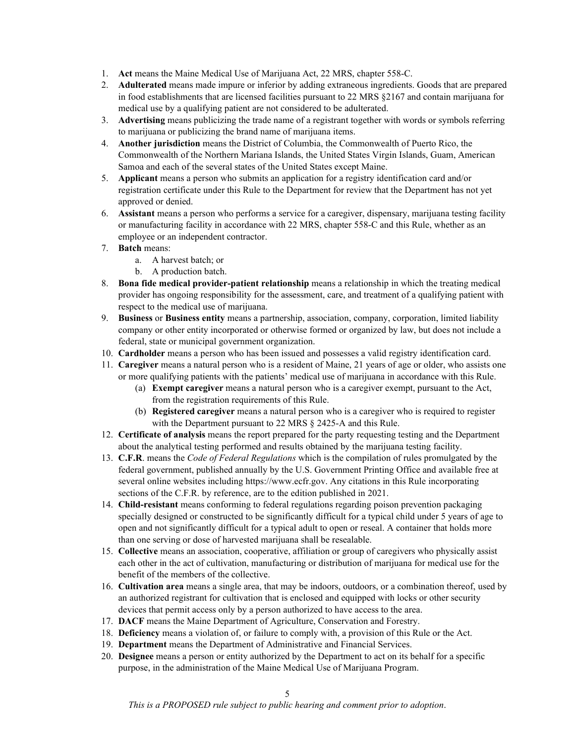1. **Act** means the Maine Medical Use of Marijuana Act, 22 MRS, chapter 558-C.
2. **Adulterated** means made impure or inferior by adding extraneous ingredients. Goods that are prepared in food establishments that are licensed facilities pursuant to 22 MRS §2167 and contain marijuana for medical use by a qualifying patient are not considered to be adulterated.
3. **Advertising** means publicizing the trade name of a registrant together with words or symbols referring to marijuana or publicizing the brand name of marijuana items.
4. **Another jurisdiction** means the District of Columbia, the Commonwealth of Puerto Rico, the Commonwealth of the Northern Mariana Islands, the United States Virgin Islands, Guam, American Samoa and each of the several states of the United States except Maine.
5. **Applicant** means a person who submits an application for a registry identification card and/or registration certificate under this Rule to the Department for review that the Department has not yet approved or denied.
6. **Assistant** means a person who performs a service for a caregiver, dispensary, marijuana testing facility or manufacturing facility in accordance with 22 MRS, chapter 558-C and this Rule, whether as an employee or an independent contractor.
7. **Batch** means:
    a. A harvest batch; or
    b. A production batch.
8. **Bona fide medical provider-patient relationship** means a relationship in which the treating medical provider has ongoing responsibility for the assessment, care, and treatment of a qualifying patient with respect to the medical use of marijuana.
9. **Business** or **Business entity** means a partnership, association, company, corporation, limited liability company or other entity incorporated or otherwise formed or organized by law, but does not include a federal, state or municipal government organization.
10. **Cardholder** means a person who has been issued and possesses a valid registry identification card.
11. **Caregiver** means a natural person who is a resident of Maine, 21 years of age or older, who assists one or more qualifying patients with the patients' medical use of marijuana in accordance with this Rule.
    (a) **Exempt caregiver** means a natural person who is a caregiver exempt, pursuant to the Act, from the registration requirements of this Rule.
    (b) **Registered caregiver** means a natural person who is a caregiver who is required to register with the Department pursuant to 22 MRS § 2425-A and this Rule.
12. **Certificate of analysis** means the report prepared for the party requesting testing and the Department about the analytical testing performed and results obtained by the marijuana testing facility.
13. **C.F.R**. means the *Code of Federal Regulations* which is the compilation of rules promulgated by the federal government, published annually by the U.S. Government Printing Office and available free at several online websites including https://www.ecfr.gov. Any citations in this Rule incorporating sections of the C.F.R. by reference, are to the edition published in 2021.
14. **Child-resistant** means conforming to federal regulations regarding poison prevention packaging specially designed or constructed to be significantly difficult for a typical child under 5 years of age to open and not significantly difficult for a typical adult to open or reseal. A container that holds more than one serving or dose of harvested marijuana shall be resealable.
15. **Collective** means an association, cooperative, affiliation or group of caregivers who physically assist each other in the act of cultivation, manufacturing or distribution of marijuana for medical use for the benefit of the members of the collective.
16. **Cultivation area** means a single area, that may be indoors, outdoors, or a combination thereof, used by an authorized registrant for cultivation that is enclosed and equipped with locks or other security devices that permit access only by a person authorized to have access to the area.
17. **DACF** means the Maine Department of Agriculture, Conservation and Forestry.
18. **Deficiency** means a violation of, or failure to comply with, a provision of this Rule or the Act.
19. **Department** means the Department of Administrative and Financial Services.
20. **Designee** means a person or entity authorized by the Department to act on its behalf for a specific purpose, in the administration of the Maine Medical Use of Marijuana Program.

*This is a PROPOSED rule subject to public hearing and comment prior to adoption*.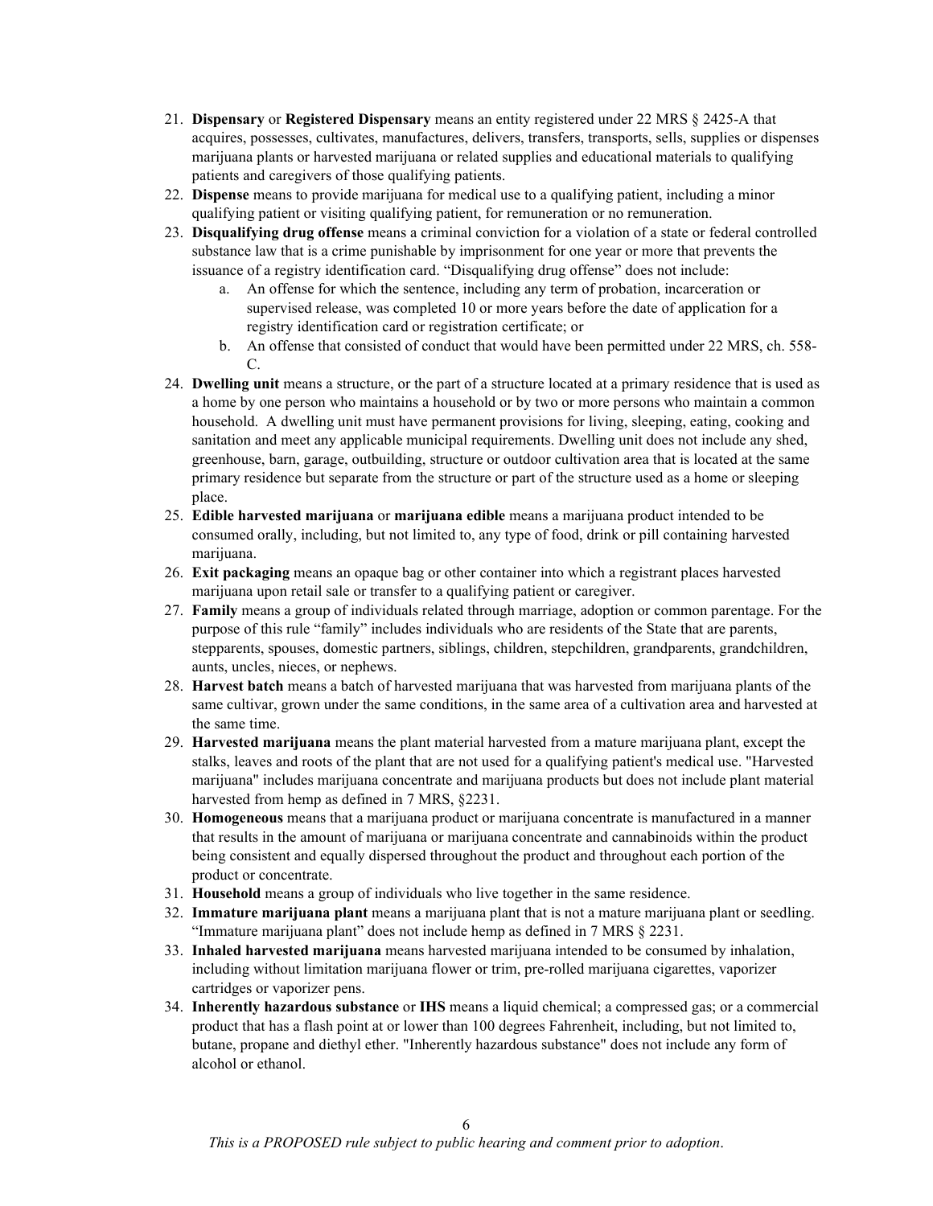21. **Dispensary** or **Registered Dispensary** means an entity registered under 22 MRS § 2425-A that acquires, possesses, cultivates, manufactures, delivers, transfers, transports, sells, supplies or dispenses marijuana plants or harvested marijuana or related supplies and educational materials to qualifying patients and caregivers of those qualifying patients.
22. **Dispense** means to provide marijuana for medical use to a qualifying patient, including a minor qualifying patient or visiting qualifying patient, for remuneration or no remuneration.
23. **Disqualifying drug offense** means a criminal conviction for a violation of a state or federal controlled substance law that is a crime punishable by imprisonment for one year or more that prevents the issuance of a registry identification card. "Disqualifying drug offense" does not include:
    a. An offense for which the sentence, including any term of probation, incarceration or supervised release, was completed 10 or more years before the date of application for a registry identification card or registration certificate; or
    b. An offense that consisted of conduct that would have been permitted under 22 MRS, ch. 558-C.
24. **Dwelling unit** means a structure, or the part of a structure located at a primary residence that is used as a home by one person who maintains a household or by two or more persons who maintain a common household. A dwelling unit must have permanent provisions for living, sleeping, eating, cooking and sanitation and meet any applicable municipal requirements. Dwelling unit does not include any shed, greenhouse, barn, garage, outbuilding, structure or outdoor cultivation area that is located at the same primary residence but separate from the structure or part of the structure used as a home or sleeping place.
25. **Edible harvested marijuana** or **marijuana edible** means a marijuana product intended to be consumed orally, including, but not limited to, any type of food, drink or pill containing harvested marijuana.
26. **Exit packaging** means an opaque bag or other container into which a registrant places harvested marijuana upon retail sale or transfer to a qualifying patient or caregiver.
27. **Family** means a group of individuals related through marriage, adoption or common parentage. For the purpose of this rule "family" includes individuals who are residents of the State that are parents, stepparents, spouses, domestic partners, siblings, children, stepchildren, grandparents, grandchildren, aunts, uncles, nieces, or nephews.
28. **Harvest batch** means a batch of harvested marijuana that was harvested from marijuana plants of the same cultivar, grown under the same conditions, in the same area of a cultivation area and harvested at the same time.
29. **Harvested marijuana** means the plant material harvested from a mature marijuana plant, except the stalks, leaves and roots of the plant that are not used for a qualifying patient's medical use. "Harvested marijuana" includes marijuana concentrate and marijuana products but does not include plant material harvested from hemp as defined in 7 MRS, §2231.
30. **Homogeneous** means that a marijuana product or marijuana concentrate is manufactured in a manner that results in the amount of marijuana or marijuana concentrate and cannabinoids within the product being consistent and equally dispersed throughout the product and throughout each portion of the product or concentrate.
31. **Household** means a group of individuals who live together in the same residence.
32. **Immature marijuana plant** means a marijuana plant that is not a mature marijuana plant or seedling. "Immature marijuana plant" does not include hemp as defined in 7 MRS § 2231.
33. **Inhaled harvested marijuana** means harvested marijuana intended to be consumed by inhalation, including without limitation marijuana flower or trim, pre-rolled marijuana cigarettes, vaporizer cartridges or vaporizer pens.
34. **Inherently hazardous substance** or **IHS** means a liquid chemical; a compressed gas; or a commercial product that has a flash point at or lower than 100 degrees Fahrenheit, including, but not limited to, butane, propane and diethyl ether. "Inherently hazardous substance" does not include any form of alcohol or ethanol.

*This is a PROPOSED rule subject to public hearing and comment prior to adoption.*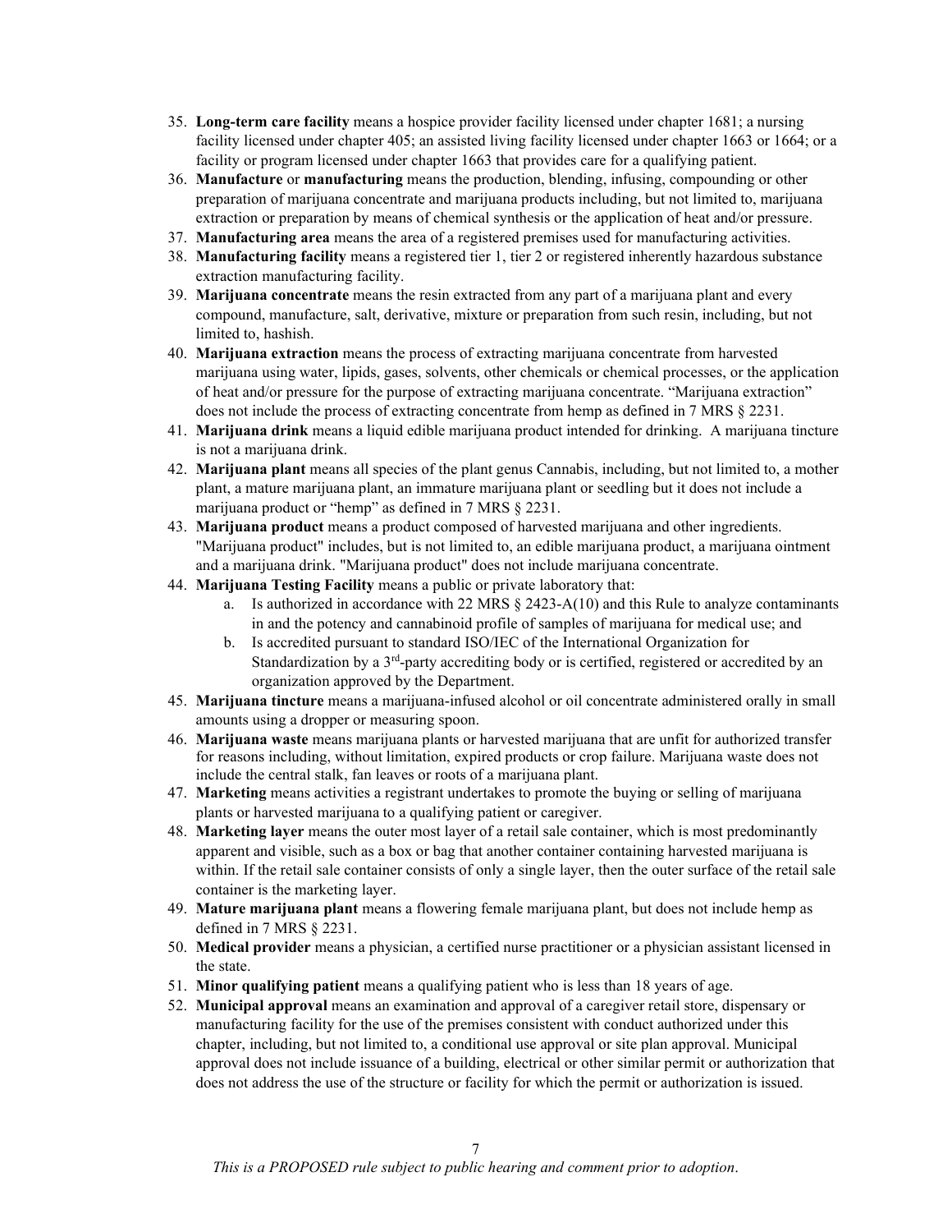35. **Long-term care facility** means a hospice provider facility licensed under chapter 1681; a nursing facility licensed under chapter 405; an assisted living facility licensed under chapter 1663 or 1664; or a facility or program licensed under chapter 1663 that provides care for a qualifying patient.
36. **Manufacture** or **manufacturing** means the production, blending, infusing, compounding or other preparation of marijuana concentrate and marijuana products including, but not limited to, marijuana extraction or preparation by means of chemical synthesis or the application of heat and/or pressure.
37. **Manufacturing area** means the area of a registered premises used for manufacturing activities.
38. **Manufacturing facility** means a registered tier 1, tier 2 or registered inherently hazardous substance extraction manufacturing facility.
39. **Marijuana concentrate** means the resin extracted from any part of a marijuana plant and every compound, manufacture, salt, derivative, mixture or preparation from such resin, including, but not limited to, hashish.
40. **Marijuana extraction** means the process of extracting marijuana concentrate from harvested marijuana using water, lipids, gases, solvents, other chemicals or chemical processes, or the application of heat and/or pressure for the purpose of extracting marijuana concentrate. "Marijuana extraction" does not include the process of extracting concentrate from hemp as defined in 7 MRS § 2231.
41. **Marijuana drink** means a liquid edible marijuana product intended for drinking. A marijuana tincture is not a marijuana drink.
42. **Marijuana plant** means all species of the plant genus Cannabis, including, but not limited to, a mother plant, a mature marijuana plant, an immature marijuana plant or seedling but it does not include a marijuana product or "hemp" as defined in 7 MRS § 2231.
43. **Marijuana product** means a product composed of harvested marijuana and other ingredients. "Marijuana product" includes, but is not limited to, an edible marijuana product, a marijuana ointment and a marijuana drink. "Marijuana product" does not include marijuana concentrate.
44. **Marijuana Testing Facility** means a public or private laboratory that:
    a. Is authorized in accordance with 22 MRS § 2423-A(10) and this Rule to analyze contaminants in and the potency and cannabinoid profile of samples of marijuana for medical use; and
    b. Is accredited pursuant to standard ISO/IEC of the International Organization for Standardization by a 3rd-party accrediting body or is certified, registered or accredited by an organization approved by the Department.
45. **Marijuana tincture** means a marijuana-infused alcohol or oil concentrate administered orally in small amounts using a dropper or measuring spoon.
46. **Marijuana waste** means marijuana plants or harvested marijuana that are unfit for authorized transfer for reasons including, without limitation, expired products or crop failure. Marijuana waste does not include the central stalk, fan leaves or roots of a marijuana plant.
47. **Marketing** means activities a registrant undertakes to promote the buying or selling of marijuana plants or harvested marijuana to a qualifying patient or caregiver.
48. **Marketing layer** means the outer most layer of a retail sale container, which is most predominantly apparent and visible, such as a box or bag that another container containing harvested marijuana is within. If the retail sale container consists of only a single layer, then the outer surface of the retail sale container is the marketing layer.
49. **Mature marijuana plant** means a flowering female marijuana plant, but does not include hemp as defined in 7 MRS § 2231.
50. **Medical provider** means a physician, a certified nurse practitioner or a physician assistant licensed in the state.
51. **Minor qualifying patient** means a qualifying patient who is less than 18 years of age.
52. **Municipal approval** means an examination and approval of a caregiver retail store, dispensary or manufacturing facility for the use of the premises consistent with conduct authorized under this chapter, including, but not limited to, a conditional use approval or site plan approval. Municipal approval does not include issuance of a building, electrical or other similar permit or authorization that does not address the use of the structure or facility for which the permit or authorization is issued.

*This is a PROPOSED rule subject to public hearing and comment prior to adoption.*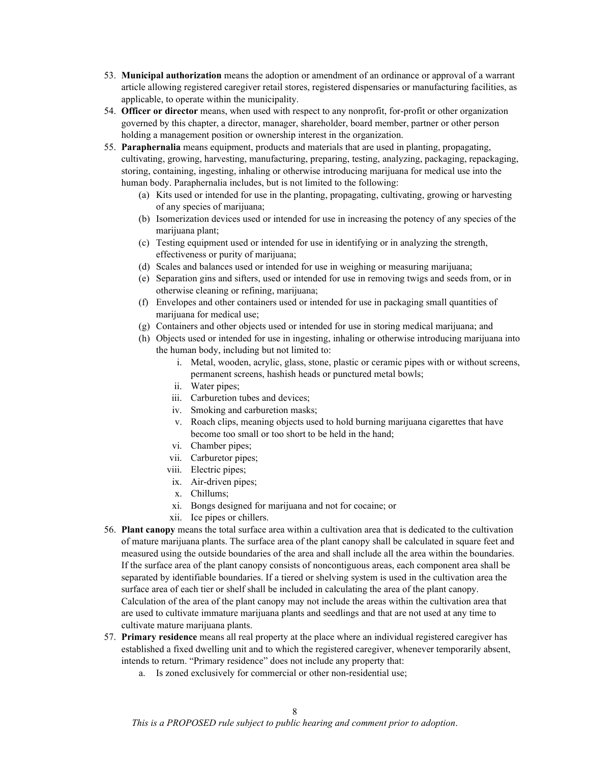53. **Municipal authorization** means the adoption or amendment of an ordinance or approval of a warrant article allowing registered caregiver retail stores, registered dispensaries or manufacturing facilities, as applicable, to operate within the municipality.
54. **Officer or director** means, when used with respect to any nonprofit, for-profit or other organization governed by this chapter, a director, manager, shareholder, board member, partner or other person holding a management position or ownership interest in the organization.
55. **Paraphernalia** means equipment, products and materials that are used in planting, propagating, cultivating, growing, harvesting, manufacturing, preparing, testing, analyzing, packaging, repackaging, storing, containing, ingesting, inhaling or otherwise introducing marijuana for medical use into the human body. Paraphernalia includes, but is not limited to the following:
    - (a) Kits used or intended for use in the planting, propagating, cultivating, growing or harvesting of any species of marijuana;
    - (b) Isomerization devices used or intended for use in increasing the potency of any species of the marijuana plant;
    - (c) Testing equipment used or intended for use in identifying or in analyzing the strength, effectiveness or purity of marijuana;
    - (d) Scales and balances used or intended for use in weighing or measuring marijuana;
    - (e) Separation gins and sifters, used or intended for use in removing twigs and seeds from, or in otherwise cleaning or refining, marijuana;
    - (f) Envelopes and other containers used or intended for use in packaging small quantities of marijuana for medical use;
    - (g) Containers and other objects used or intended for use in storing medical marijuana; and
    - (h) Objects used or intended for use in ingesting, inhaling or otherwise introducing marijuana into the human body, including but not limited to:
        - i. Metal, wooden, acrylic, glass, stone, plastic or ceramic pipes with or without screens, permanent screens, hashish heads or punctured metal bowls;
        - ii. Water pipes;
        - iii. Carburetion tubes and devices;
        - iv. Smoking and carburetion masks;
        - v. Roach clips, meaning objects used to hold burning marijuana cigarettes that have become too small or too short to be held in the hand;
        - vi. Chamber pipes;
        - vii. Carburetor pipes;
        - viii. Electric pipes;
        - ix. Air-driven pipes;
        - x. Chillums;
        - xi. Bongs designed for marijuana and not for cocaine; or
        - xii. Ice pipes or chillers.
56. **Plant canopy** means the total surface area within a cultivation area that is dedicated to the cultivation of mature marijuana plants. The surface area of the plant canopy shall be calculated in square feet and measured using the outside boundaries of the area and shall include all the area within the boundaries. If the surface area of the plant canopy consists of noncontiguous areas, each component area shall be separated by identifiable boundaries. If a tiered or shelving system is used in the cultivation area the surface area of each tier or shelf shall be included in calculating the area of the plant canopy. Calculation of the area of the plant canopy may not include the areas within the cultivation area that are used to cultivate immature marijuana plants and seedlings and that are not used at any time to cultivate mature marijuana plants.
57. **Primary residence** means all real property at the place where an individual registered caregiver has established a fixed dwelling unit and to which the registered caregiver, whenever temporarily absent, intends to return. "Primary residence" does not include any property that:
    - a. Is zoned exclusively for commercial or other non-residential use;

*This is a PROPOSED rule subject to public hearing and comment prior to adoption.*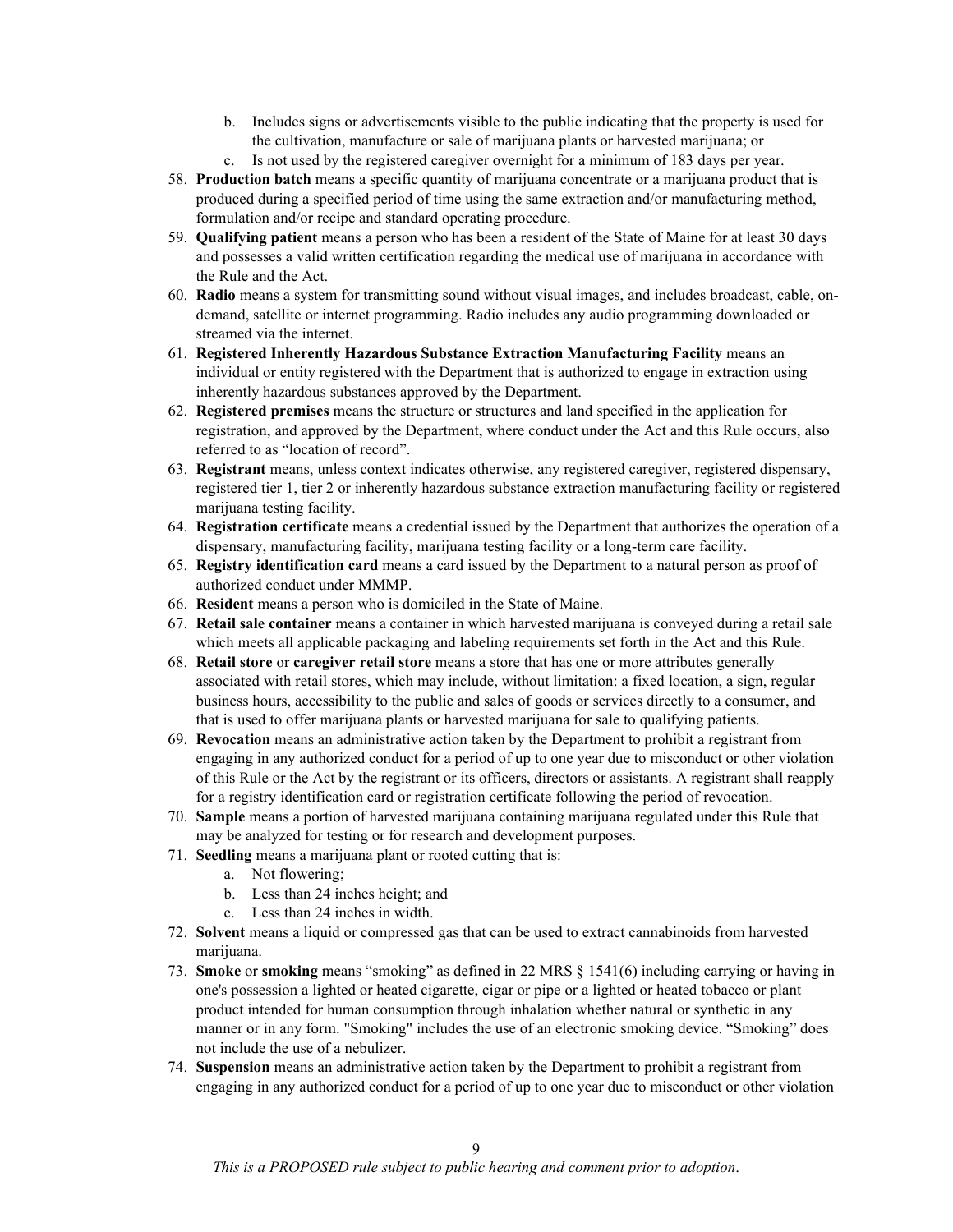b. Includes signs or advertisements visible to the public indicating that the property is used for the cultivation, manufacture or sale of marijuana plants or harvested marijuana; or
   c. Is not used by the registered caregiver overnight for a minimum of 183 days per year.

58. **Production batch** means a specific quantity of marijuana concentrate or a marijuana product that is produced during a specified period of time using the same extraction and/or manufacturing method, formulation and/or recipe and standard operating procedure.
59. **Qualifying patient** means a person who has been a resident of the State of Maine for at least 30 days and possesses a valid written certification regarding the medical use of marijuana in accordance with the Rule and the Act.
60. **Radio** means a system for transmitting sound without visual images, and includes broadcast, cable, on-demand, satellite or internet programming. Radio includes any audio programming downloaded or streamed via the internet.
61. **Registered Inherently Hazardous Substance Extraction Manufacturing Facility** means an individual or entity registered with the Department that is authorized to engage in extraction using inherently hazardous substances approved by the Department.
62. **Registered premises** means the structure or structures and land specified in the application for registration, and approved by the Department, where conduct under the Act and this Rule occurs, also referred to as "location of record".
63. **Registrant** means, unless context indicates otherwise, any registered caregiver, registered dispensary, registered tier 1, tier 2 or inherently hazardous substance extraction manufacturing facility or registered marijuana testing facility.
64. **Registration certificate** means a credential issued by the Department that authorizes the operation of a dispensary, manufacturing facility, marijuana testing facility or a long-term care facility.
65. **Registry identification card** means a card issued by the Department to a natural person as proof of authorized conduct under MMMP.
66. **Resident** means a person who is domiciled in the State of Maine.
67. **Retail sale container** means a container in which harvested marijuana is conveyed during a retail sale which meets all applicable packaging and labeling requirements set forth in the Act and this Rule.
68. **Retail store** or **caregiver retail store** means a store that has one or more attributes generally associated with retail stores, which may include, without limitation: a fixed location, a sign, regular business hours, accessibility to the public and sales of goods or services directly to a consumer, and that is used to offer marijuana plants or harvested marijuana for sale to qualifying patients.
69. **Revocation** means an administrative action taken by the Department to prohibit a registrant from engaging in any authorized conduct for a period of up to one year due to misconduct or other violation of this Rule or the Act by the registrant or its officers, directors or assistants. A registrant shall reapply for a registry identification card or registration certificate following the period of revocation.
70. **Sample** means a portion of harvested marijuana containing marijuana regulated under this Rule that may be analyzed for testing or for research and development purposes.
71. **Seedling** means a marijuana plant or rooted cutting that is:
   a. Not flowering;
   b. Less than 24 inches height; and
   c. Less than 24 inches in width.
72. **Solvent** means a liquid or compressed gas that can be used to extract cannabinoids from harvested marijuana.
73. **Smoke** or **smoking** means "smoking" as defined in 22 MRS § 1541(6) including carrying or having in one's possession a lighted or heated cigarette, cigar or pipe or a lighted or heated tobacco or plant product intended for human consumption through inhalation whether natural or synthetic in any manner or in any form. "Smoking" includes the use of an electronic smoking device. "Smoking" does not include the use of a nebulizer.
74. **Suspension** means an administrative action taken by the Department to prohibit a registrant from engaging in any authorized conduct for a period of up to one year due to misconduct or other violation

*This is a PROPOSED rule subject to public hearing and comment prior to adoption.*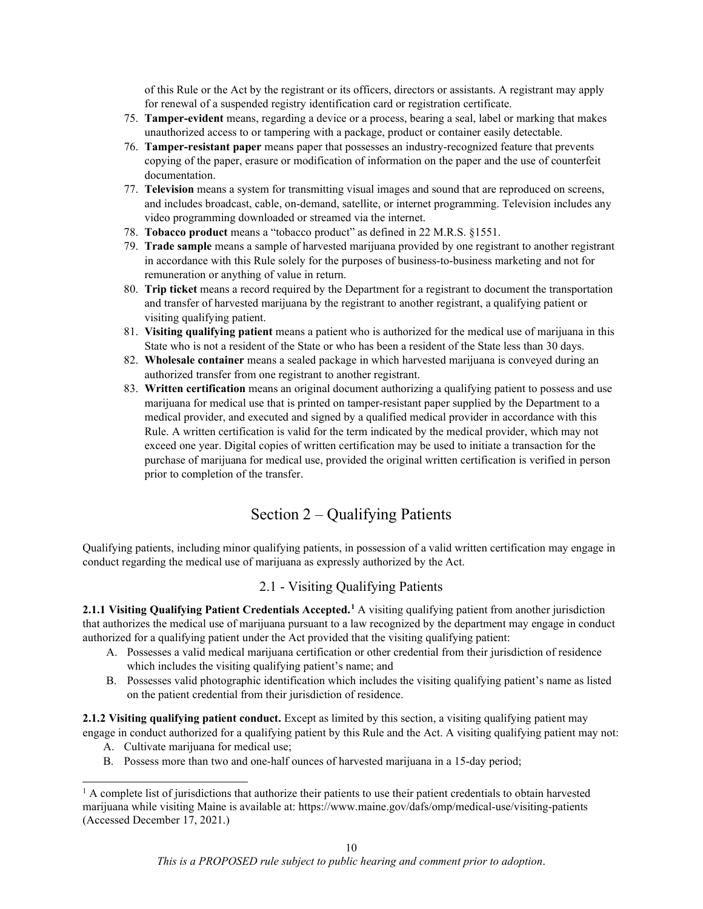of this Rule or the Act by the registrant or its officers, directors or assistants. A registrant may apply for renewal of a suspended registry identification card or registration certificate.

75. **Tamper-evident** means, regarding a device or a process, bearing a seal, label or marking that makes unauthorized access to or tampering with a package, product or container easily detectable.
76. **Tamper-resistant paper** means paper that possesses an industry-recognized feature that prevents copying of the paper, erasure or modification of information on the paper and the use of counterfeit documentation.
77. **Television** means a system for transmitting visual images and sound that are reproduced on screens, and includes broadcast, cable, on-demand, satellite, or internet programming. Television includes any video programming downloaded or streamed via the internet.
78. **Tobacco product** means a "tobacco product" as defined in 22 M.R.S. §1551.
79. **Trade sample** means a sample of harvested marijuana provided by one registrant to another registrant in accordance with this Rule solely for the purposes of business-to-business marketing and not for remuneration or anything of value in return.
80. **Trip ticket** means a record required by the Department for a registrant to document the transportation and transfer of harvested marijuana by the registrant to another registrant, a qualifying patient or visiting qualifying patient.
81. **Visiting qualifying patient** means a patient who is authorized for the medical use of marijuana in this State who is not a resident of the State or who has been a resident of the State less than 30 days.
82. **Wholesale container** means a sealed package in which harvested marijuana is conveyed during an authorized transfer from one registrant to another registrant.
83. **Written certification** means an original document authorizing a qualifying patient to possess and use marijuana for medical use that is printed on tamper-resistant paper supplied by the Department to a medical provider, and executed and signed by a qualified medical provider in accordance with this Rule. A written certification is valid for the term indicated by the medical provider, which may not exceed one year. Digital copies of written certification may be used to initiate a transaction for the purchase of marijuana for medical use, provided the original written certification is verified in person prior to completion of the transfer.

# Section 2 – Qualifying Patients

Qualifying patients, including minor qualifying patients, in possession of a valid written certification may engage in conduct regarding the medical use of marijuana as expressly authorized by the Act.

## 2.1 - Visiting Qualifying Patients

**2.1.1 Visiting Qualifying Patient Credentials Accepted.**[1] A visiting qualifying patient from another jurisdiction that authorizes the medical use of marijuana pursuant to a law recognized by the department may engage in conduct authorized for a qualifying patient under the Act provided that the visiting qualifying patient:

A. Possesses a valid medical marijuana certification or other credential from their jurisdiction of residence which includes the visiting qualifying patient's name; and
B. Possesses valid photographic identification which includes the visiting qualifying patient's name as listed on the patient credential from their jurisdiction of residence.

**2.1.2 Visiting qualifying patient conduct.** Except as limited by this section, a visiting qualifying patient may engage in conduct authorized for a qualifying patient by this Rule and the Act. A visiting qualifying patient may not:

A. Cultivate marijuana for medical use;
B. Possess more than two and one-half ounces of harvested marijuana in a 15-day period;

[1] A complete list of jurisdictions that authorize their patients to use their patient credentials to obtain harvested marijuana while visiting Maine is available at: https://www.maine.gov/dafs/omp/medical-use/visiting-patients (Accessed December 17, 2021.)

*This is a PROPOSED rule subject to public hearing and comment prior to adoption.*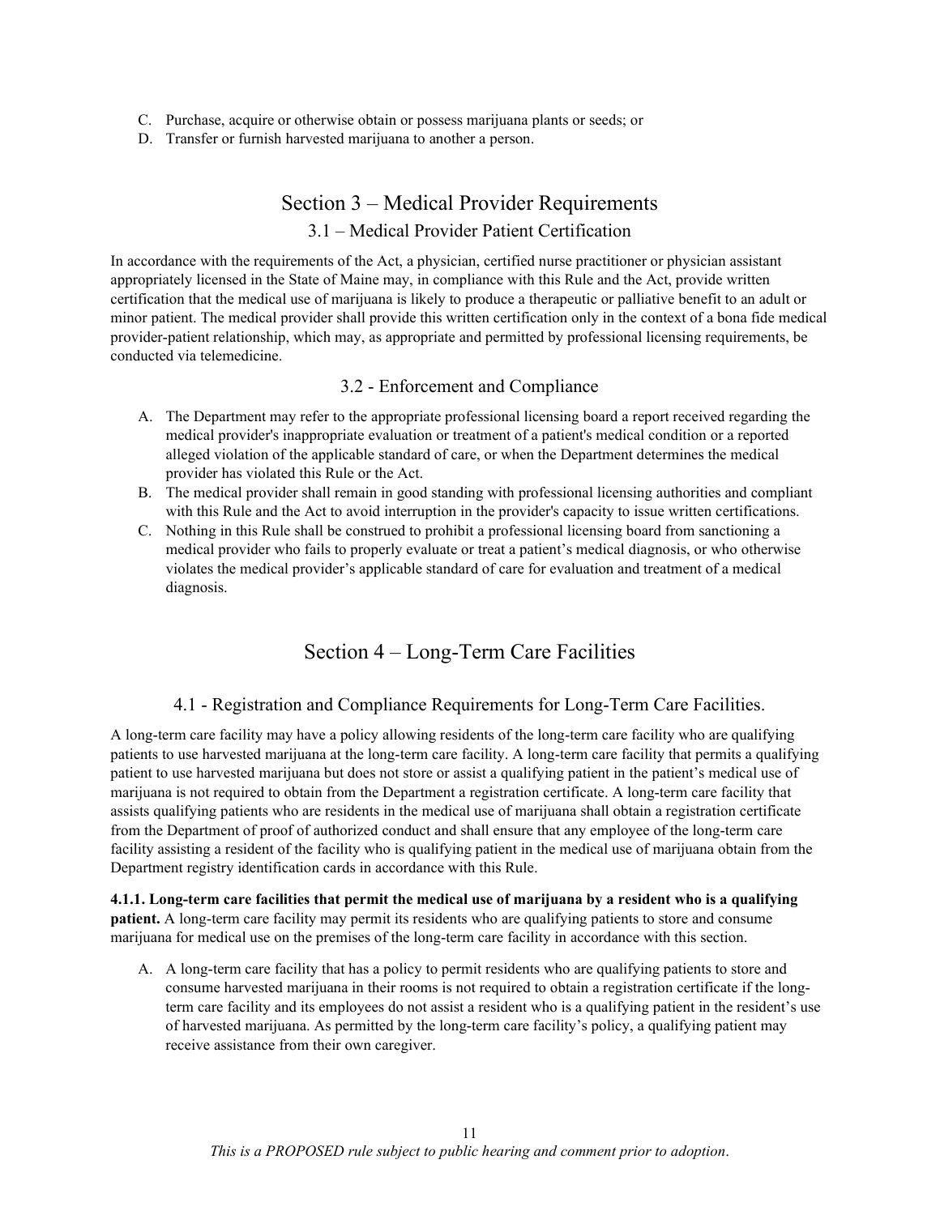C. Purchase, acquire or otherwise obtain or possess marijuana plants or seeds; or
D. Transfer or furnish harvested marijuana to another a person.

## Section 3 – Medical Provider Requirements

### 3.1 – Medical Provider Patient Certification

In accordance with the requirements of the Act, a physician, certified nurse practitioner or physician assistant appropriately licensed in the State of Maine may, in compliance with this Rule and the Act, provide written certification that the medical use of marijuana is likely to produce a therapeutic or palliative benefit to an adult or minor patient. The medical provider shall provide this written certification only in the context of a bona fide medical provider-patient relationship, which may, as appropriate and permitted by professional licensing requirements, be conducted via telemedicine.

### 3.2 - Enforcement and Compliance

A. The Department may refer to the appropriate professional licensing board a report received regarding the medical provider's inappropriate evaluation or treatment of a patient's medical condition or a reported alleged violation of the applicable standard of care, or when the Department determines the medical provider has violated this Rule or the Act.
B. The medical provider shall remain in good standing with professional licensing authorities and compliant with this Rule and the Act to avoid interruption in the provider's capacity to issue written certifications.
C. Nothing in this Rule shall be construed to prohibit a professional licensing board from sanctioning a medical provider who fails to properly evaluate or treat a patient's medical diagnosis, or who otherwise violates the medical provider's applicable standard of care for evaluation and treatment of a medical diagnosis.

## Section 4 – Long-Term Care Facilities

### 4.1 - Registration and Compliance Requirements for Long-Term Care Facilities.

A long-term care facility may have a policy allowing residents of the long-term care facility who are qualifying patients to use harvested marijuana at the long-term care facility. A long-term care facility that permits a qualifying patient to use harvested marijuana but does not store or assist a qualifying patient in the patient's medical use of marijuana is not required to obtain from the Department a registration certificate. A long-term care facility that assists qualifying patients who are residents in the medical use of marijuana shall obtain a registration certificate from the Department of proof of authorized conduct and shall ensure that any employee of the long-term care facility assisting a resident of the facility who is qualifying patient in the medical use of marijuana obtain from the Department registry identification cards in accordance with this Rule.

**4.1.1. Long-term care facilities that permit the medical use of marijuana by a resident who is a qualifying patient.** A long-term care facility may permit its residents who are qualifying patients to store and consume marijuana for medical use on the premises of the long-term care facility in accordance with this section.

A. A long-term care facility that has a policy to permit residents who are qualifying patients to store and consume harvested marijuana in their rooms is not required to obtain a registration certificate if the long-term care facility and its employees do not assist a resident who is a qualifying patient in the resident's use of harvested marijuana. As permitted by the long-term care facility's policy, a qualifying patient may receive assistance from their own caregiver.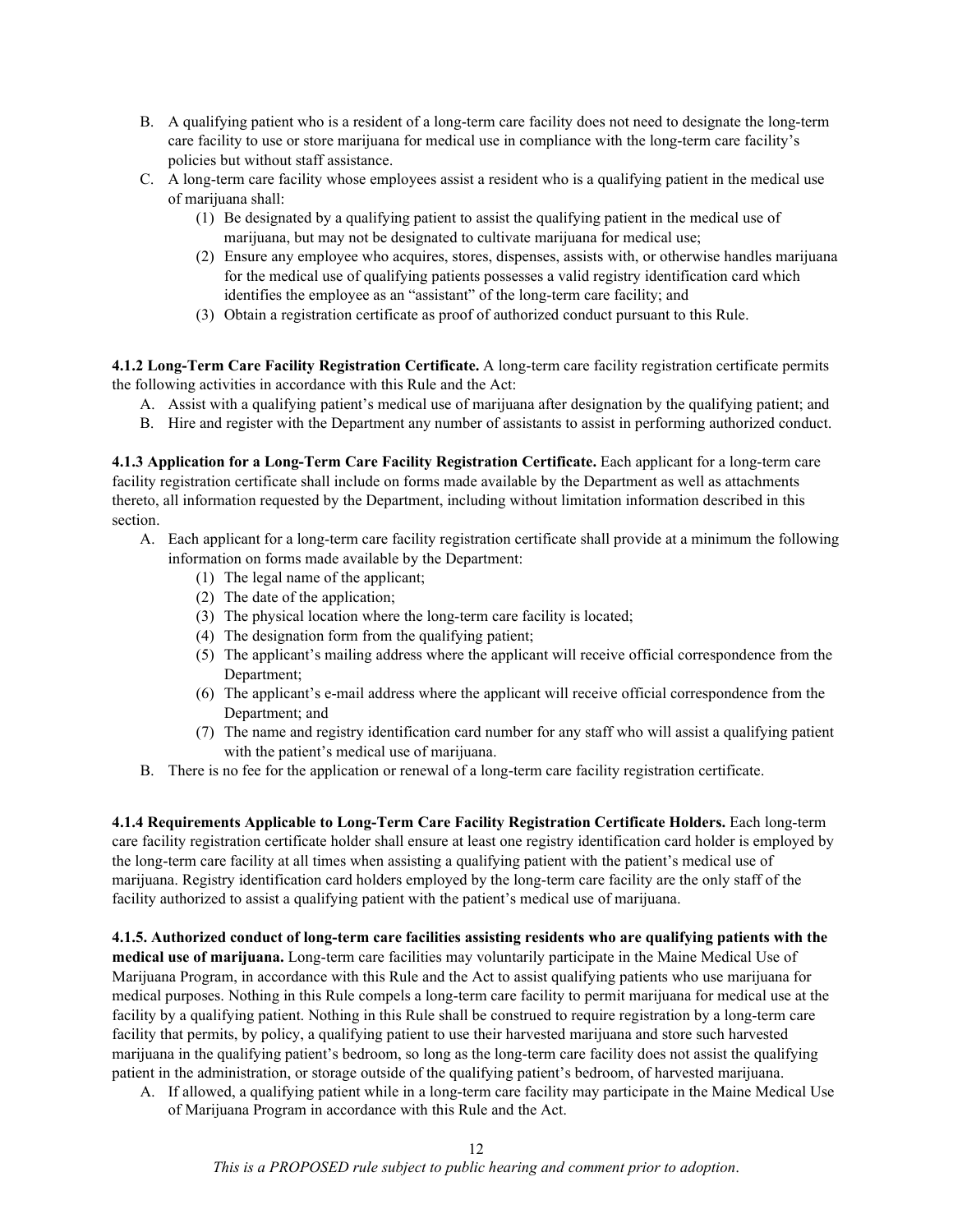B. A qualifying patient who is a resident of a long-term care facility does not need to designate the long-term care facility to use or store marijuana for medical use in compliance with the long-term care facility's policies but without staff assistance.

C. A long-term care facility whose employees assist a resident who is a qualifying patient in the medical use of marijuana shall:
   1. (1) Be designated by a qualifying patient to assist the qualifying patient in the medical use of marijuana, but may not be designated to cultivate marijuana for medical use;
   2. (2) Ensure any employee who acquires, stores, dispenses, assists with, or otherwise handles marijuana for the medical use of qualifying patients possesses a valid registry identification card which identifies the employee as an "assistant" of the long-term care facility; and
   3. (3) Obtain a registration certificate as proof of authorized conduct pursuant to this Rule.

**4.1.2 Long-Term Care Facility Registration Certificate.** A long-term care facility registration certificate permits the following activities in accordance with this Rule and the Act:

A. Assist with a qualifying patient's medical use of marijuana after designation by the qualifying patient; and

B. Hire and register with the Department any number of assistants to assist in performing authorized conduct.

**4.1.3 Application for a Long-Term Care Facility Registration Certificate.** Each applicant for a long-term care facility registration certificate shall include on forms made available by the Department as well as attachments thereto, all information requested by the Department, including without limitation information described in this section.

A. Each applicant for a long-term care facility registration certificate shall provide at a minimum the following information on forms made available by the Department:
   - (1) The legal name of the applicant;
   - (2) The date of the application;
   - (3) The physical location where the long-term care facility is located;
   - (4) The designation form from the qualifying patient;
   - (5) The applicant's mailing address where the applicant will receive official correspondence from the Department;
   - (6) The applicant's e-mail address where the applicant will receive official correspondence from the Department; and
   - (7) The name and registry identification card number for any staff who will assist a qualifying patient with the patient's medical use of marijuana.

B. There is no fee for the application or renewal of a long-term care facility registration certificate.

**4.1.4 Requirements Applicable to Long-Term Care Facility Registration Certificate Holders.** Each long-term care facility registration certificate holder shall ensure at least one registry identification card holder is employed by the long-term care facility at all times when assisting a qualifying patient with the patient's medical use of marijuana. Registry identification card holders employed by the long-term care facility are the only staff of the facility authorized to assist a qualifying patient with the patient's medical use of marijuana.

**4.1.5. Authorized conduct of long-term care facilities assisting residents who are qualifying patients with the medical use of marijuana.** Long-term care facilities may voluntarily participate in the Maine Medical Use of Marijuana Program, in accordance with this Rule and the Act to assist qualifying patients who use marijuana for medical purposes. Nothing in this Rule compels a long-term care facility to permit marijuana for medical use at the facility by a qualifying patient. Nothing in this Rule shall be construed to require registration by a long-term care facility that permits, by policy, a qualifying patient to use their harvested marijuana and store such harvested marijuana in the qualifying patient's bedroom, so long as the long-term care facility does not assist the qualifying patient in the administration, or storage outside of the qualifying patient's bedroom, of harvested marijuana.

A. If allowed, a qualifying patient while in a long-term care facility may participate in the Maine Medical Use of Marijuana Program in accordance with this Rule and the Act.

*This is a PROPOSED rule subject to public hearing and comment prior to adoption.*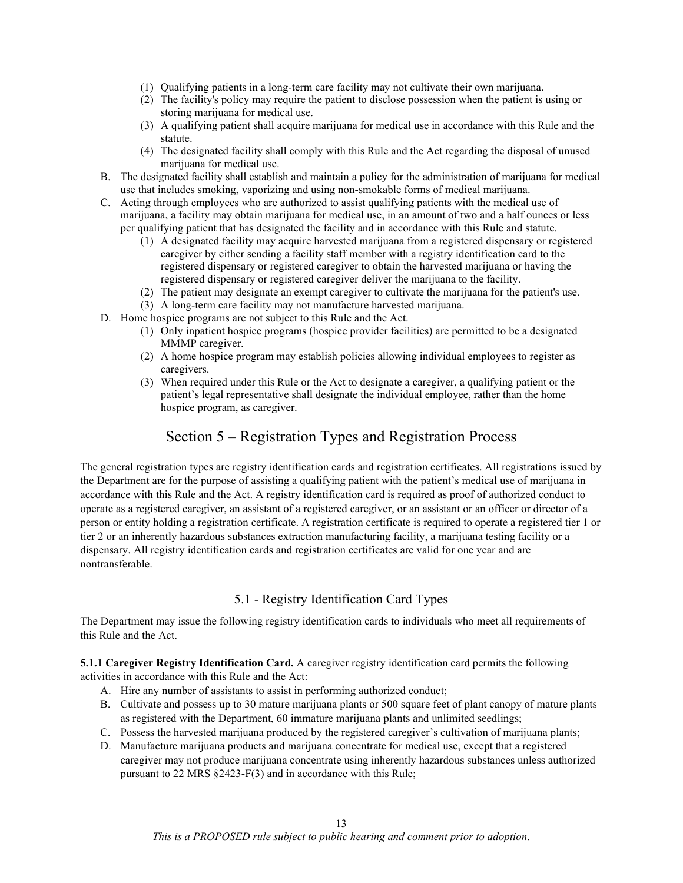(1) Qualifying patients in a long-term care facility may not cultivate their own marijuana.
(2) The facility's policy may require the patient to disclose possession when the patient is using or storing marijuana for medical use.
(3) A qualifying patient shall acquire marijuana for medical use in accordance with this Rule and the statute.
(4) The designated facility shall comply with this Rule and the Act regarding the disposal of unused marijuana for medical use.

B. The designated facility shall establish and maintain a policy for the administration of marijuana for medical use that includes smoking, vaporizing and using non-smokable forms of medical marijuana.

C. Acting through employees who are authorized to assist qualifying patients with the medical use of marijuana, a facility may obtain marijuana for medical use, in an amount of two and a half ounces or less per qualifying patient that has designated the facility and in accordance with this Rule and statute.
   (1) A designated facility may acquire harvested marijuana from a registered dispensary or registered caregiver by either sending a facility staff member with a registry identification card to the registered dispensary or registered caregiver to obtain the harvested marijuana or having the registered dispensary or registered caregiver deliver the marijuana to the facility.
   (2) The patient may designate an exempt caregiver to cultivate the marijuana for the patient's use.
   (3) A long-term care facility may not manufacture harvested marijuana.

D. Home hospice programs are not subject to this Rule and the Act.
   (1) Only inpatient hospice programs (hospice provider facilities) are permitted to be a designated MMMP caregiver.
   (2) A home hospice program may establish policies allowing individual employees to register as caregivers.
   (3) When required under this Rule or the Act to designate a caregiver, a qualifying patient or the patient's legal representative shall designate the individual employee, rather than the home hospice program, as caregiver.

# Section 5 – Registration Types and Registration Process

The general registration types are registry identification cards and registration certificates. All registrations issued by the Department are for the purpose of assisting a qualifying patient with the patient's medical use of marijuana in accordance with this Rule and the Act. A registry identification card is required as proof of authorized conduct to operate as a registered caregiver, an assistant of a registered caregiver, or an assistant or an officer or director of a person or entity holding a registration certificate. A registration certificate is required to operate a registered tier 1 or tier 2 or an inherently hazardous substances extraction manufacturing facility, a marijuana testing facility or a dispensary. All registry identification cards and registration certificates are valid for one year and are nontransferable.

## 5.1 - Registry Identification Card Types

The Department may issue the following registry identification cards to individuals who meet all requirements of this Rule and the Act.

**5.1.1 Caregiver Registry Identification Card.** A caregiver registry identification card permits the following activities in accordance with this Rule and the Act:

A. Hire any number of assistants to assist in performing authorized conduct;
B. Cultivate and possess up to 30 mature marijuana plants or 500 square feet of plant canopy of mature plants as registered with the Department, 60 immature marijuana plants and unlimited seedlings;
C. Possess the harvested marijuana produced by the registered caregiver's cultivation of marijuana plants;
D. Manufacture marijuana products and marijuana concentrate for medical use, except that a registered caregiver may not produce marijuana concentrate using inherently hazardous substances unless authorized pursuant to 22 MRS §2423-F(3) and in accordance with this Rule;

*This is a PROPOSED rule subject to public hearing and comment prior to adoption.*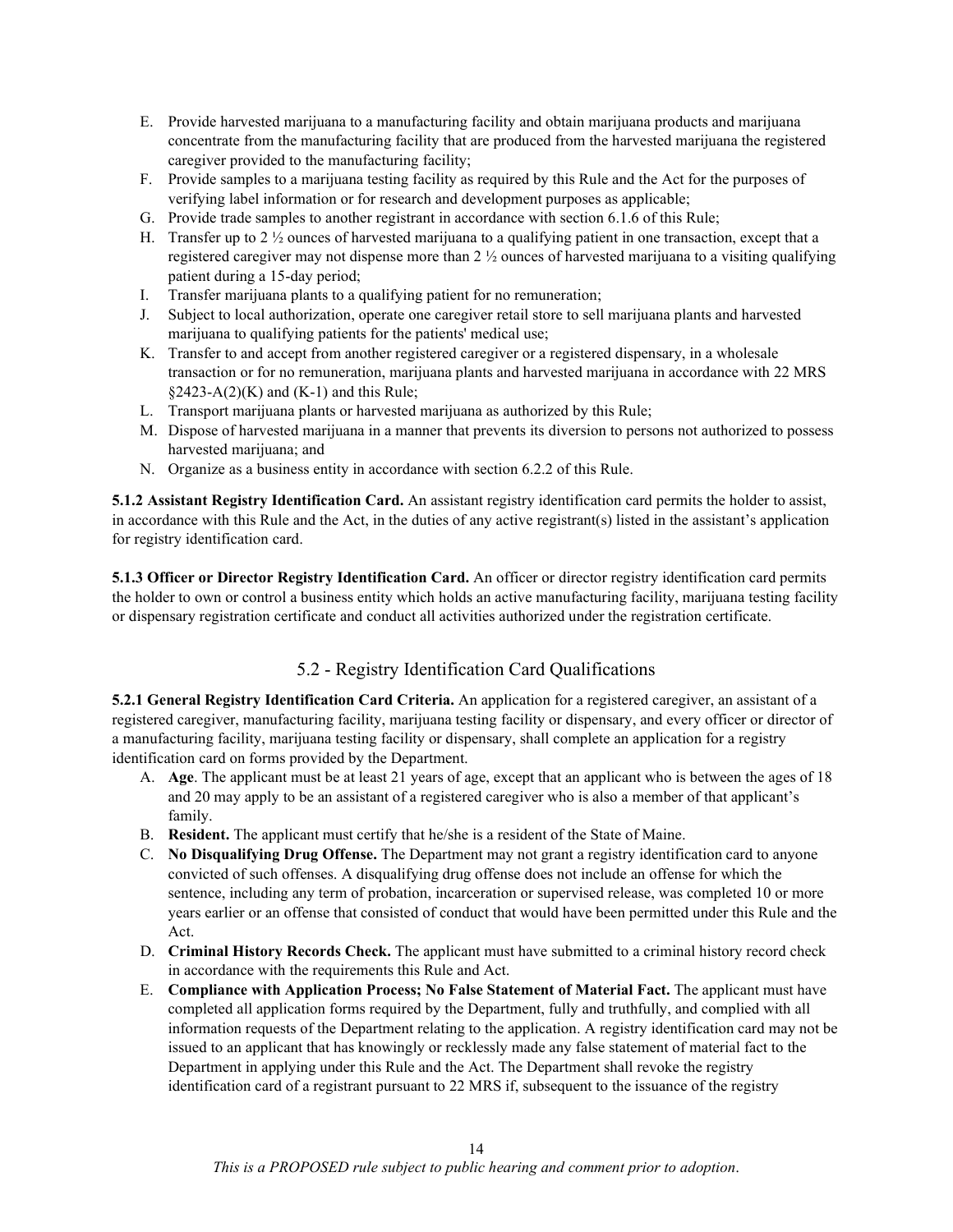E. Provide harvested marijuana to a manufacturing facility and obtain marijuana products and marijuana concentrate from the manufacturing facility that are produced from the harvested marijuana the registered caregiver provided to the manufacturing facility;
F. Provide samples to a marijuana testing facility as required by this Rule and the Act for the purposes of verifying label information or for research and development purposes as applicable;
G. Provide trade samples to another registrant in accordance with section 6.1.6 of this Rule;
H. Transfer up to 2 ½ ounces of harvested marijuana to a qualifying patient in one transaction, except that a registered caregiver may not dispense more than 2 ½ ounces of harvested marijuana to a visiting qualifying patient during a 15-day period;
I. Transfer marijuana plants to a qualifying patient for no remuneration;
J. Subject to local authorization, operate one caregiver retail store to sell marijuana plants and harvested marijuana to qualifying patients for the patients' medical use;
K. Transfer to and accept from another registered caregiver or a registered dispensary, in a wholesale transaction or for no remuneration, marijuana plants and harvested marijuana in accordance with 22 MRS §2423-A(2)(K) and (K-1) and this Rule;
L. Transport marijuana plants or harvested marijuana as authorized by this Rule;
M. Dispose of harvested marijuana in a manner that prevents its diversion to persons not authorized to possess harvested marijuana; and
N. Organize as a business entity in accordance with section 6.2.2 of this Rule.

**5.1.2 Assistant Registry Identification Card.** An assistant registry identification card permits the holder to assist, in accordance with this Rule and the Act, in the duties of any active registrant(s) listed in the assistant's application for registry identification card.

**5.1.3 Officer or Director Registry Identification Card.** An officer or director registry identification card permits the holder to own or control a business entity which holds an active manufacturing facility, marijuana testing facility or dispensary registration certificate and conduct all activities authorized under the registration certificate.

## 5.2 - Registry Identification Card Qualifications

**5.2.1 General Registry Identification Card Criteria.** An application for a registered caregiver, an assistant of a registered caregiver, manufacturing facility, marijuana testing facility or dispensary, and every officer or director of a manufacturing facility, marijuana testing facility or dispensary, shall complete an application for a registry identification card on forms provided by the Department.

A. **Age**. The applicant must be at least 21 years of age, except that an applicant who is between the ages of 18 and 20 may apply to be an assistant of a registered caregiver who is also a member of that applicant's family.
B. **Resident.** The applicant must certify that he/she is a resident of the State of Maine.
C. **No Disqualifying Drug Offense.** The Department may not grant a registry identification card to anyone convicted of such offenses. A disqualifying drug offense does not include an offense for which the sentence, including any term of probation, incarceration or supervised release, was completed 10 or more years earlier or an offense that consisted of conduct that would have been permitted under this Rule and the Act.
D. **Criminal History Records Check.** The applicant must have submitted to a criminal history record check in accordance with the requirements this Rule and Act.
E. **Compliance with Application Process; No False Statement of Material Fact.** The applicant must have completed all application forms required by the Department, fully and truthfully, and complied with all information requests of the Department relating to the application. A registry identification card may not be issued to an applicant that has knowingly or recklessly made any false statement of material fact to the Department in applying under this Rule and the Act. The Department shall revoke the registry identification card of a registrant pursuant to 22 MRS if, subsequent to the issuance of the registry

*This is a PROPOSED rule subject to public hearing and comment prior to adoption*.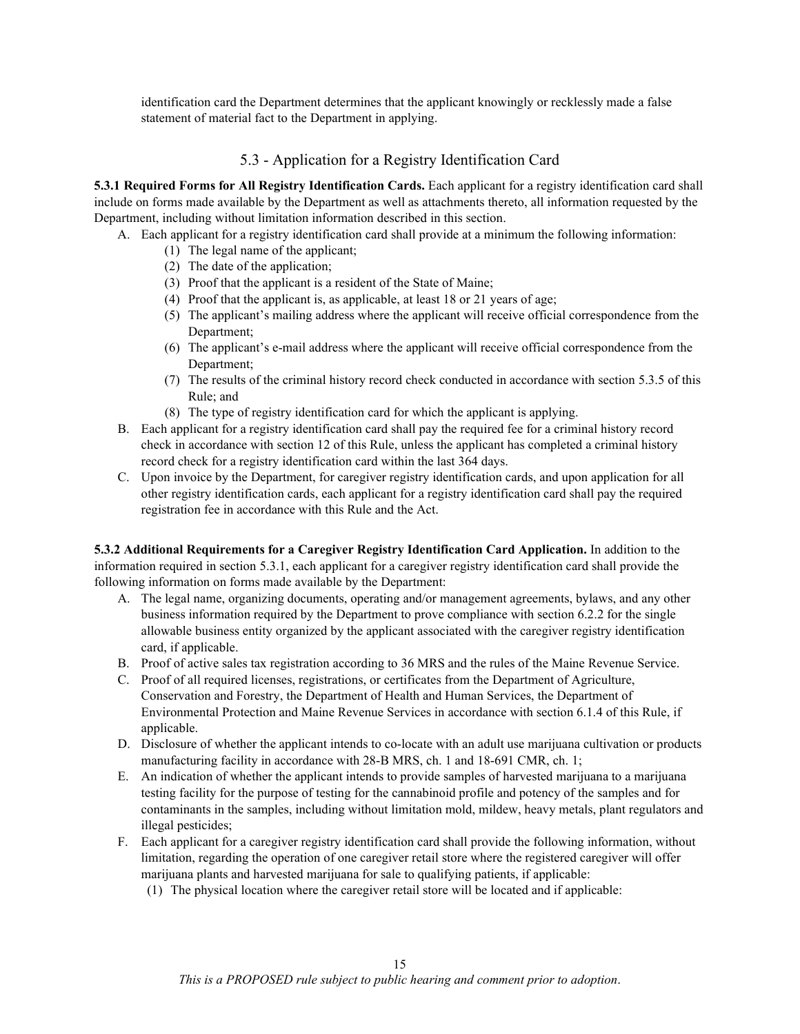identification card the Department determines that the applicant knowingly or recklessly made a false statement of material fact to the Department in applying.

## 5.3 - Application for a Registry Identification Card

**5.3.1 Required Forms for All Registry Identification Cards.** Each applicant for a registry identification card shall include on forms made available by the Department as well as attachments thereto, all information requested by the Department, including without limitation information described in this section.

A. Each applicant for a registry identification card shall provide at a minimum the following information:
   (1) The legal name of the applicant;
   (2) The date of the application;
   (3) Proof that the applicant is a resident of the State of Maine;
   (4) Proof that the applicant is, as applicable, at least 18 or 21 years of age;
   (5) The applicant's mailing address where the applicant will receive official correspondence from the Department;
   (6) The applicant's e-mail address where the applicant will receive official correspondence from the Department;
   (7) The results of the criminal history record check conducted in accordance with section 5.3.5 of this Rule; and
   (8) The type of registry identification card for which the applicant is applying.

B. Each applicant for a registry identification card shall pay the required fee for a criminal history record check in accordance with section 12 of this Rule, unless the applicant has completed a criminal history record check for a registry identification card within the last 364 days.

C. Upon invoice by the Department, for caregiver registry identification cards, and upon application for all other registry identification cards, each applicant for a registry identification card shall pay the required registration fee in accordance with this Rule and the Act.

**5.3.2 Additional Requirements for a Caregiver Registry Identification Card Application.** In addition to the information required in section 5.3.1, each applicant for a caregiver registry identification card shall provide the following information on forms made available by the Department:

A. The legal name, organizing documents, operating and/or management agreements, bylaws, and any other business information required by the Department to prove compliance with section 6.2.2 for the single allowable business entity organized by the applicant associated with the caregiver registry identification card, if applicable.

B. Proof of active sales tax registration according to 36 MRS and the rules of the Maine Revenue Service.

C. Proof of all required licenses, registrations, or certificates from the Department of Agriculture, Conservation and Forestry, the Department of Health and Human Services, the Department of Environmental Protection and Maine Revenue Services in accordance with section 6.1.4 of this Rule, if applicable.

D. Disclosure of whether the applicant intends to co-locate with an adult use marijuana cultivation or products manufacturing facility in accordance with 28-B MRS, ch. 1 and 18-691 CMR, ch. 1;

E. An indication of whether the applicant intends to provide samples of harvested marijuana to a marijuana testing facility for the purpose of testing for the cannabinoid profile and potency of the samples and for contaminants in the samples, including without limitation mold, mildew, heavy metals, plant regulators and illegal pesticides;

F. Each applicant for a caregiver registry identification card shall provide the following information, without limitation, regarding the operation of one caregiver retail store where the registered caregiver will offer marijuana plants and harvested marijuana for sale to qualifying patients, if applicable:
   (1) The physical location where the caregiver retail store will be located and if applicable: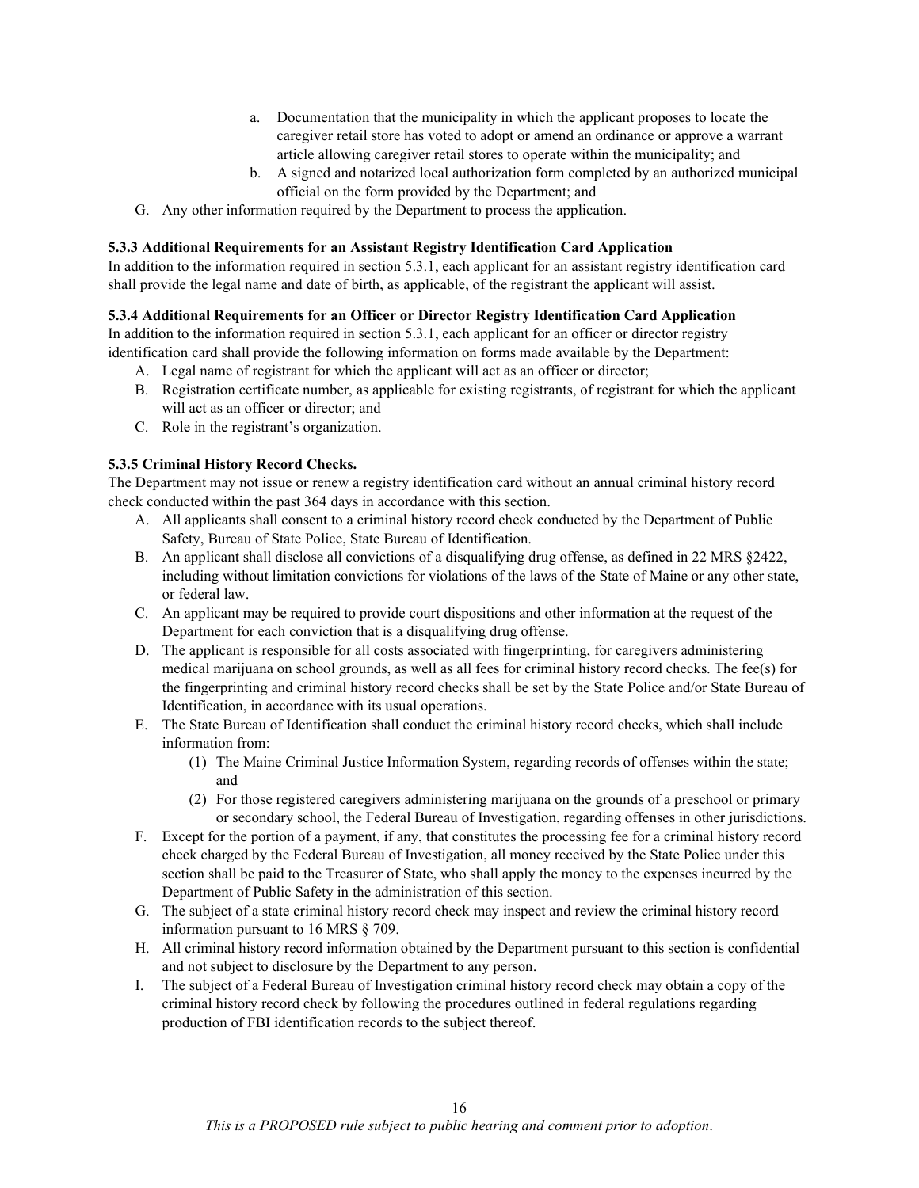a. Documentation that the municipality in which the applicant proposes to locate the caregiver retail store has voted to adopt or amend an ordinance or approve a warrant article allowing caregiver retail stores to operate within the municipality; and
   b. A signed and notarized local authorization form completed by an authorized municipal official on the form provided by the Department; and

G. Any other information required by the Department to process the application.

**5.3.3 Additional Requirements for an Assistant Registry Identification Card Application**

In addition to the information required in section 5.3.1, each applicant for an assistant registry identification card shall provide the legal name and date of birth, as applicable, of the registrant the applicant will assist.

**5.3.4 Additional Requirements for an Officer or Director Registry Identification Card Application**

In addition to the information required in section 5.3.1, each applicant for an officer or director registry identification card shall provide the following information on forms made available by the Department:

A. Legal name of registrant for which the applicant will act as an officer or director;
B. Registration certificate number, as applicable for existing registrants, of registrant for which the applicant will act as an officer or director; and
C. Role in the registrant's organization.

**5.3.5 Criminal History Record Checks.**

The Department may not issue or renew a registry identification card without an annual criminal history record check conducted within the past 364 days in accordance with this section.

A. All applicants shall consent to a criminal history record check conducted by the Department of Public Safety, Bureau of State Police, State Bureau of Identification.
B. An applicant shall disclose all convictions of a disqualifying drug offense, as defined in 22 MRS §2422, including without limitation convictions for violations of the laws of the State of Maine or any other state, or federal law.
C. An applicant may be required to provide court dispositions and other information at the request of the Department for each conviction that is a disqualifying drug offense.
D. The applicant is responsible for all costs associated with fingerprinting, for caregivers administering medical marijuana on school grounds, as well as all fees for criminal history record checks. The fee(s) for the fingerprinting and criminal history record checks shall be set by the State Police and/or State Bureau of Identification, in accordance with its usual operations.
E. The State Bureau of Identification shall conduct the criminal history record checks, which shall include information from:
   (1) The Maine Criminal Justice Information System, regarding records of offenses within the state; and
   (2) For those registered caregivers administering marijuana on the grounds of a preschool or primary or secondary school, the Federal Bureau of Investigation, regarding offenses in other jurisdictions.
F. Except for the portion of a payment, if any, that constitutes the processing fee for a criminal history record check charged by the Federal Bureau of Investigation, all money received by the State Police under this section shall be paid to the Treasurer of State, who shall apply the money to the expenses incurred by the Department of Public Safety in the administration of this section.
G. The subject of a state criminal history record check may inspect and review the criminal history record information pursuant to 16 MRS § 709.
H. All criminal history record information obtained by the Department pursuant to this section is confidential and not subject to disclosure by the Department to any person.
I. The subject of a Federal Bureau of Investigation criminal history record check may obtain a copy of the criminal history record check by following the procedures outlined in federal regulations regarding production of FBI identification records to the subject thereof.

*This is a PROPOSED rule subject to public hearing and comment prior to adoption.*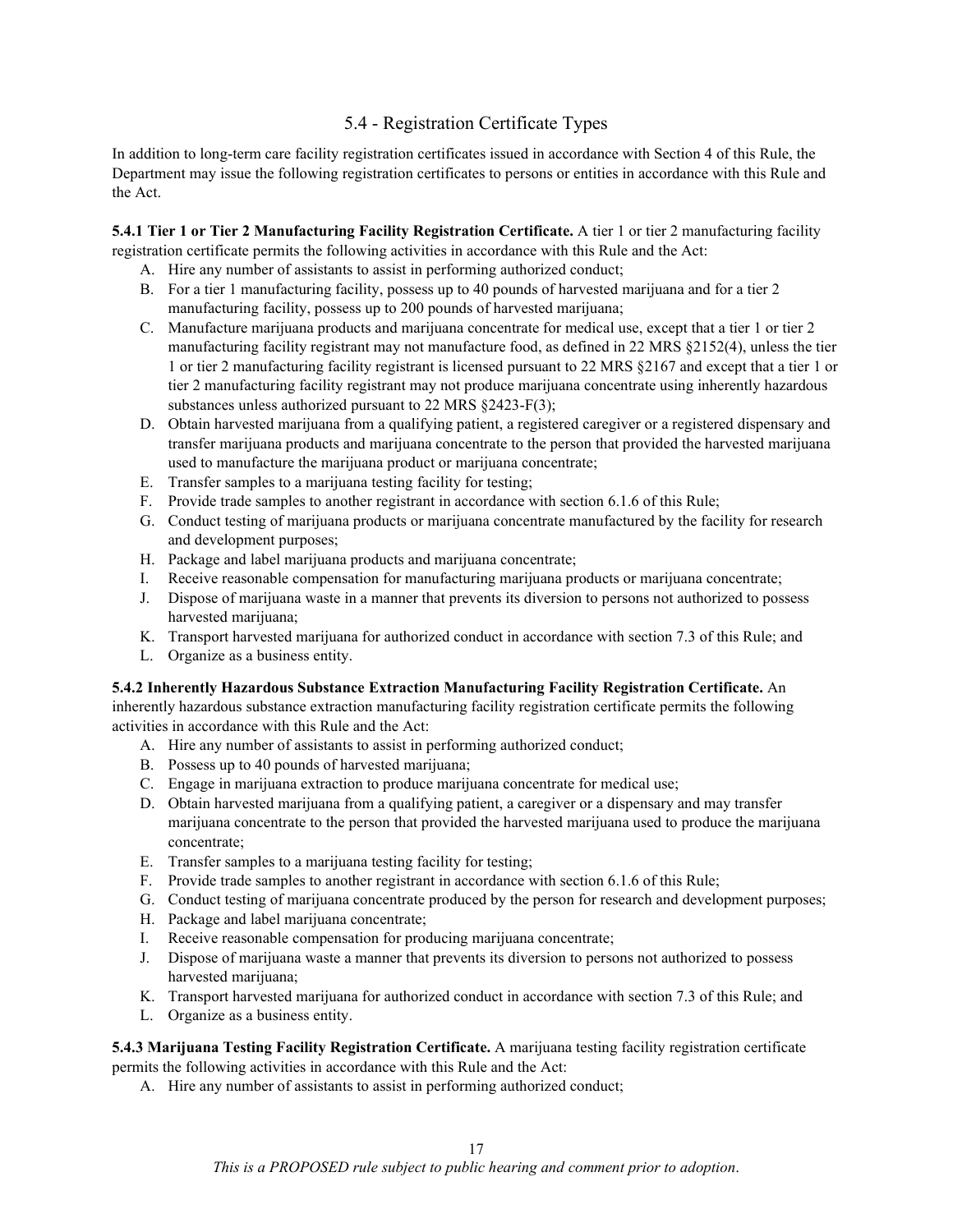## 5.4 - Registration Certificate Types

In addition to long-term care facility registration certificates issued in accordance with Section 4 of this Rule, the Department may issue the following registration certificates to persons or entities in accordance with this Rule and the Act.

**5.4.1 Tier 1 or Tier 2 Manufacturing Facility Registration Certificate.** A tier 1 or tier 2 manufacturing facility registration certificate permits the following activities in accordance with this Rule and the Act:

A. Hire any number of assistants to assist in performing authorized conduct;
B. For a tier 1 manufacturing facility, possess up to 40 pounds of harvested marijuana and for a tier 2 manufacturing facility, possess up to 200 pounds of harvested marijuana;
C. Manufacture marijuana products and marijuana concentrate for medical use, except that a tier 1 or tier 2 manufacturing facility registrant may not manufacture food, as defined in 22 MRS §2152(4), unless the tier 1 or tier 2 manufacturing facility registrant is licensed pursuant to 22 MRS §2167 and except that a tier 1 or tier 2 manufacturing facility registrant may not produce marijuana concentrate using inherently hazardous substances unless authorized pursuant to 22 MRS §2423-F(3);
D. Obtain harvested marijuana from a qualifying patient, a registered caregiver or a registered dispensary and transfer marijuana products and marijuana concentrate to the person that provided the harvested marijuana used to manufacture the marijuana product or marijuana concentrate;
E. Transfer samples to a marijuana testing facility for testing;
F. Provide trade samples to another registrant in accordance with section 6.1.6 of this Rule;
G. Conduct testing of marijuana products or marijuana concentrate manufactured by the facility for research and development purposes;
H. Package and label marijuana products and marijuana concentrate;
I. Receive reasonable compensation for manufacturing marijuana products or marijuana concentrate;
J. Dispose of marijuana waste in a manner that prevents its diversion to persons not authorized to possess harvested marijuana;
K. Transport harvested marijuana for authorized conduct in accordance with section 7.3 of this Rule; and
L. Organize as a business entity.

**5.4.2 Inherently Hazardous Substance Extraction Manufacturing Facility Registration Certificate.** An inherently hazardous substance extraction manufacturing facility registration certificate permits the following activities in accordance with this Rule and the Act:

A. Hire any number of assistants to assist in performing authorized conduct;
B. Possess up to 40 pounds of harvested marijuana;
C. Engage in marijuana extraction to produce marijuana concentrate for medical use;
D. Obtain harvested marijuana from a qualifying patient, a caregiver or a dispensary and may transfer marijuana concentrate to the person that provided the harvested marijuana used to produce the marijuana concentrate;
E. Transfer samples to a marijuana testing facility for testing;
F. Provide trade samples to another registrant in accordance with section 6.1.6 of this Rule;
G. Conduct testing of marijuana concentrate produced by the person for research and development purposes;
H. Package and label marijuana concentrate;
I. Receive reasonable compensation for producing marijuana concentrate;
J. Dispose of marijuana waste a manner that prevents its diversion to persons not authorized to possess harvested marijuana;
K. Transport harvested marijuana for authorized conduct in accordance with section 7.3 of this Rule; and
L. Organize as a business entity.

**5.4.3 Marijuana Testing Facility Registration Certificate.** A marijuana testing facility registration certificate permits the following activities in accordance with this Rule and the Act:

A. Hire any number of assistants to assist in performing authorized conduct;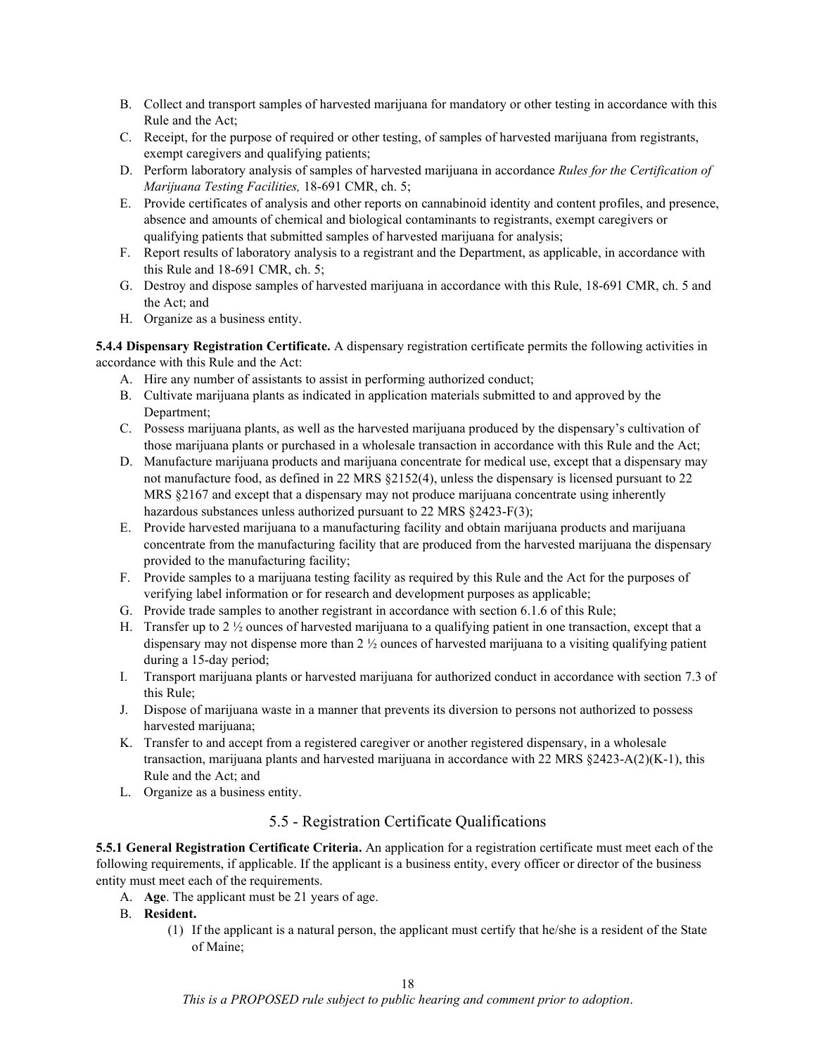B. Collect and transport samples of harvested marijuana for mandatory or other testing in accordance with this Rule and the Act;
C. Receipt, for the purpose of required or other testing, of samples of harvested marijuana from registrants, exempt caregivers and qualifying patients;
D. Perform laboratory analysis of samples of harvested marijuana in accordance *Rules for the Certification of Marijuana Testing Facilities,* 18-691 CMR, ch. 5;
E. Provide certificates of analysis and other reports on cannabinoid identity and content profiles, and presence, absence and amounts of chemical and biological contaminants to registrants, exempt caregivers or qualifying patients that submitted samples of harvested marijuana for analysis;
F. Report results of laboratory analysis to a registrant and the Department, as applicable, in accordance with this Rule and 18-691 CMR, ch. 5;
G. Destroy and dispose samples of harvested marijuana in accordance with this Rule, 18-691 CMR, ch. 5 and the Act; and
H. Organize as a business entity.

**5.4.4 Dispensary Registration Certificate.** A dispensary registration certificate permits the following activities in accordance with this Rule and the Act:

A. Hire any number of assistants to assist in performing authorized conduct;
B. Cultivate marijuana plants as indicated in application materials submitted to and approved by the Department;
C. Possess marijuana plants, as well as the harvested marijuana produced by the dispensary's cultivation of those marijuana plants or purchased in a wholesale transaction in accordance with this Rule and the Act;
D. Manufacture marijuana products and marijuana concentrate for medical use, except that a dispensary may not manufacture food, as defined in 22 MRS §2152(4), unless the dispensary is licensed pursuant to 22 MRS §2167 and except that a dispensary may not produce marijuana concentrate using inherently hazardous substances unless authorized pursuant to 22 MRS §2423-F(3);
E. Provide harvested marijuana to a manufacturing facility and obtain marijuana products and marijuana concentrate from the manufacturing facility that are produced from the harvested marijuana the dispensary provided to the manufacturing facility;
F. Provide samples to a marijuana testing facility as required by this Rule and the Act for the purposes of verifying label information or for research and development purposes as applicable;
G. Provide trade samples to another registrant in accordance with section 6.1.6 of this Rule;
H. Transfer up to 2 ½ ounces of harvested marijuana to a qualifying patient in one transaction, except that a dispensary may not dispense more than 2 ½ ounces of harvested marijuana to a visiting qualifying patient during a 15-day period;
I. Transport marijuana plants or harvested marijuana for authorized conduct in accordance with section 7.3 of this Rule;
J. Dispose of marijuana waste in a manner that prevents its diversion to persons not authorized to possess harvested marijuana;
K. Transfer to and accept from a registered caregiver or another registered dispensary, in a wholesale transaction, marijuana plants and harvested marijuana in accordance with 22 MRS §2423-A(2)(K-1), this Rule and the Act; and
L. Organize as a business entity.

## 5.5 - Registration Certificate Qualifications

**5.5.1 General Registration Certificate Criteria.** An application for a registration certificate must meet each of the following requirements, if applicable. If the applicant is a business entity, every officer or director of the business entity must meet each of the requirements.

A. **Age**. The applicant must be 21 years of age.
B. **Resident.**
    (1) If the applicant is a natural person, the applicant must certify that he/she is a resident of the State of Maine;

*This is a PROPOSED rule subject to public hearing and comment prior to adoption.*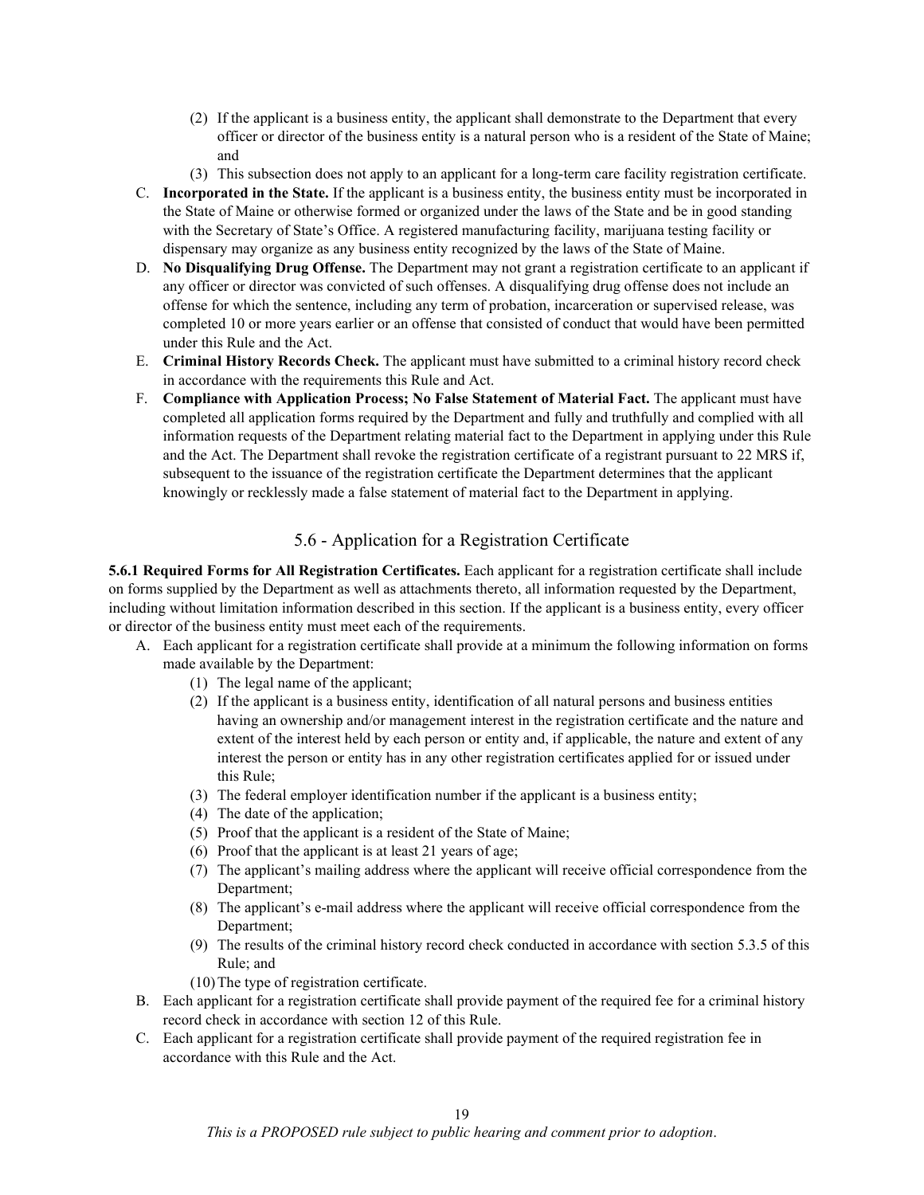(2) If the applicant is a business entity, the applicant shall demonstrate to the Department that every officer or director of the business entity is a natural person who is a resident of the State of Maine; and

(3) This subsection does not apply to an applicant for a long-term care facility registration certificate.

C. **Incorporated in the State.** If the applicant is a business entity, the business entity must be incorporated in the State of Maine or otherwise formed or organized under the laws of the State and be in good standing with the Secretary of State's Office. A registered manufacturing facility, marijuana testing facility or dispensary may organize as any business entity recognized by the laws of the State of Maine.

D. **No Disqualifying Drug Offense.** The Department may not grant a registration certificate to an applicant if any officer or director was convicted of such offenses. A disqualifying drug offense does not include an offense for which the sentence, including any term of probation, incarceration or supervised release, was completed 10 or more years earlier or an offense that consisted of conduct that would have been permitted under this Rule and the Act.

E. **Criminal History Records Check.** The applicant must have submitted to a criminal history record check in accordance with the requirements this Rule and Act.

F. **Compliance with Application Process; No False Statement of Material Fact.** The applicant must have completed all application forms required by the Department and fully and truthfully and complied with all information requests of the Department relating material fact to the Department in applying under this Rule and the Act. The Department shall revoke the registration certificate of a registrant pursuant to 22 MRS if, subsequent to the issuance of the registration certificate the Department determines that the applicant knowingly or recklessly made a false statement of material fact to the Department in applying.

## 5.6 - Application for a Registration Certificate

**5.6.1 Required Forms for All Registration Certificates.** Each applicant for a registration certificate shall include on forms supplied by the Department as well as attachments thereto, all information requested by the Department, including without limitation information described in this section. If the applicant is a business entity, every officer or director of the business entity must meet each of the requirements.

A. Each applicant for a registration certificate shall provide at a minimum the following information on forms made available by the Department:
   (1) The legal name of the applicant;
   (2) If the applicant is a business entity, identification of all natural persons and business entities having an ownership and/or management interest in the registration certificate and the nature and extent of the interest held by each person or entity and, if applicable, the nature and extent of any interest the person or entity has in any other registration certificates applied for or issued under this Rule;
   (3) The federal employer identification number if the applicant is a business entity;
   (4) The date of the application;
   (5) Proof that the applicant is a resident of the State of Maine;
   (6) Proof that the applicant is at least 21 years of age;
   (7) The applicant's mailing address where the applicant will receive official correspondence from the Department;
   (8) The applicant's e-mail address where the applicant will receive official correspondence from the Department;
   (9) The results of the criminal history record check conducted in accordance with section 5.3.5 of this Rule; and
   (10) The type of registration certificate.

B. Each applicant for a registration certificate shall provide payment of the required fee for a criminal history record check in accordance with section 12 of this Rule.

C. Each applicant for a registration certificate shall provide payment of the required registration fee in accordance with this Rule and the Act.

*This is a PROPOSED rule subject to public hearing and comment prior to adoption.*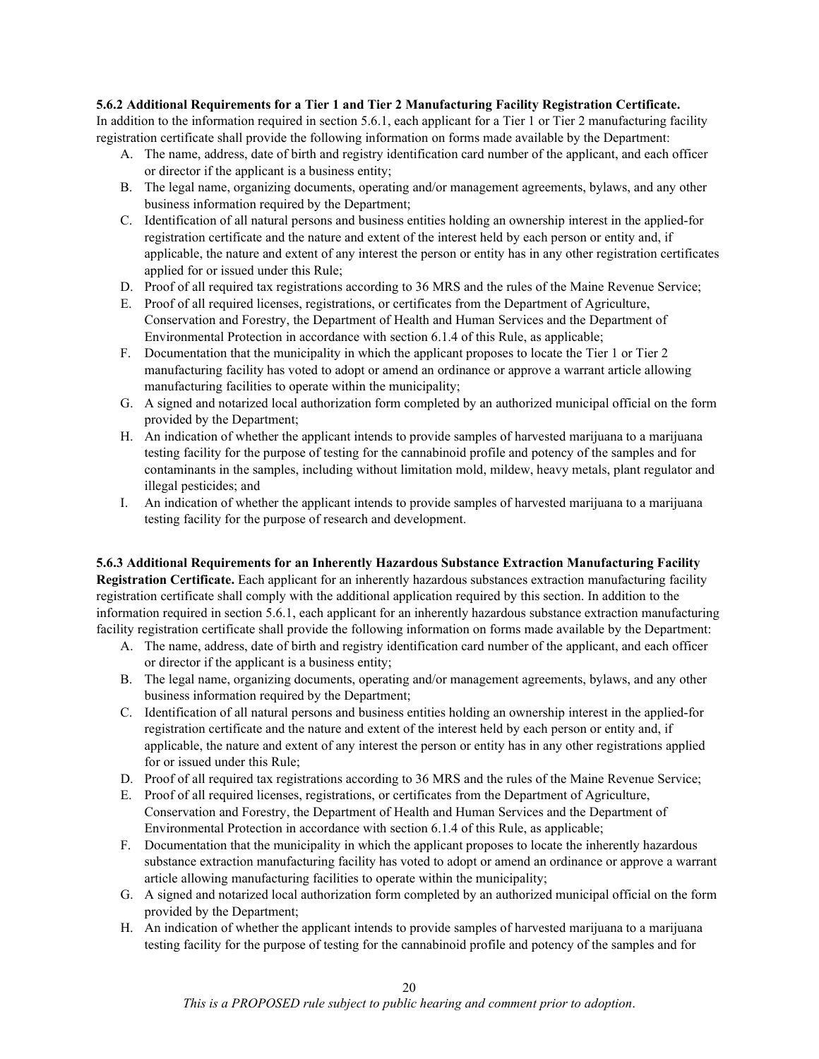**5.6.2 Additional Requirements for a Tier 1 and Tier 2 Manufacturing Facility Registration Certificate.** In addition to the information required in section 5.6.1, each applicant for a Tier 1 or Tier 2 manufacturing facility registration certificate shall provide the following information on forms made available by the Department:

A. The name, address, date of birth and registry identification card number of the applicant, and each officer or director if the applicant is a business entity;

B. The legal name, organizing documents, operating and/or management agreements, bylaws, and any other business information required by the Department;

C. Identification of all natural persons and business entities holding an ownership interest in the applied-for registration certificate and the nature and extent of the interest held by each person or entity and, if applicable, the nature and extent of any interest the person or entity has in any other registration certificates applied for or issued under this Rule;

D. Proof of all required tax registrations according to 36 MRS and the rules of the Maine Revenue Service;

E. Proof of all required licenses, registrations, or certificates from the Department of Agriculture, Conservation and Forestry, the Department of Health and Human Services and the Department of Environmental Protection in accordance with section 6.1.4 of this Rule, as applicable;

F. Documentation that the municipality in which the applicant proposes to locate the Tier 1 or Tier 2 manufacturing facility has voted to adopt or amend an ordinance or approve a warrant article allowing manufacturing facilities to operate within the municipality;

G. A signed and notarized local authorization form completed by an authorized municipal official on the form provided by the Department;

H. An indication of whether the applicant intends to provide samples of harvested marijuana to a marijuana testing facility for the purpose of testing for the cannabinoid profile and potency of the samples and for contaminants in the samples, including without limitation mold, mildew, heavy metals, plant regulator and illegal pesticides; and

I. An indication of whether the applicant intends to provide samples of harvested marijuana to a marijuana testing facility for the purpose of research and development.

**5.6.3 Additional Requirements for an Inherently Hazardous Substance Extraction Manufacturing Facility Registration Certificate.** Each applicant for an inherently hazardous substances extraction manufacturing facility registration certificate shall comply with the additional application required by this section. In addition to the information required in section 5.6.1, each applicant for an inherently hazardous substance extraction manufacturing facility registration certificate shall provide the following information on forms made available by the Department:

A. The name, address, date of birth and registry identification card number of the applicant, and each officer or director if the applicant is a business entity;

B. The legal name, organizing documents, operating and/or management agreements, bylaws, and any other business information required by the Department;

C. Identification of all natural persons and business entities holding an ownership interest in the applied-for registration certificate and the nature and extent of the interest held by each person or entity and, if applicable, the nature and extent of any interest the person or entity has in any other registrations applied for or issued under this Rule;

D. Proof of all required tax registrations according to 36 MRS and the rules of the Maine Revenue Service;

E. Proof of all required licenses, registrations, or certificates from the Department of Agriculture, Conservation and Forestry, the Department of Health and Human Services and the Department of Environmental Protection in accordance with section 6.1.4 of this Rule, as applicable;

F. Documentation that the municipality in which the applicant proposes to locate the inherently hazardous substance extraction manufacturing facility has voted to adopt or amend an ordinance or approve a warrant article allowing manufacturing facilities to operate within the municipality;

G. A signed and notarized local authorization form completed by an authorized municipal official on the form provided by the Department;

H. An indication of whether the applicant intends to provide samples of harvested marijuana to a marijuana testing facility for the purpose of testing for the cannabinoid profile and potency of the samples and for

*This is a PROPOSED rule subject to public hearing and comment prior to adoption.*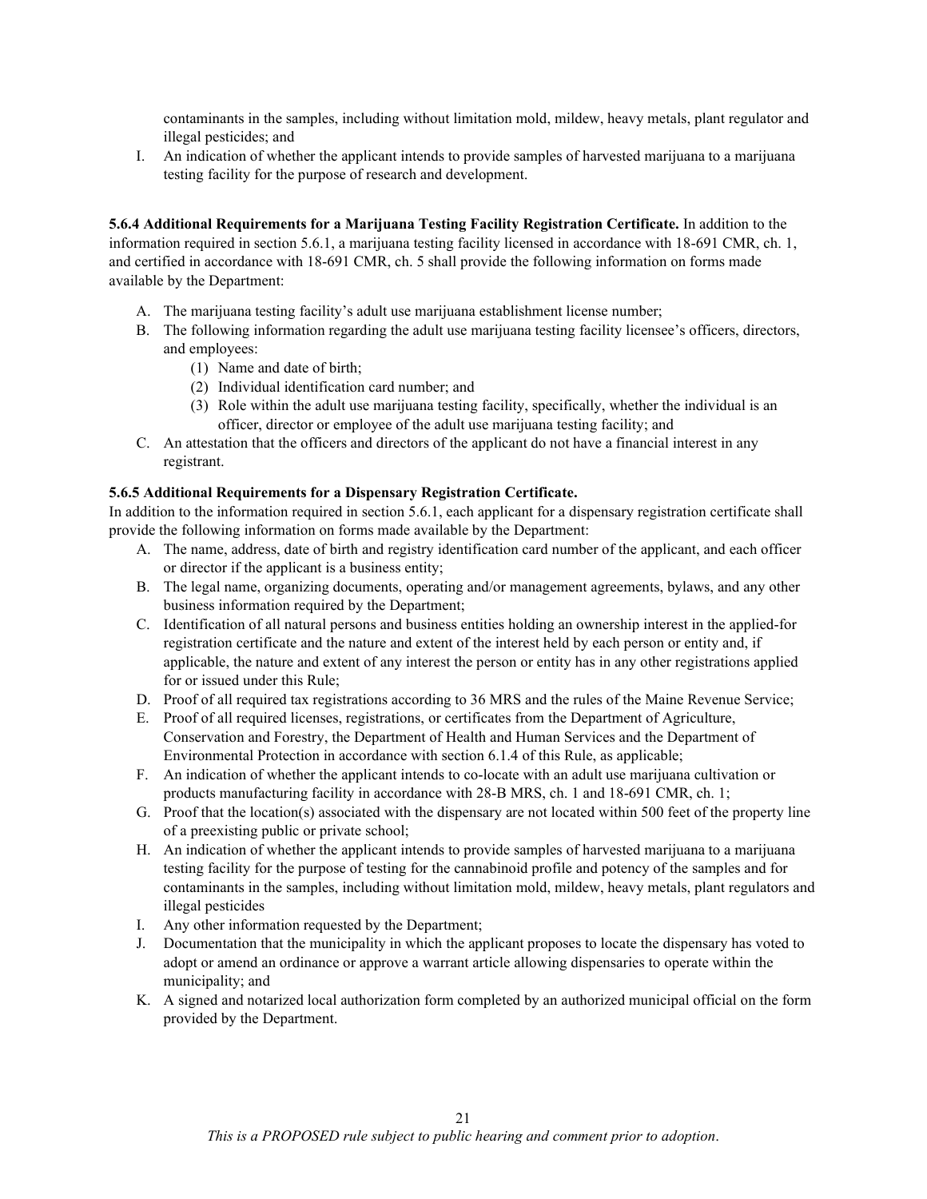contaminants in the samples, including without limitation mold, mildew, heavy metals, plant regulator and illegal pesticides; and

I. An indication of whether the applicant intends to provide samples of harvested marijuana to a marijuana testing facility for the purpose of research and development.

**5.6.4 Additional Requirements for a Marijuana Testing Facility Registration Certificate.** In addition to the information required in section 5.6.1, a marijuana testing facility licensed in accordance with 18-691 CMR, ch. 1, and certified in accordance with 18-691 CMR, ch. 5 shall provide the following information on forms made available by the Department:

A. The marijuana testing facility's adult use marijuana establishment license number;
B. The following information regarding the adult use marijuana testing facility licensee's officers, directors, and employees:
   (1) Name and date of birth;
   (2) Individual identification card number; and
   (3) Role within the adult use marijuana testing facility, specifically, whether the individual is an officer, director or employee of the adult use marijuana testing facility; and
C. An attestation that the officers and directors of the applicant do not have a financial interest in any registrant.

**5.6.5 Additional Requirements for a Dispensary Registration Certificate.**
In addition to the information required in section 5.6.1, each applicant for a dispensary registration certificate shall provide the following information on forms made available by the Department:

A. The name, address, date of birth and registry identification card number of the applicant, and each officer or director if the applicant is a business entity;
B. The legal name, organizing documents, operating and/or management agreements, bylaws, and any other business information required by the Department;
C. Identification of all natural persons and business entities holding an ownership interest in the applied-for registration certificate and the nature and extent of the interest held by each person or entity and, if applicable, the nature and extent of any interest the person or entity has in any other registrations applied for or issued under this Rule;
D. Proof of all required tax registrations according to 36 MRS and the rules of the Maine Revenue Service;
E. Proof of all required licenses, registrations, or certificates from the Department of Agriculture, Conservation and Forestry, the Department of Health and Human Services and the Department of Environmental Protection in accordance with section 6.1.4 of this Rule, as applicable;
F. An indication of whether the applicant intends to co-locate with an adult use marijuana cultivation or products manufacturing facility in accordance with 28-B MRS, ch. 1 and 18-691 CMR, ch. 1;
G. Proof that the location(s) associated with the dispensary are not located within 500 feet of the property line of a preexisting public or private school;
H. An indication of whether the applicant intends to provide samples of harvested marijuana to a marijuana testing facility for the purpose of testing for the cannabinoid profile and potency of the samples and for contaminants in the samples, including without limitation mold, mildew, heavy metals, plant regulators and illegal pesticides
I. Any other information requested by the Department;
J. Documentation that the municipality in which the applicant proposes to locate the dispensary has voted to adopt or amend an ordinance or approve a warrant article allowing dispensaries to operate within the municipality; and
K. A signed and notarized local authorization form completed by an authorized municipal official on the form provided by the Department.

*This is a PROPOSED rule subject to public hearing and comment prior to adoption*.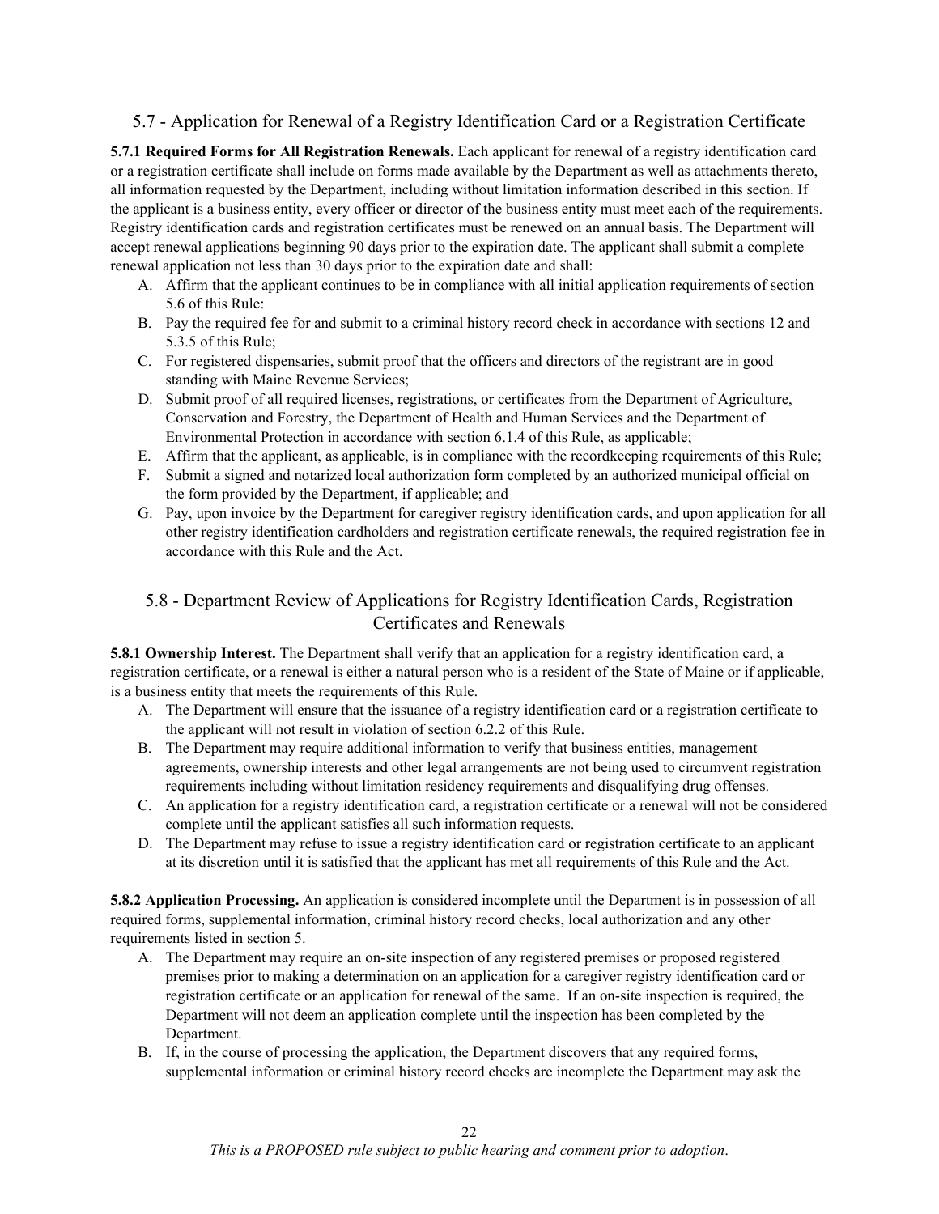## 5.7 - Application for Renewal of a Registry Identification Card or a Registration Certificate

**5.7.1 Required Forms for All Registration Renewals.** Each applicant for renewal of a registry identification card or a registration certificate shall include on forms made available by the Department as well as attachments thereto, all information requested by the Department, including without limitation information described in this section. If the applicant is a business entity, every officer or director of the business entity must meet each of the requirements. Registry identification cards and registration certificates must be renewed on an annual basis. The Department will accept renewal applications beginning 90 days prior to the expiration date. The applicant shall submit a complete renewal application not less than 30 days prior to the expiration date and shall:

A. Affirm that the applicant continues to be in compliance with all initial application requirements of section 5.6 of this Rule:
B. Pay the required fee for and submit to a criminal history record check in accordance with sections 12 and 5.3.5 of this Rule;
C. For registered dispensaries, submit proof that the officers and directors of the registrant are in good standing with Maine Revenue Services;
D. Submit proof of all required licenses, registrations, or certificates from the Department of Agriculture, Conservation and Forestry, the Department of Health and Human Services and the Department of Environmental Protection in accordance with section 6.1.4 of this Rule, as applicable;
E. Affirm that the applicant, as applicable, is in compliance with the recordkeeping requirements of this Rule;
F. Submit a signed and notarized local authorization form completed by an authorized municipal official on the form provided by the Department, if applicable; and
G. Pay, upon invoice by the Department for caregiver registry identification cards, and upon application for all other registry identification cardholders and registration certificate renewals, the required registration fee in accordance with this Rule and the Act.

## 5.8 - Department Review of Applications for Registry Identification Cards, Registration Certificates and Renewals

**5.8.1 Ownership Interest.** The Department shall verify that an application for a registry identification card, a registration certificate, or a renewal is either a natural person who is a resident of the State of Maine or if applicable, is a business entity that meets the requirements of this Rule.

A. The Department will ensure that the issuance of a registry identification card or a registration certificate to the applicant will not result in violation of section 6.2.2 of this Rule.
B. The Department may require additional information to verify that business entities, management agreements, ownership interests and other legal arrangements are not being used to circumvent registration requirements including without limitation residency requirements and disqualifying drug offenses.
C. An application for a registry identification card, a registration certificate or a renewal will not be considered complete until the applicant satisfies all such information requests.
D. The Department may refuse to issue a registry identification card or registration certificate to an applicant at its discretion until it is satisfied that the applicant has met all requirements of this Rule and the Act.

**5.8.2 Application Processing.** An application is considered incomplete until the Department is in possession of all required forms, supplemental information, criminal history record checks, local authorization and any other requirements listed in section 5.

A. The Department may require an on-site inspection of any registered premises or proposed registered premises prior to making a determination on an application for a caregiver registry identification card or registration certificate or an application for renewal of the same. If an on-site inspection is required, the Department will not deem an application complete until the inspection has been completed by the Department.
B. If, in the course of processing the application, the Department discovers that any required forms, supplemental information or criminal history record checks are incomplete the Department may ask the

*This is a PROPOSED rule subject to public hearing and comment prior to adoption.*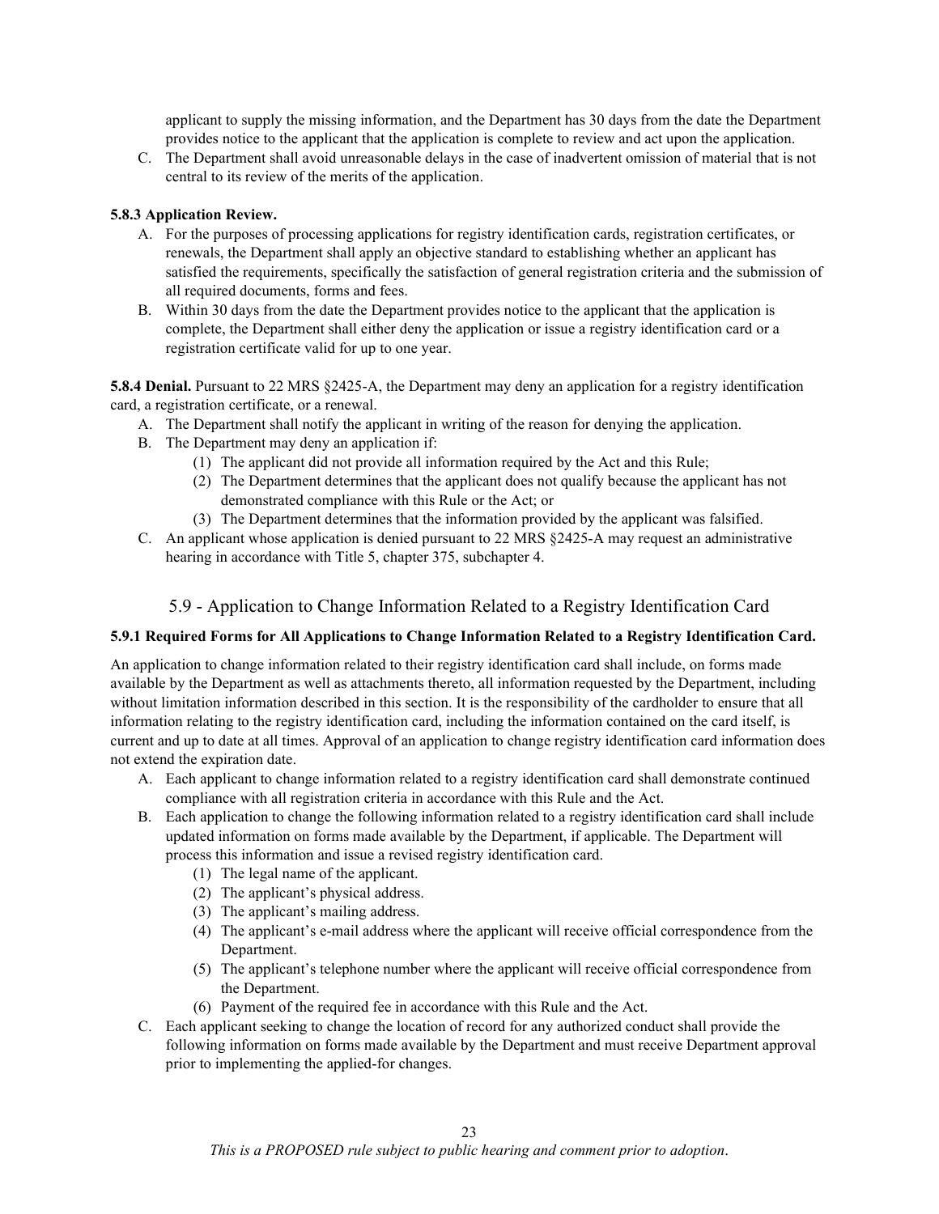applicant to supply the missing information, and the Department has 30 days from the date the Department provides notice to the applicant that the application is complete to review and act upon the application.

C. The Department shall avoid unreasonable delays in the case of inadvertent omission of material that is not central to its review of the merits of the application.

**5.8.3 Application Review.**

A. For the purposes of processing applications for registry identification cards, registration certificates, or renewals, the Department shall apply an objective standard to establishing whether an applicant has satisfied the requirements, specifically the satisfaction of general registration criteria and the submission of all required documents, forms and fees.

B. Within 30 days from the date the Department provides notice to the applicant that the application is complete, the Department shall either deny the application or issue a registry identification card or a registration certificate valid for up to one year.

**5.8.4 Denial.** Pursuant to 22 MRS §2425-A, the Department may deny an application for a registry identification card, a registration certificate, or a renewal.

A. The Department shall notify the applicant in writing of the reason for denying the application.

B. The Department may deny an application if:
   (1) The applicant did not provide all information required by the Act and this Rule;
   (2) The Department determines that the applicant does not qualify because the applicant has not demonstrated compliance with this Rule or the Act; or
   (3) The Department determines that the information provided by the applicant was falsified.

C. An applicant whose application is denied pursuant to 22 MRS §2425-A may request an administrative hearing in accordance with Title 5, chapter 375, subchapter 4.

## 5.9 - Application to Change Information Related to a Registry Identification Card

**5.9.1 Required Forms for All Applications to Change Information Related to a Registry Identification Card.**

An application to change information related to their registry identification card shall include, on forms made available by the Department as well as attachments thereto, all information requested by the Department, including without limitation information described in this section. It is the responsibility of the cardholder to ensure that all information relating to the registry identification card, including the information contained on the card itself, is current and up to date at all times. Approval of an application to change registry identification card information does not extend the expiration date.

A. Each applicant to change information related to a registry identification card shall demonstrate continued compliance with all registration criteria in accordance with this Rule and the Act.

B. Each application to change the following information related to a registry identification card shall include updated information on forms made available by the Department, if applicable. The Department will process this information and issue a revised registry identification card.
   (1) The legal name of the applicant.
   (2) The applicant's physical address.
   (3) The applicant's mailing address.
   (4) The applicant's e-mail address where the applicant will receive official correspondence from the Department.
   (5) The applicant's telephone number where the applicant will receive official correspondence from the Department.
   (6) Payment of the required fee in accordance with this Rule and the Act.

C. Each applicant seeking to change the location of record for any authorized conduct shall provide the following information on forms made available by the Department and must receive Department approval prior to implementing the applied-for changes.

*This is a PROPOSED rule subject to public hearing and comment prior to adoption.*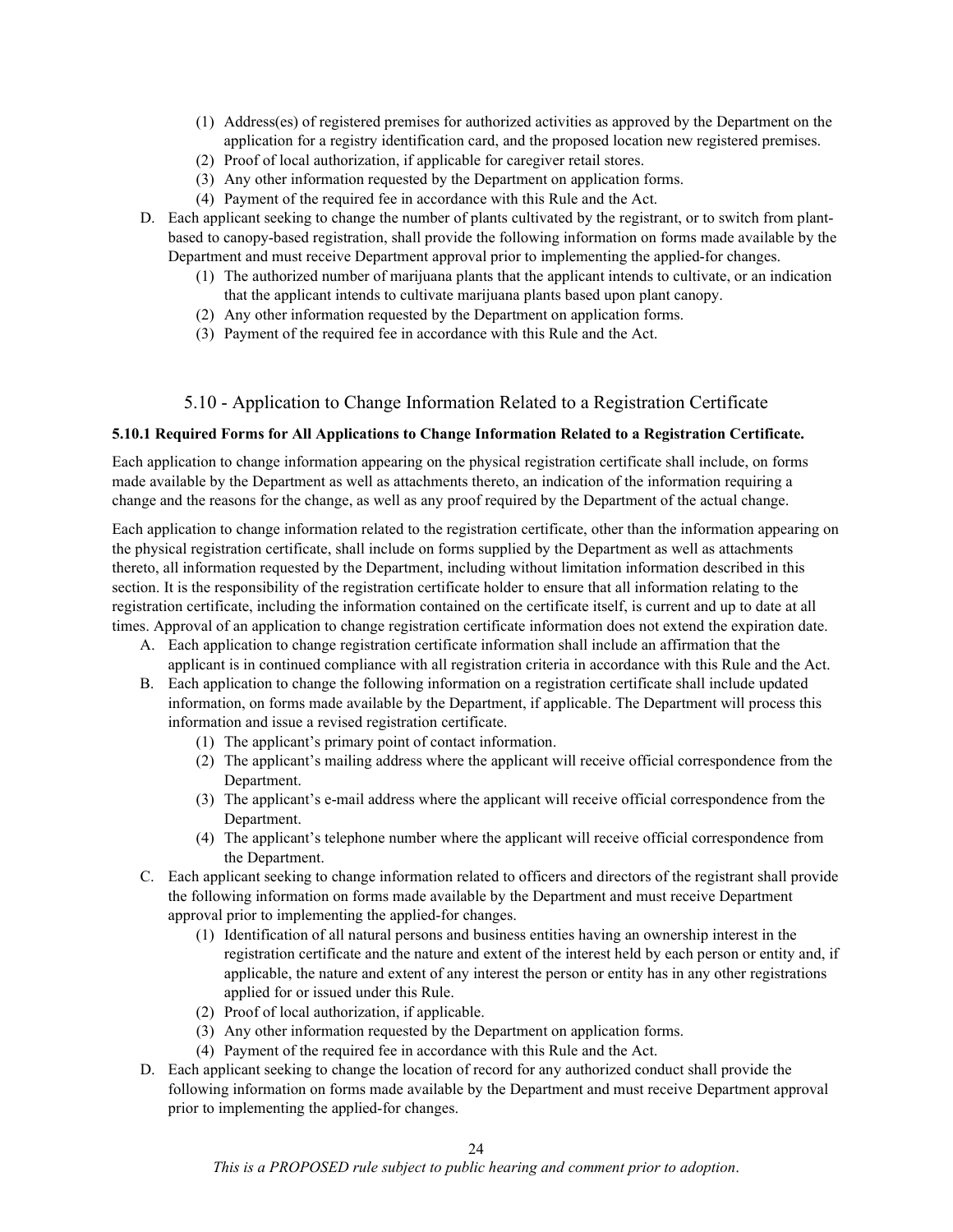(1) Address(es) of registered premises for authorized activities as approved by the Department on the application for a registry identification card, and the proposed location new registered premises.
  (2) Proof of local authorization, if applicable for caregiver retail stores.
  (3) Any other information requested by the Department on application forms.
  (4) Payment of the required fee in accordance with this Rule and the Act.

D. Each applicant seeking to change the number of plants cultivated by the registrant, or to switch from plant-based to canopy-based registration, shall provide the following information on forms made available by the Department and must receive Department approval prior to implementing the applied-for changes.
  (1) The authorized number of marijuana plants that the applicant intends to cultivate, or an indication that the applicant intends to cultivate marijuana plants based upon plant canopy.
  (2) Any other information requested by the Department on application forms.
  (3) Payment of the required fee in accordance with this Rule and the Act.

## 5.10 - Application to Change Information Related to a Registration Certificate

**5.10.1 Required Forms for All Applications to Change Information Related to a Registration Certificate.**

Each application to change information appearing on the physical registration certificate shall include, on forms made available by the Department as well as attachments thereto, an indication of the information requiring a change and the reasons for the change, as well as any proof required by the Department of the actual change.

Each application to change information related to the registration certificate, other than the information appearing on the physical registration certificate, shall include on forms supplied by the Department as well as attachments thereto, all information requested by the Department, including without limitation information described in this section. It is the responsibility of the registration certificate holder to ensure that all information relating to the registration certificate, including the information contained on the certificate itself, is current and up to date at all times. Approval of an application to change registration certificate information does not extend the expiration date.

A. Each application to change registration certificate information shall include an affirmation that the applicant is in continued compliance with all registration criteria in accordance with this Rule and the Act.

B. Each application to change the following information on a registration certificate shall include updated information, on forms made available by the Department, if applicable. The Department will process this information and issue a revised registration certificate.
  (1) The applicant's primary point of contact information.
  (2) The applicant's mailing address where the applicant will receive official correspondence from the Department.
  (3) The applicant's e-mail address where the applicant will receive official correspondence from the Department.
  (4) The applicant's telephone number where the applicant will receive official correspondence from the Department.

C. Each applicant seeking to change information related to officers and directors of the registrant shall provide the following information on forms made available by the Department and must receive Department approval prior to implementing the applied-for changes.
  (1) Identification of all natural persons and business entities having an ownership interest in the registration certificate and the nature and extent of the interest held by each person or entity and, if applicable, the nature and extent of any interest the person or entity has in any other registrations applied for or issued under this Rule.
  (2) Proof of local authorization, if applicable.
  (3) Any other information requested by the Department on application forms.
  (4) Payment of the required fee in accordance with this Rule and the Act.

D. Each applicant seeking to change the location of record for any authorized conduct shall provide the following information on forms made available by the Department and must receive Department approval prior to implementing the applied-for changes.

*This is a PROPOSED rule subject to public hearing and comment prior to adoption.*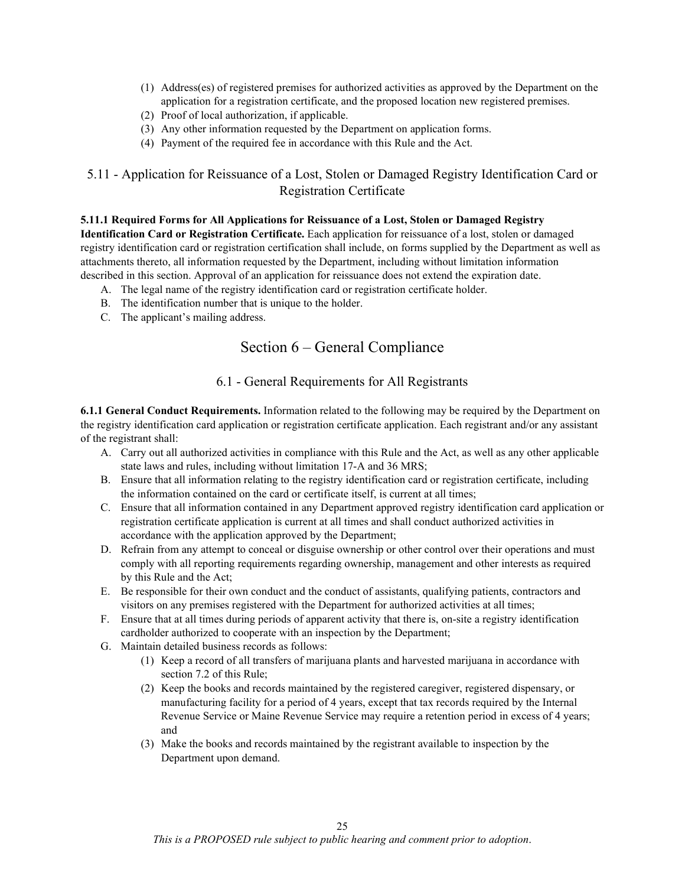(1) Address(es) of registered premises for authorized activities as approved by the Department on the application for a registration certificate, and the proposed location new registered premises.
(2) Proof of local authorization, if applicable.
(3) Any other information requested by the Department on application forms.
(4) Payment of the required fee in accordance with this Rule and the Act.

## 5.11 - Application for Reissuance of a Lost, Stolen or Damaged Registry Identification Card or Registration Certificate

**5.11.1 Required Forms for All Applications for Reissuance of a Lost, Stolen or Damaged Registry Identification Card or Registration Certificate.** Each application for reissuance of a lost, stolen or damaged registry identification card or registration certification shall include, on forms supplied by the Department as well as attachments thereto, all information requested by the Department, including without limitation information described in this section. Approval of an application for reissuance does not extend the expiration date.

A. The legal name of the registry identification card or registration certificate holder.
B. The identification number that is unique to the holder.
C. The applicant's mailing address.

# Section 6 – General Compliance

## 6.1 - General Requirements for All Registrants

**6.1.1 General Conduct Requirements.** Information related to the following may be required by the Department on the registry identification card application or registration certificate application. Each registrant and/or any assistant of the registrant shall:

A. Carry out all authorized activities in compliance with this Rule and the Act, as well as any other applicable state laws and rules, including without limitation 17-A and 36 MRS;
B. Ensure that all information relating to the registry identification card or registration certificate, including the information contained on the card or certificate itself, is current at all times;
C. Ensure that all information contained in any Department approved registry identification card application or registration certificate application is current at all times and shall conduct authorized activities in accordance with the application approved by the Department;
D. Refrain from any attempt to conceal or disguise ownership or other control over their operations and must comply with all reporting requirements regarding ownership, management and other interests as required by this Rule and the Act;
E. Be responsible for their own conduct and the conduct of assistants, qualifying patients, contractors and visitors on any premises registered with the Department for authorized activities at all times;
F. Ensure that at all times during periods of apparent activity that there is, on-site a registry identification cardholder authorized to cooperate with an inspection by the Department;
G. Maintain detailed business records as follows:
   (1) Keep a record of all transfers of marijuana plants and harvested marijuana in accordance with section 7.2 of this Rule;
   (2) Keep the books and records maintained by the registered caregiver, registered dispensary, or manufacturing facility for a period of 4 years, except that tax records required by the Internal Revenue Service or Maine Revenue Service may require a retention period in excess of 4 years; and
   (3) Make the books and records maintained by the registrant available to inspection by the Department upon demand.

*This is a PROPOSED rule subject to public hearing and comment prior to adoption.*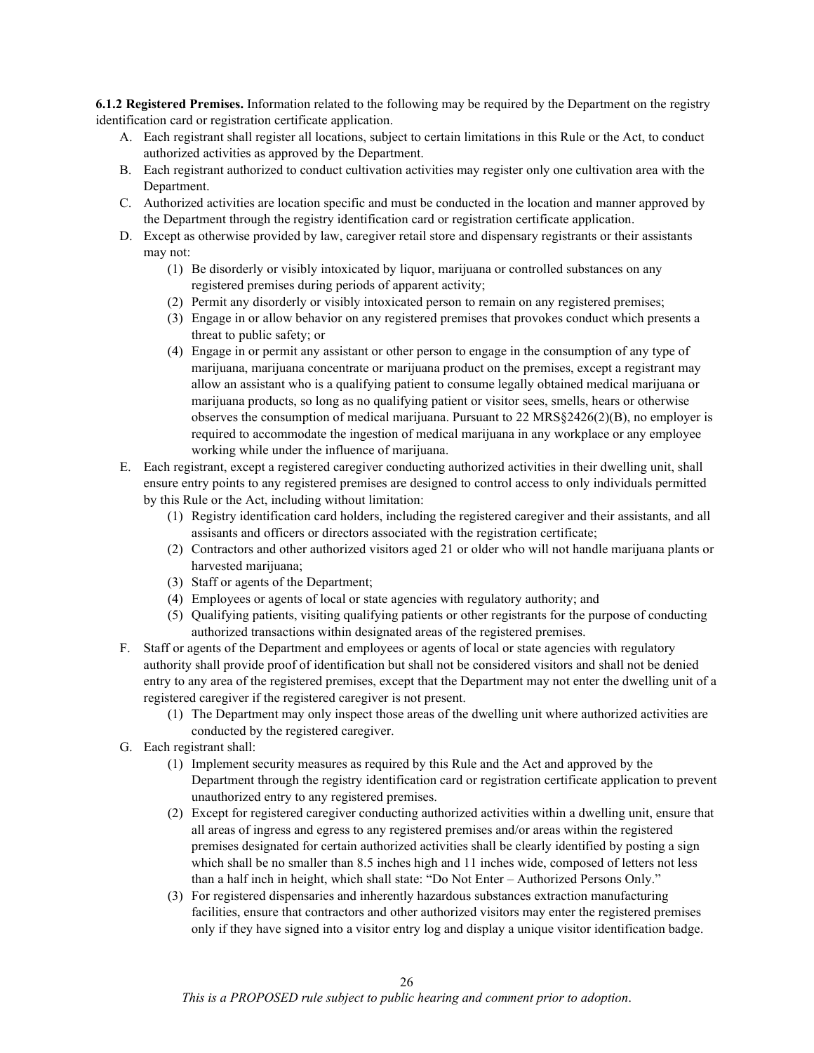**6.1.2 Registered Premises.** Information related to the following may be required by the Department on the registry identification card or registration certificate application.

A. Each registrant shall register all locations, subject to certain limitations in this Rule or the Act, to conduct authorized activities as approved by the Department.

B. Each registrant authorized to conduct cultivation activities may register only one cultivation area with the Department.

C. Authorized activities are location specific and must be conducted in the location and manner approved by the Department through the registry identification card or registration certificate application.

D. Except as otherwise provided by law, caregiver retail store and dispensary registrants or their assistants may not:

   (1) Be disorderly or visibly intoxicated by liquor, marijuana or controlled substances on any registered premises during periods of apparent activity;

   (2) Permit any disorderly or visibly intoxicated person to remain on any registered premises;

   (3) Engage in or allow behavior on any registered premises that provokes conduct which presents a threat to public safety; or

   (4) Engage in or permit any assistant or other person to engage in the consumption of any type of marijuana, marijuana concentrate or marijuana product on the premises, except a registrant may allow an assistant who is a qualifying patient to consume legally obtained medical marijuana or marijuana products, so long as no qualifying patient or visitor sees, smells, hears or otherwise observes the consumption of medical marijuana. Pursuant to 22 MRS§2426(2)(B), no employer is required to accommodate the ingestion of medical marijuana in any workplace or any employee working while under the influence of marijuana.

E. Each registrant, except a registered caregiver conducting authorized activities in their dwelling unit, shall ensure entry points to any registered premises are designed to control access to only individuals permitted by this Rule or the Act, including without limitation:

   (1) Registry identification card holders, including the registered caregiver and their assistants, and all assisants and officers or directors associated with the registration certificate;

   (2) Contractors and other authorized visitors aged 21 or older who will not handle marijuana plants or harvested marijuana;

   (3) Staff or agents of the Department;

   (4) Employees or agents of local or state agencies with regulatory authority; and

   (5) Qualifying patients, visiting qualifying patients or other registrants for the purpose of conducting authorized transactions within designated areas of the registered premises.

F. Staff or agents of the Department and employees or agents of local or state agencies with regulatory authority shall provide proof of identification but shall not be considered visitors and shall not be denied entry to any area of the registered premises, except that the Department may not enter the dwelling unit of a registered caregiver if the registered caregiver is not present.

   (1) The Department may only inspect those areas of the dwelling unit where authorized activities are conducted by the registered caregiver.

G. Each registrant shall:

   (1) Implement security measures as required by this Rule and the Act and approved by the Department through the registry identification card or registration certificate application to prevent unauthorized entry to any registered premises.

   (2) Except for registered caregiver conducting authorized activities within a dwelling unit, ensure that all areas of ingress and egress to any registered premises and/or areas within the registered premises designated for certain authorized activities shall be clearly identified by posting a sign which shall be no smaller than 8.5 inches high and 11 inches wide, composed of letters not less than a half inch in height, which shall state: "Do Not Enter – Authorized Persons Only."

   (3) For registered dispensaries and inherently hazardous substances extraction manufacturing facilities, ensure that contractors and other authorized visitors may enter the registered premises only if they have signed into a visitor entry log and display a unique visitor identification badge.

*This is a PROPOSED rule subject to public hearing and comment prior to adoption.*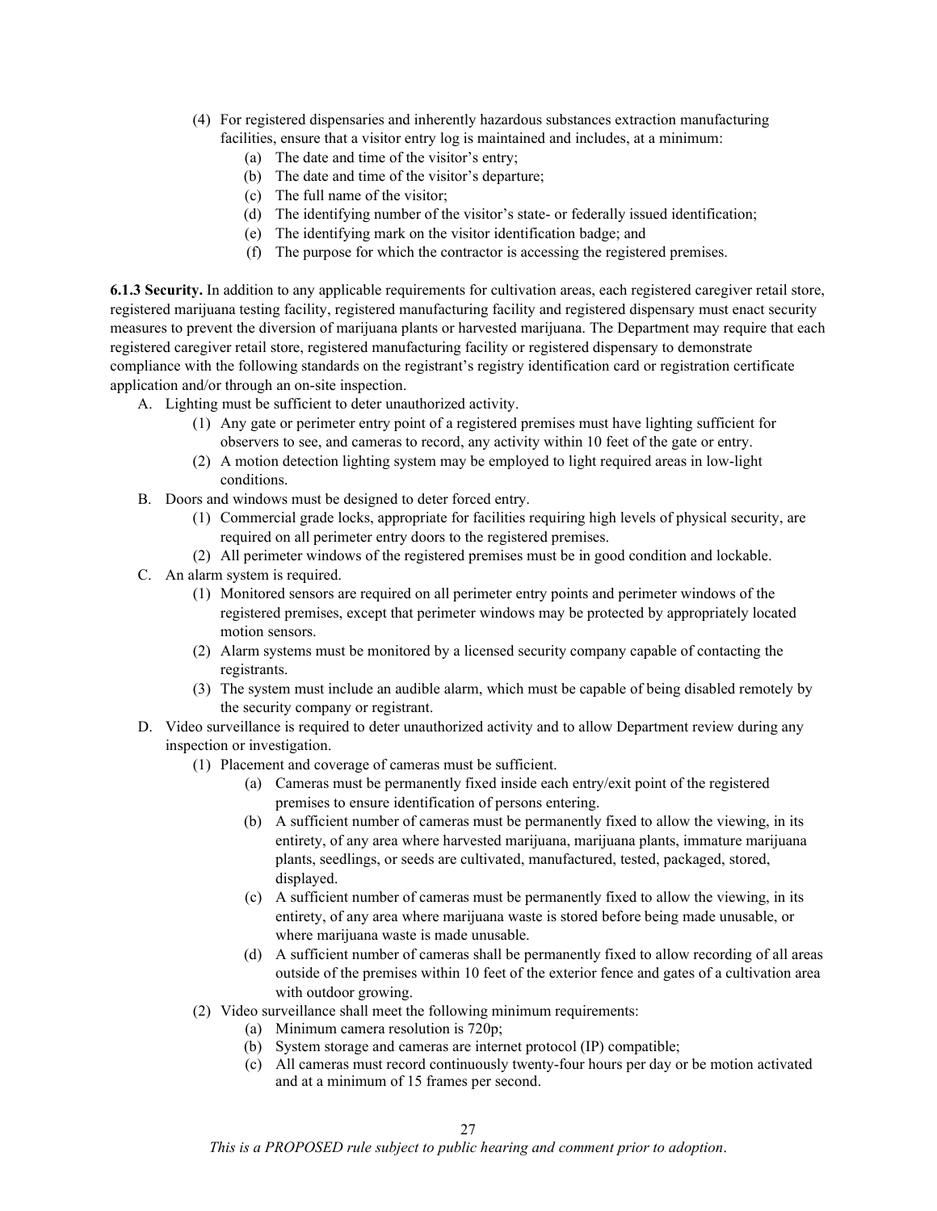(4) For registered dispensaries and inherently hazardous substances extraction manufacturing facilities, ensure that a visitor entry log is maintained and includes, at a minimum:
   - (a) The date and time of the visitor's entry;
   - (b) The date and time of the visitor's departure;
   - (c) The full name of the visitor;
   - (d) The identifying number of the visitor's state- or federally issued identification;
   - (e) The identifying mark on the visitor identification badge; and
   - (f) The purpose for which the contractor is accessing the registered premises.

**6.1.3 Security.** In addition to any applicable requirements for cultivation areas, each registered caregiver retail store, registered marijuana testing facility, registered manufacturing facility and registered dispensary must enact security measures to prevent the diversion of marijuana plants or harvested marijuana. The Department may require that each registered caregiver retail store, registered manufacturing facility or registered dispensary to demonstrate compliance with the following standards on the registrant's registry identification card or registration certificate application and/or through an on-site inspection.

A. Lighting must be sufficient to deter unauthorized activity.
   - (1) Any gate or perimeter entry point of a registered premises must have lighting sufficient for observers to see, and cameras to record, any activity within 10 feet of the gate or entry.
   - (2) A motion detection lighting system may be employed to light required areas in low-light conditions.

B. Doors and windows must be designed to deter forced entry.
   - (1) Commercial grade locks, appropriate for facilities requiring high levels of physical security, are required on all perimeter entry doors to the registered premises.
   - (2) All perimeter windows of the registered premises must be in good condition and lockable.

C. An alarm system is required.
   - (1) Monitored sensors are required on all perimeter entry points and perimeter windows of the registered premises, except that perimeter windows may be protected by appropriately located motion sensors.
   - (2) Alarm systems must be monitored by a licensed security company capable of contacting the registrants.
   - (3) The system must include an audible alarm, which must be capable of being disabled remotely by the security company or registrant.

D. Video surveillance is required to deter unauthorized activity and to allow Department review during any inspection or investigation.
   - (1) Placement and coverage of cameras must be sufficient.
      - (a) Cameras must be permanently fixed inside each entry/exit point of the registered premises to ensure identification of persons entering.
      - (b) A sufficient number of cameras must be permanently fixed to allow the viewing, in its entirety, of any area where harvested marijuana, marijuana plants, immature marijuana plants, seedlings, or seeds are cultivated, manufactured, tested, packaged, stored, displayed.
      - (c) A sufficient number of cameras must be permanently fixed to allow the viewing, in its entirety, of any area where marijuana waste is stored before being made unusable, or where marijuana waste is made unusable.
      - (d) A sufficient number of cameras shall be permanently fixed to allow recording of all areas outside of the premises within 10 feet of the exterior fence and gates of a cultivation area with outdoor growing.
   - (2) Video surveillance shall meet the following minimum requirements:
      - (a) Minimum camera resolution is 720p;
      - (b) System storage and cameras are internet protocol (IP) compatible;
      - (c) All cameras must record continuously twenty-four hours per day or be motion activated and at a minimum of 15 frames per second.

*This is a PROPOSED rule subject to public hearing and comment prior to adoption.*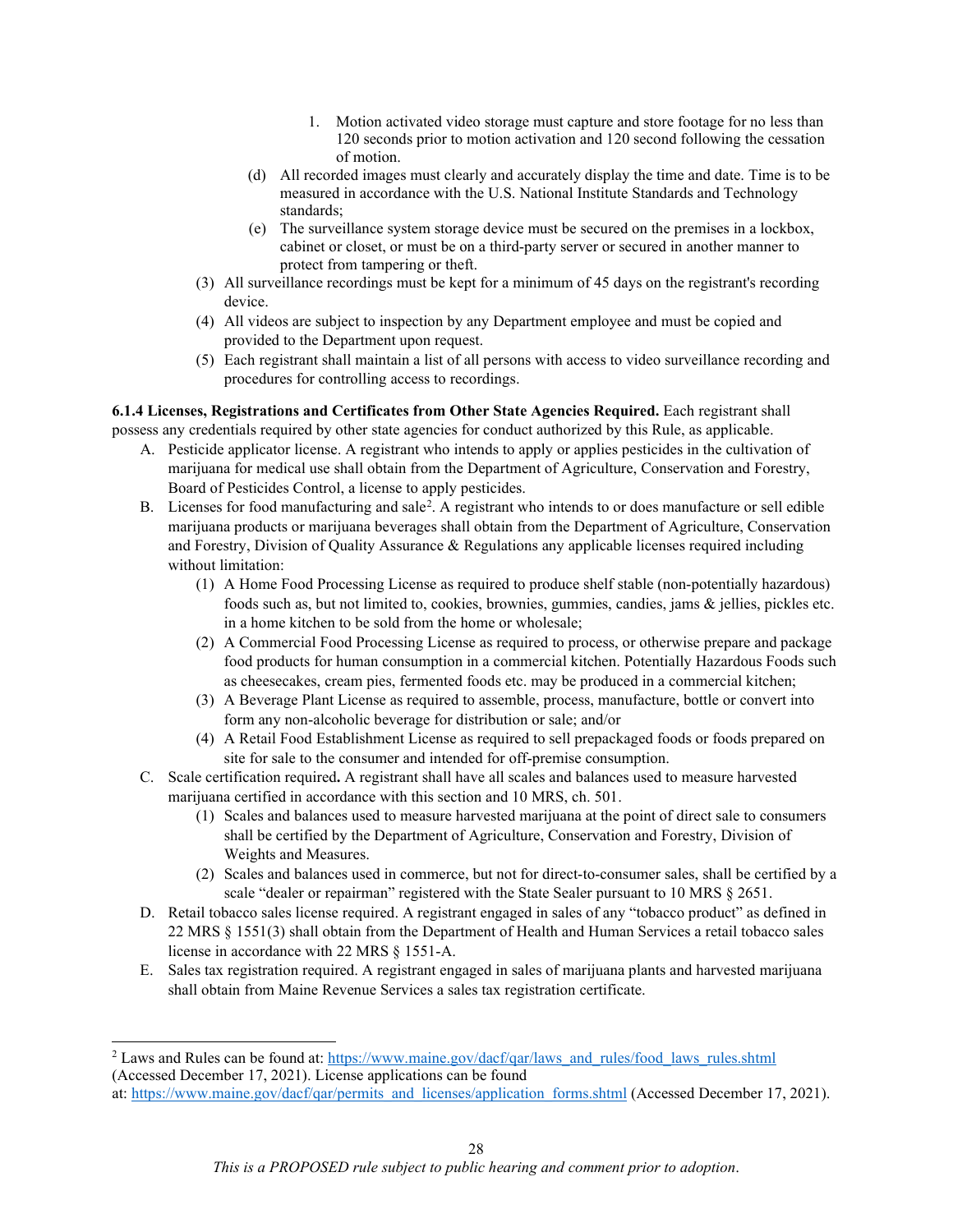1. Motion activated video storage must capture and store footage for no less than 120 seconds prior to motion activation and 120 second following the cessation of motion.

(d) All recorded images must clearly and accurately display the time and date. Time is to be measured in accordance with the U.S. National Institute Standards and Technology standards;

(e) The surveillance system storage device must be secured on the premises in a lockbox, cabinet or closet, or must be on a third-party server or secured in another manner to protect from tampering or theft.

(3) All surveillance recordings must be kept for a minimum of 45 days on the registrant's recording device.

(4) All videos are subject to inspection by any Department employee and must be copied and provided to the Department upon request.

(5) Each registrant shall maintain a list of all persons with access to video surveillance recording and procedures for controlling access to recordings.

**6.1.4 Licenses, Registrations and Certificates from Other State Agencies Required.** Each registrant shall possess any credentials required by other state agencies for conduct authorized by this Rule, as applicable.

A. Pesticide applicator license. A registrant who intends to apply or applies pesticides in the cultivation of marijuana for medical use shall obtain from the Department of Agriculture, Conservation and Forestry, Board of Pesticides Control, a license to apply pesticides.

B. Licenses for food manufacturing and sale[2]. A registrant who intends to or does manufacture or sell edible marijuana products or marijuana beverages shall obtain from the Department of Agriculture, Conservation and Forestry, Division of Quality Assurance & Regulations any applicable licenses required including without limitation:

(1) A Home Food Processing License as required to produce shelf stable (non-potentially hazardous) foods such as, but not limited to, cookies, brownies, gummies, candies, jams & jellies, pickles etc. in a home kitchen to be sold from the home or wholesale;

(2) A Commercial Food Processing License as required to process, or otherwise prepare and package food products for human consumption in a commercial kitchen. Potentially Hazardous Foods such as cheesecakes, cream pies, fermented foods etc. may be produced in a commercial kitchen;

(3) A Beverage Plant License as required to assemble, process, manufacture, bottle or convert into form any non-alcoholic beverage for distribution or sale; and/or

(4) A Retail Food Establishment License as required to sell prepackaged foods or foods prepared on site for sale to the consumer and intended for off-premise consumption.

C. Scale certification required**.** A registrant shall have all scales and balances used to measure harvested marijuana certified in accordance with this section and 10 MRS, ch. 501.

(1) Scales and balances used to measure harvested marijuana at the point of direct sale to consumers shall be certified by the Department of Agriculture, Conservation and Forestry, Division of Weights and Measures.

(2) Scales and balances used in commerce, but not for direct-to-consumer sales, shall be certified by a scale "dealer or repairman" registered with the State Sealer pursuant to 10 MRS § 2651.

D. Retail tobacco sales license required. A registrant engaged in sales of any "tobacco product" as defined in 22 MRS § 1551(3) shall obtain from the Department of Health and Human Services a retail tobacco sales license in accordance with 22 MRS § 1551-A.

E. Sales tax registration required. A registrant engaged in sales of marijuana plants and harvested marijuana shall obtain from Maine Revenue Services a sales tax registration certificate.

---

[2] Laws and Rules can be found at: https://www.maine.gov/dacf/qar/laws_and_rules/food_laws_rules.shtml (Accessed December 17, 2021). License applications can be found at: https://www.maine.gov/dacf/qar/permits_and_licenses/application_forms.shtml (Accessed December 17, 2021).

*This is a PROPOSED rule subject to public hearing and comment prior to adoption*.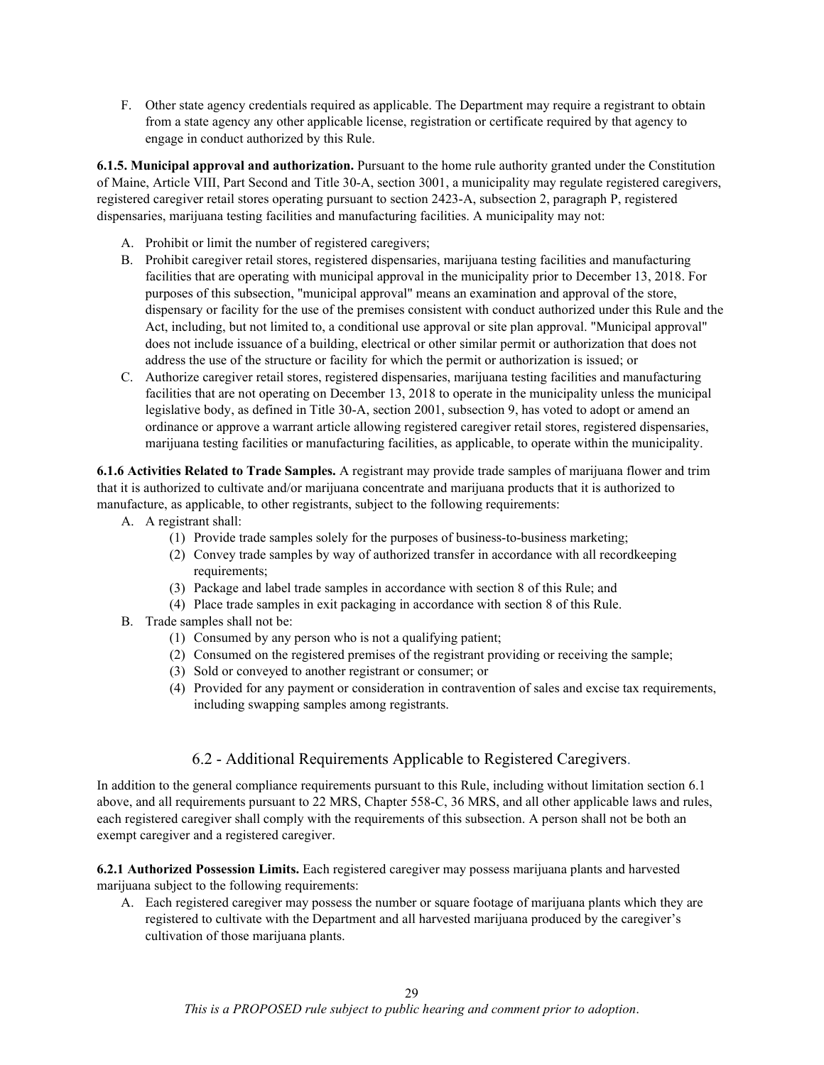F. Other state agency credentials required as applicable. The Department may require a registrant to obtain from a state agency any other applicable license, registration or certificate required by that agency to engage in conduct authorized by this Rule.

**6.1.5. Municipal approval and authorization.** Pursuant to the home rule authority granted under the Constitution of Maine, Article VIII, Part Second and Title 30-A, section 3001, a municipality may regulate registered caregivers, registered caregiver retail stores operating pursuant to section 2423-A, subsection 2, paragraph P, registered dispensaries, marijuana testing facilities and manufacturing facilities. A municipality may not:

A. Prohibit or limit the number of registered caregivers;

B. Prohibit caregiver retail stores, registered dispensaries, marijuana testing facilities and manufacturing facilities that are operating with municipal approval in the municipality prior to December 13, 2018. For purposes of this subsection, "municipal approval" means an examination and approval of the store, dispensary or facility for the use of the premises consistent with conduct authorized under this Rule and the Act, including, but not limited to, a conditional use approval or site plan approval. "Municipal approval" does not include issuance of a building, electrical or other similar permit or authorization that does not address the use of the structure or facility for which the permit or authorization is issued; or

C. Authorize caregiver retail stores, registered dispensaries, marijuana testing facilities and manufacturing facilities that are not operating on December 13, 2018 to operate in the municipality unless the municipal legislative body, as defined in Title 30-A, section 2001, subsection 9, has voted to adopt or amend an ordinance or approve a warrant article allowing registered caregiver retail stores, registered dispensaries, marijuana testing facilities or manufacturing facilities, as applicable, to operate within the municipality.

**6.1.6 Activities Related to Trade Samples.** A registrant may provide trade samples of marijuana flower and trim that it is authorized to cultivate and/or marijuana concentrate and marijuana products that it is authorized to manufacture, as applicable, to other registrants, subject to the following requirements:

A. A registrant shall:
   (1) Provide trade samples solely for the purposes of business-to-business marketing;
   (2) Convey trade samples by way of authorized transfer in accordance with all recordkeeping requirements;
   (3) Package and label trade samples in accordance with section 8 of this Rule; and
   (4) Place trade samples in exit packaging in accordance with section 8 of this Rule.

B. Trade samples shall not be:
   (1) Consumed by any person who is not a qualifying patient;
   (2) Consumed on the registered premises of the registrant providing or receiving the sample;
   (3) Sold or conveyed to another registrant or consumer; or
   (4) Provided for any payment or consideration in contravention of sales and excise tax requirements, including swapping samples among registrants.

## 6.2 - Additional Requirements Applicable to Registered Caregivers.

In addition to the general compliance requirements pursuant to this Rule, including without limitation section 6.1 above, and all requirements pursuant to 22 MRS, Chapter 558-C, 36 MRS, and all other applicable laws and rules, each registered caregiver shall comply with the requirements of this subsection. A person shall not be both an exempt caregiver and a registered caregiver.

**6.2.1 Authorized Possession Limits.** Each registered caregiver may possess marijuana plants and harvested marijuana subject to the following requirements:

A. Each registered caregiver may possess the number or square footage of marijuana plants which they are registered to cultivate with the Department and all harvested marijuana produced by the caregiver's cultivation of those marijuana plants.

*This is a PROPOSED rule subject to public hearing and comment prior to adoption.*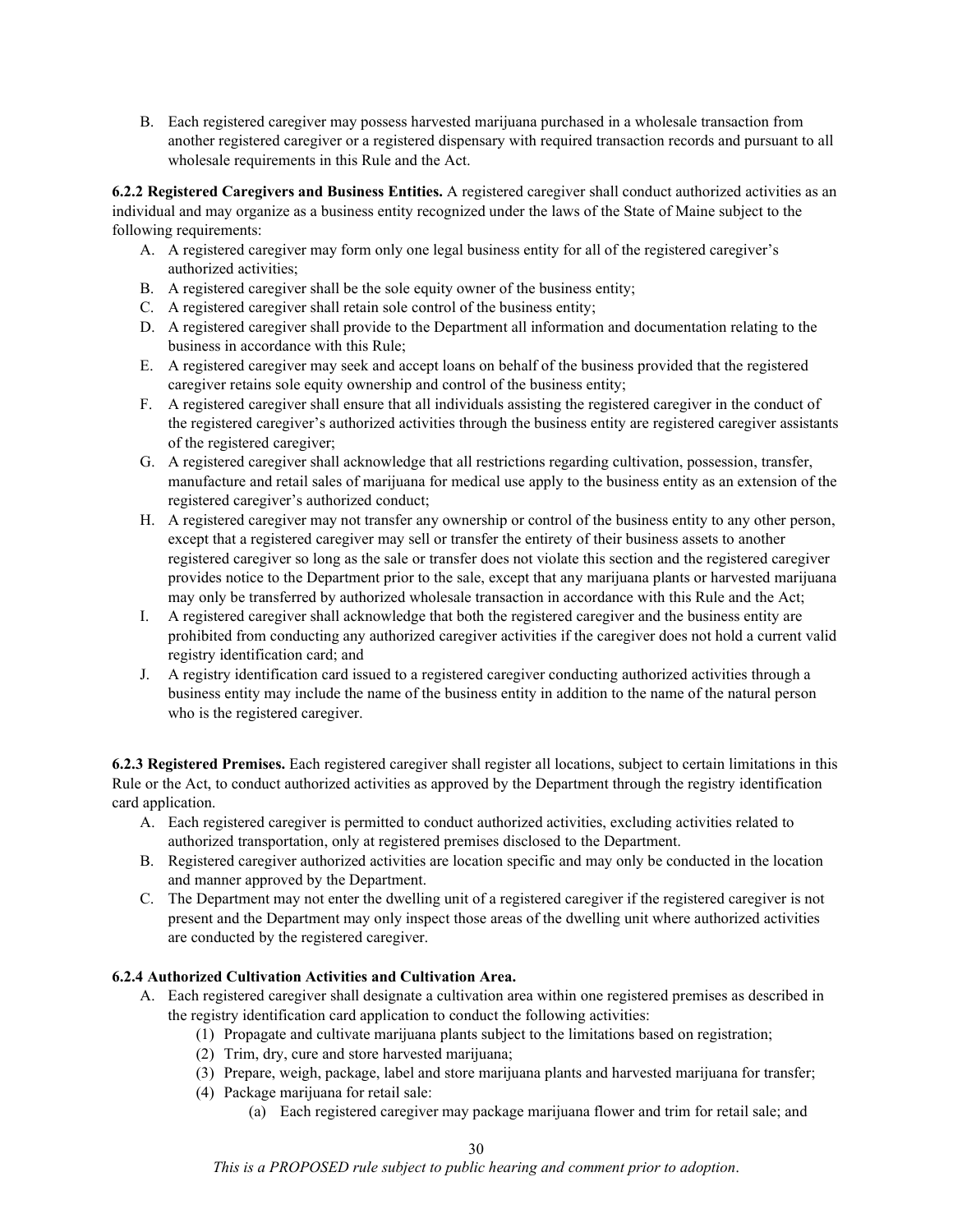B. Each registered caregiver may possess harvested marijuana purchased in a wholesale transaction from another registered caregiver or a registered dispensary with required transaction records and pursuant to all wholesale requirements in this Rule and the Act.

**6.2.2 Registered Caregivers and Business Entities.** A registered caregiver shall conduct authorized activities as an individual and may organize as a business entity recognized under the laws of the State of Maine subject to the following requirements:

A. A registered caregiver may form only one legal business entity for all of the registered caregiver's authorized activities;
B. A registered caregiver shall be the sole equity owner of the business entity;
C. A registered caregiver shall retain sole control of the business entity;
D. A registered caregiver shall provide to the Department all information and documentation relating to the business in accordance with this Rule;
E. A registered caregiver may seek and accept loans on behalf of the business provided that the registered caregiver retains sole equity ownership and control of the business entity;
F. A registered caregiver shall ensure that all individuals assisting the registered caregiver in the conduct of the registered caregiver's authorized activities through the business entity are registered caregiver assistants of the registered caregiver;
G. A registered caregiver shall acknowledge that all restrictions regarding cultivation, possession, transfer, manufacture and retail sales of marijuana for medical use apply to the business entity as an extension of the registered caregiver's authorized conduct;
H. A registered caregiver may not transfer any ownership or control of the business entity to any other person, except that a registered caregiver may sell or transfer the entirety of their business assets to another registered caregiver so long as the sale or transfer does not violate this section and the registered caregiver provides notice to the Department prior to the sale, except that any marijuana plants or harvested marijuana may only be transferred by authorized wholesale transaction in accordance with this Rule and the Act;
I. A registered caregiver shall acknowledge that both the registered caregiver and the business entity are prohibited from conducting any authorized caregiver activities if the caregiver does not hold a current valid registry identification card; and
J. A registry identification card issued to a registered caregiver conducting authorized activities through a business entity may include the name of the business entity in addition to the name of the natural person who is the registered caregiver.

**6.2.3 Registered Premises.** Each registered caregiver shall register all locations, subject to certain limitations in this Rule or the Act, to conduct authorized activities as approved by the Department through the registry identification card application.

A. Each registered caregiver is permitted to conduct authorized activities, excluding activities related to authorized transportation, only at registered premises disclosed to the Department.
B. Registered caregiver authorized activities are location specific and may only be conducted in the location and manner approved by the Department.
C. The Department may not enter the dwelling unit of a registered caregiver if the registered caregiver is not present and the Department may only inspect those areas of the dwelling unit where authorized activities are conducted by the registered caregiver.

**6.2.4 Authorized Cultivation Activities and Cultivation Area.**

A. Each registered caregiver shall designate a cultivation area within one registered premises as described in the registry identification card application to conduct the following activities:
   (1) Propagate and cultivate marijuana plants subject to the limitations based on registration;
   (2) Trim, dry, cure and store harvested marijuana;
   (3) Prepare, weigh, package, label and store marijuana plants and harvested marijuana for transfer;
   (4) Package marijuana for retail sale:
      (a) Each registered caregiver may package marijuana flower and trim for retail sale; and

*This is a PROPOSED rule subject to public hearing and comment prior to adoption.*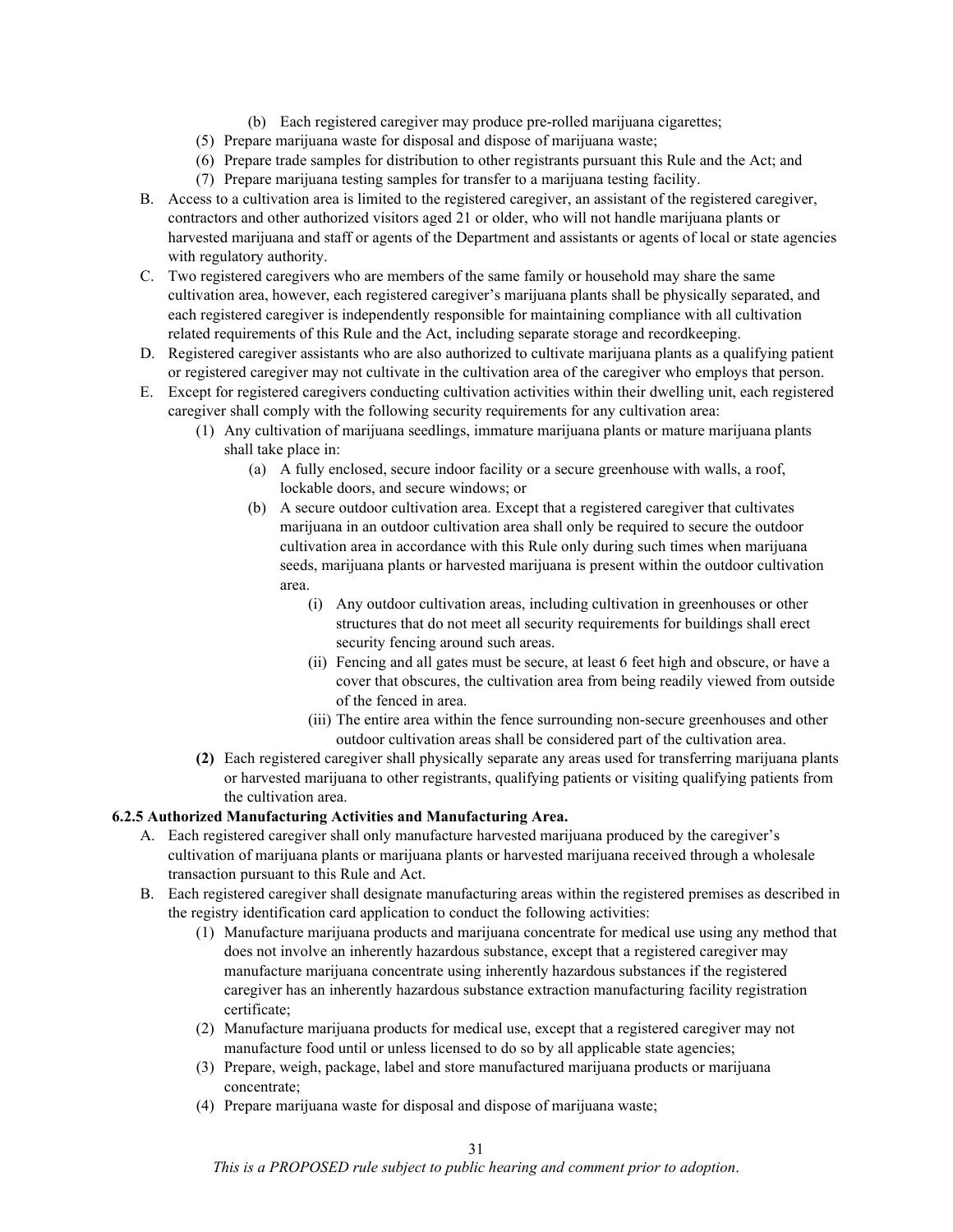(b) Each registered caregiver may produce pre-rolled marijuana cigarettes;

(5) Prepare marijuana waste for disposal and dispose of marijuana waste;

(6) Prepare trade samples for distribution to other registrants pursuant this Rule and the Act; and

(7) Prepare marijuana testing samples for transfer to a marijuana testing facility.

B. Access to a cultivation area is limited to the registered caregiver, an assistant of the registered caregiver, contractors and other authorized visitors aged 21 or older, who will not handle marijuana plants or harvested marijuana and staff or agents of the Department and assistants or agents of local or state agencies with regulatory authority.

C. Two registered caregivers who are members of the same family or household may share the same cultivation area, however, each registered caregiver's marijuana plants shall be physically separated, and each registered caregiver is independently responsible for maintaining compliance with all cultivation related requirements of this Rule and the Act, including separate storage and recordkeeping.

D. Registered caregiver assistants who are also authorized to cultivate marijuana plants as a qualifying patient or registered caregiver may not cultivate in the cultivation area of the caregiver who employs that person.

E. Except for registered caregivers conducting cultivation activities within their dwelling unit, each registered caregiver shall comply with the following security requirements for any cultivation area:

(1) Any cultivation of marijuana seedlings, immature marijuana plants or mature marijuana plants shall take place in:

(a) A fully enclosed, secure indoor facility or a secure greenhouse with walls, a roof, lockable doors, and secure windows; or

(b) A secure outdoor cultivation area. Except that a registered caregiver that cultivates marijuana in an outdoor cultivation area shall only be required to secure the outdoor cultivation area in accordance with this Rule only during such times when marijuana seeds, marijuana plants or harvested marijuana is present within the outdoor cultivation area.

(i) Any outdoor cultivation areas, including cultivation in greenhouses or other structures that do not meet all security requirements for buildings shall erect security fencing around such areas.

(ii) Fencing and all gates must be secure, at least 6 feet high and obscure, or have a cover that obscures, the cultivation area from being readily viewed from outside of the fenced in area.

(iii) The entire area within the fence surrounding non-secure greenhouses and other outdoor cultivation areas shall be considered part of the cultivation area.

**(2)** Each registered caregiver shall physically separate any areas used for transferring marijuana plants or harvested marijuana to other registrants, qualifying patients or visiting qualifying patients from the cultivation area.

**6.2.5 Authorized Manufacturing Activities and Manufacturing Area.**

A. Each registered caregiver shall only manufacture harvested marijuana produced by the caregiver's cultivation of marijuana plants or marijuana plants or harvested marijuana received through a wholesale transaction pursuant to this Rule and Act.

B. Each registered caregiver shall designate manufacturing areas within the registered premises as described in the registry identification card application to conduct the following activities:

(1) Manufacture marijuana products and marijuana concentrate for medical use using any method that does not involve an inherently hazardous substance, except that a registered caregiver may manufacture marijuana concentrate using inherently hazardous substances if the registered caregiver has an inherently hazardous substance extraction manufacturing facility registration certificate;

(2) Manufacture marijuana products for medical use, except that a registered caregiver may not manufacture food until or unless licensed to do so by all applicable state agencies;

(3) Prepare, weigh, package, label and store manufactured marijuana products or marijuana concentrate;

(4) Prepare marijuana waste for disposal and dispose of marijuana waste;

*This is a PROPOSED rule subject to public hearing and comment prior to adoption.*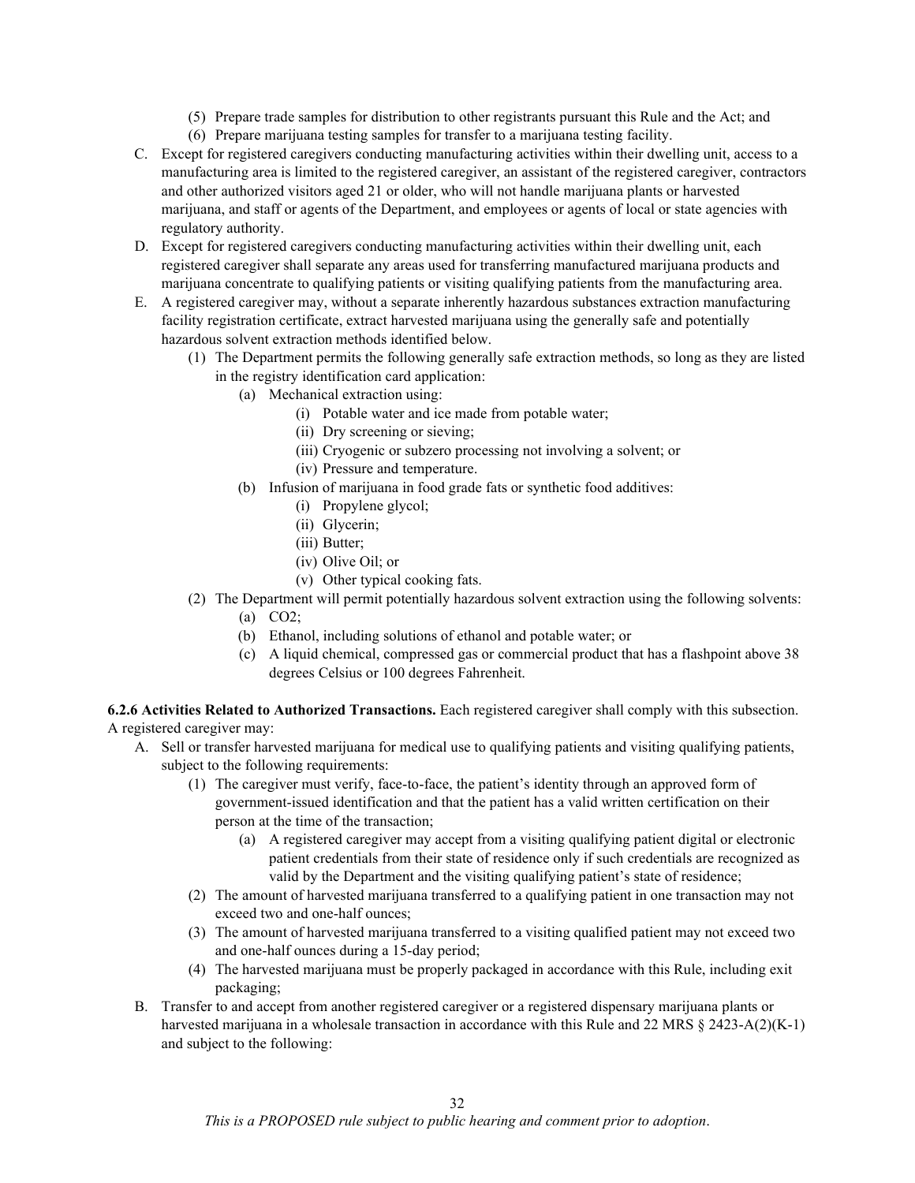(5) Prepare trade samples for distribution to other registrants pursuant this Rule and the Act; and
(6) Prepare marijuana testing samples for transfer to a marijuana testing facility.

C. Except for registered caregivers conducting manufacturing activities within their dwelling unit, access to a manufacturing area is limited to the registered caregiver, an assistant of the registered caregiver, contractors and other authorized visitors aged 21 or older, who will not handle marijuana plants or harvested marijuana, and staff or agents of the Department, and employees or agents of local or state agencies with regulatory authority.

D. Except for registered caregivers conducting manufacturing activities within their dwelling unit, each registered caregiver shall separate any areas used for transferring manufactured marijuana products and marijuana concentrate to qualifying patients or visiting qualifying patients from the manufacturing area.

E. A registered caregiver may, without a separate inherently hazardous substances extraction manufacturing facility registration certificate, extract harvested marijuana using the generally safe and potentially hazardous solvent extraction methods identified below.

(1) The Department permits the following generally safe extraction methods, so long as they are listed in the registry identification card application:

(a) Mechanical extraction using:

(i) Potable water and ice made from potable water;
(ii) Dry screening or sieving;
(iii) Cryogenic or subzero processing not involving a solvent; or
(iv) Pressure and temperature.

(b) Infusion of marijuana in food grade fats or synthetic food additives:

(i) Propylene glycol;
(ii) Glycerin;
(iii) Butter;
(iv) Olive Oil; or
(v) Other typical cooking fats.

(2) The Department will permit potentially hazardous solvent extraction using the following solvents:

(a) $CO_2$;
(b) Ethanol, including solutions of ethanol and potable water; or
(c) A liquid chemical, compressed gas or commercial product that has a flashpoint above 38 degrees Celsius or 100 degrees Fahrenheit.

**6.2.6 Activities Related to Authorized Transactions.** Each registered caregiver shall comply with this subsection. A registered caregiver may:

A. Sell or transfer harvested marijuana for medical use to qualifying patients and visiting qualifying patients, subject to the following requirements:

(1) The caregiver must verify, face-to-face, the patient's identity through an approved form of government-issued identification and that the patient has a valid written certification on their person at the time of the transaction;

(a) A registered caregiver may accept from a visiting qualifying patient digital or electronic patient credentials from their state of residence only if such credentials are recognized as valid by the Department and the visiting qualifying patient's state of residence;

(2) The amount of harvested marijuana transferred to a qualifying patient in one transaction may not exceed two and one-half ounces;
(3) The amount of harvested marijuana transferred to a visiting qualified patient may not exceed two and one-half ounces during a 15-day period;
(4) The harvested marijuana must be properly packaged in accordance with this Rule, including exit packaging;

B. Transfer to and accept from another registered caregiver or a registered dispensary marijuana plants or harvested marijuana in a wholesale transaction in accordance with this Rule and 22 MRS § 2423-A(2)(K-1) and subject to the following:

*This is a PROPOSED rule subject to public hearing and comment prior to adoption.*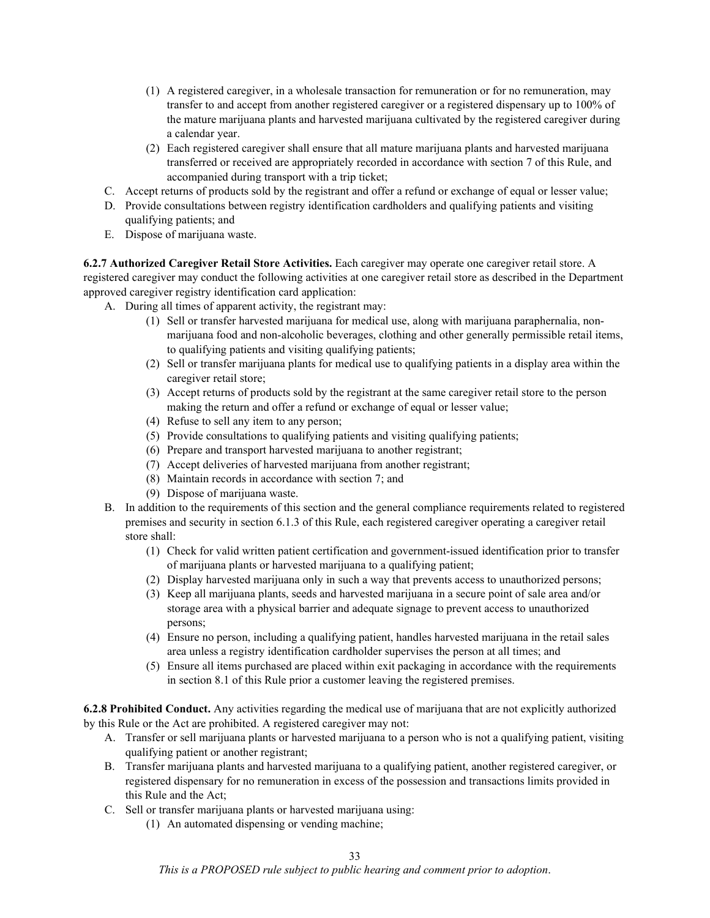(1) A registered caregiver, in a wholesale transaction for remuneration or for no remuneration, may transfer to and accept from another registered caregiver or a registered dispensary up to 100% of the mature marijuana plants and harvested marijuana cultivated by the registered caregiver during a calendar year.

(2) Each registered caregiver shall ensure that all mature marijuana plants and harvested marijuana transferred or received are appropriately recorded in accordance with section 7 of this Rule, and accompanied during transport with a trip ticket;

C. Accept returns of products sold by the registrant and offer a refund or exchange of equal or lesser value;

D. Provide consultations between registry identification cardholders and qualifying patients and visiting qualifying patients; and

E. Dispose of marijuana waste.

**6.2.7 Authorized Caregiver Retail Store Activities.** Each caregiver may operate one caregiver retail store. A registered caregiver may conduct the following activities at one caregiver retail store as described in the Department approved caregiver registry identification card application:

A. During all times of apparent activity, the registrant may:

(1) Sell or transfer harvested marijuana for medical use, along with marijuana paraphernalia, non-marijuana food and non-alcoholic beverages, clothing and other generally permissible retail items, to qualifying patients and visiting qualifying patients;

(2) Sell or transfer marijuana plants for medical use to qualifying patients in a display area within the caregiver retail store;

(3) Accept returns of products sold by the registrant at the same caregiver retail store to the person making the return and offer a refund or exchange of equal or lesser value;

(4) Refuse to sell any item to any person;

(5) Provide consultations to qualifying patients and visiting qualifying patients;

(6) Prepare and transport harvested marijuana to another registrant;

(7) Accept deliveries of harvested marijuana from another registrant;

(8) Maintain records in accordance with section 7; and

(9) Dispose of marijuana waste.

B. In addition to the requirements of this section and the general compliance requirements related to registered premises and security in section 6.1.3 of this Rule, each registered caregiver operating a caregiver retail store shall:

(1) Check for valid written patient certification and government-issued identification prior to transfer of marijuana plants or harvested marijuana to a qualifying patient;

(2) Display harvested marijuana only in such a way that prevents access to unauthorized persons;

(3) Keep all marijuana plants, seeds and harvested marijuana in a secure point of sale area and/or storage area with a physical barrier and adequate signage to prevent access to unauthorized persons;

(4) Ensure no person, including a qualifying patient, handles harvested marijuana in the retail sales area unless a registry identification cardholder supervises the person at all times; and

(5) Ensure all items purchased are placed within exit packaging in accordance with the requirements in section 8.1 of this Rule prior a customer leaving the registered premises.

**6.2.8 Prohibited Conduct.** Any activities regarding the medical use of marijuana that are not explicitly authorized by this Rule or the Act are prohibited. A registered caregiver may not:

A. Transfer or sell marijuana plants or harvested marijuana to a person who is not a qualifying patient, visiting qualifying patient or another registrant;

B. Transfer marijuana plants and harvested marijuana to a qualifying patient, another registered caregiver, or registered dispensary for no remuneration in excess of the possession and transactions limits provided in this Rule and the Act;

C. Sell or transfer marijuana plants or harvested marijuana using:

(1) An automated dispensing or vending machine;

*This is a PROPOSED rule subject to public hearing and comment prior to adoption.*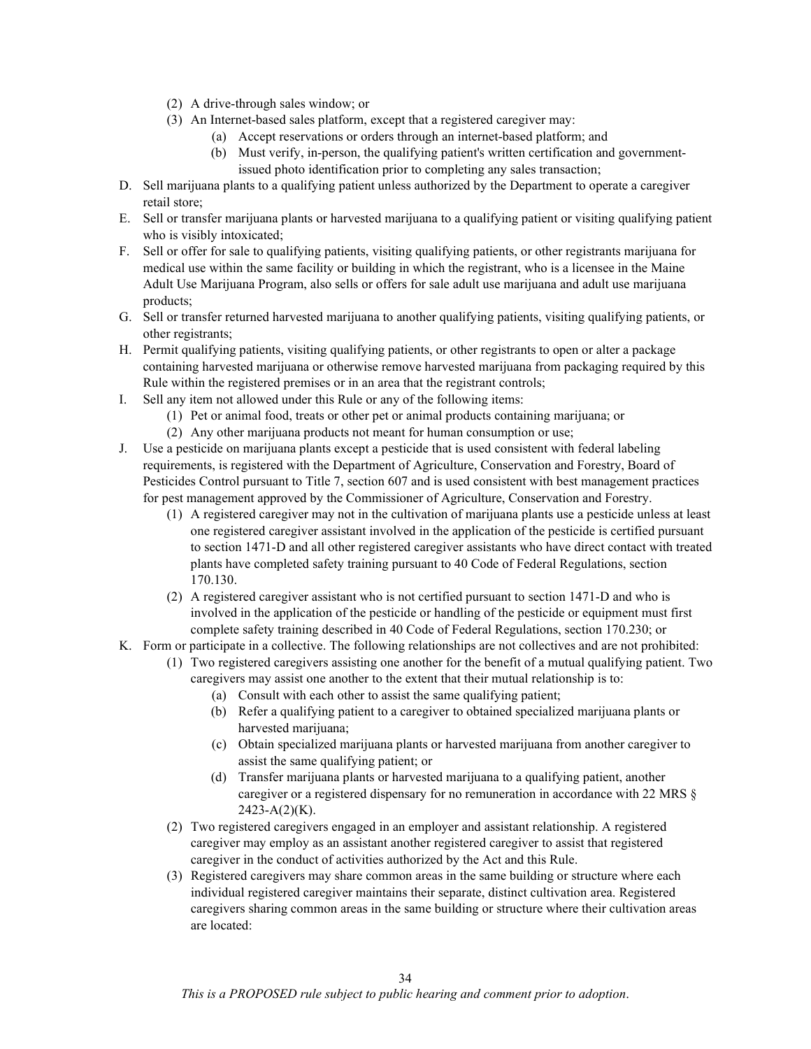(2) A drive-through sales window; or
(3) An Internet-based sales platform, except that a registered caregiver may:
  (a) Accept reservations or orders through an internet-based platform; and
  (b) Must verify, in-person, the qualifying patient's written certification and government-issued photo identification prior to completing any sales transaction;

D. Sell marijuana plants to a qualifying patient unless authorized by the Department to operate a caregiver retail store;

E. Sell or transfer marijuana plants or harvested marijuana to a qualifying patient or visiting qualifying patient who is visibly intoxicated;

F. Sell or offer for sale to qualifying patients, visiting qualifying patients, or other registrants marijuana for medical use within the same facility or building in which the registrant, who is a licensee in the Maine Adult Use Marijuana Program, also sells or offers for sale adult use marijuana and adult use marijuana products;

G. Sell or transfer returned harvested marijuana to another qualifying patients, visiting qualifying patients, or other registrants;

H. Permit qualifying patients, visiting qualifying patients, or other registrants to open or alter a package containing harvested marijuana or otherwise remove harvested marijuana from packaging required by this Rule within the registered premises or in an area that the registrant controls;

I. Sell any item not allowed under this Rule or any of the following items:
  (1) Pet or animal food, treats or other pet or animal products containing marijuana; or
  (2) Any other marijuana products not meant for human consumption or use;

J. Use a pesticide on marijuana plants except a pesticide that is used consistent with federal labeling requirements, is registered with the Department of Agriculture, Conservation and Forestry, Board of Pesticides Control pursuant to Title 7, section 607 and is used consistent with best management practices for pest management approved by the Commissioner of Agriculture, Conservation and Forestry.
  (1) A registered caregiver may not in the cultivation of marijuana plants use a pesticide unless at least one registered caregiver assistant involved in the application of the pesticide is certified pursuant to section 1471-D and all other registered caregiver assistants who have direct contact with treated plants have completed safety training pursuant to 40 Code of Federal Regulations, section 170.130.
  (2) A registered caregiver assistant who is not certified pursuant to section 1471-D and who is involved in the application of the pesticide or handling of the pesticide or equipment must first complete safety training described in 40 Code of Federal Regulations, section 170.230; or

K. Form or participate in a collective. The following relationships are not collectives and are not prohibited:
  (1) Two registered caregivers assisting one another for the benefit of a mutual qualifying patient. Two caregivers may assist one another to the extent that their mutual relationship is to:
    (a) Consult with each other to assist the same qualifying patient;
    (b) Refer a qualifying patient to a caregiver to obtained specialized marijuana plants or harvested marijuana;
    (c) Obtain specialized marijuana plants or harvested marijuana from another caregiver to assist the same qualifying patient; or
    (d) Transfer marijuana plants or harvested marijuana to a qualifying patient, another caregiver or a registered dispensary for no remuneration in accordance with 22 MRS § 2423-A(2)(K).
  (2) Two registered caregivers engaged in an employer and assistant relationship. A registered caregiver may employ as an assistant another registered caregiver to assist that registered caregiver in the conduct of activities authorized by the Act and this Rule.
  (3) Registered caregivers may share common areas in the same building or structure where each individual registered caregiver maintains their separate, distinct cultivation area. Registered caregivers sharing common areas in the same building or structure where their cultivation areas are located:

*This is a PROPOSED rule subject to public hearing and comment prior to adoption.*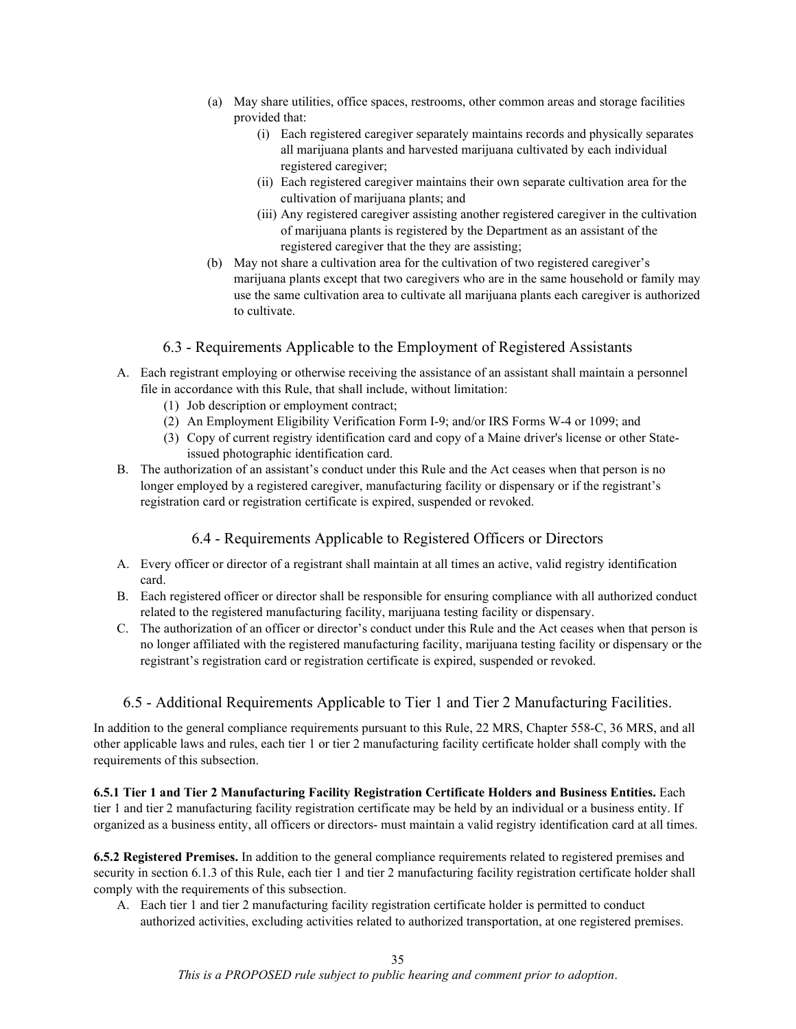(a) May share utilities, office spaces, restrooms, other common areas and storage facilities provided that:
    - (i) Each registered caregiver separately maintains records and physically separates all marijuana plants and harvested marijuana cultivated by each individual registered caregiver;
    - (ii) Each registered caregiver maintains their own separate cultivation area for the cultivation of marijuana plants; and
    - (iii) Any registered caregiver assisting another registered caregiver in the cultivation of marijuana plants is registered by the Department as an assistant of the registered caregiver that the they are assisting;

(b) May not share a cultivation area for the cultivation of two registered caregiver's marijuana plants except that two caregivers who are in the same household or family may use the same cultivation area to cultivate all marijuana plants each caregiver is authorized to cultivate.

## 6.3 - Requirements Applicable to the Employment of Registered Assistants

A. Each registrant employing or otherwise receiving the assistance of an assistant shall maintain a personnel file in accordance with this Rule, that shall include, without limitation:
   - (1) Job description or employment contract;
   - (2) An Employment Eligibility Verification Form I-9; and/or IRS Forms W-4 or 1099; and
   - (3) Copy of current registry identification card and copy of a Maine driver's license or other State-issued photographic identification card.

B. The authorization of an assistant's conduct under this Rule and the Act ceases when that person is no longer employed by a registered caregiver, manufacturing facility or dispensary or if the registrant's registration card or registration certificate is expired, suspended or revoked.

## 6.4 - Requirements Applicable to Registered Officers or Directors

A. Every officer or director of a registrant shall maintain at all times an active, valid registry identification card.

B. Each registered officer or director shall be responsible for ensuring compliance with all authorized conduct related to the registered manufacturing facility, marijuana testing facility or dispensary.

C. The authorization of an officer or director's conduct under this Rule and the Act ceases when that person is no longer affiliated with the registered manufacturing facility, marijuana testing facility or dispensary or the registrant's registration card or registration certificate is expired, suspended or revoked.

## 6.5 - Additional Requirements Applicable to Tier 1 and Tier 2 Manufacturing Facilities.

In addition to the general compliance requirements pursuant to this Rule, 22 MRS, Chapter 558-C, 36 MRS, and all other applicable laws and rules, each tier 1 or tier 2 manufacturing facility certificate holder shall comply with the requirements of this subsection.

**6.5.1 Tier 1 and Tier 2 Manufacturing Facility Registration Certificate Holders and Business Entities.** Each tier 1 and tier 2 manufacturing facility registration certificate may be held by an individual or a business entity. If organized as a business entity, all officers or directors- must maintain a valid registry identification card at all times.

**6.5.2 Registered Premises.** In addition to the general compliance requirements related to registered premises and security in section 6.1.3 of this Rule, each tier 1 and tier 2 manufacturing facility registration certificate holder shall comply with the requirements of this subsection.

A. Each tier 1 and tier 2 manufacturing facility registration certificate holder is permitted to conduct authorized activities, excluding activities related to authorized transportation, at one registered premises.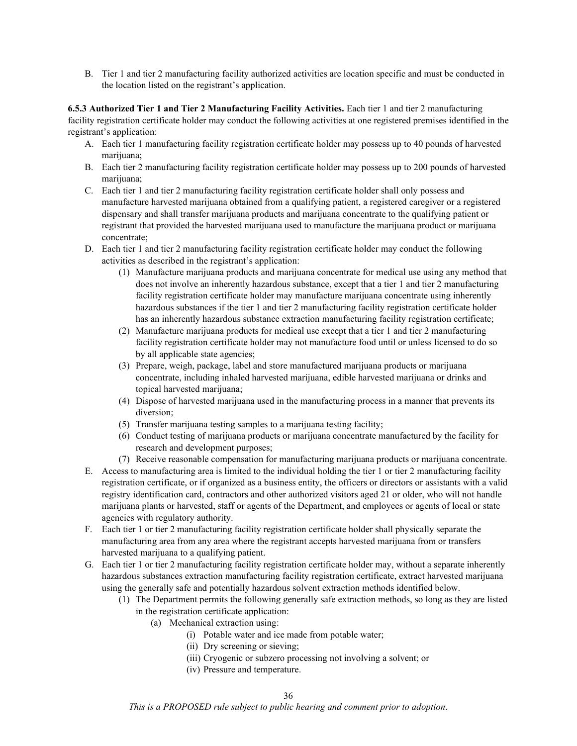B. Tier 1 and tier 2 manufacturing facility authorized activities are location specific and must be conducted in the location listed on the registrant's application.

**6.5.3 Authorized Tier 1 and Tier 2 Manufacturing Facility Activities.** Each tier 1 and tier 2 manufacturing facility registration certificate holder may conduct the following activities at one registered premises identified in the registrant's application:

A. Each tier 1 manufacturing facility registration certificate holder may possess up to 40 pounds of harvested marijuana;

B. Each tier 2 manufacturing facility registration certificate holder may possess up to 200 pounds of harvested marijuana;

C. Each tier 1 and tier 2 manufacturing facility registration certificate holder shall only possess and manufacture harvested marijuana obtained from a qualifying patient, a registered caregiver or a registered dispensary and shall transfer marijuana products and marijuana concentrate to the qualifying patient or registrant that provided the harvested marijuana used to manufacture the marijuana product or marijuana concentrate;

D. Each tier 1 and tier 2 manufacturing facility registration certificate holder may conduct the following activities as described in the registrant's application:

   (1) Manufacture marijuana products and marijuana concentrate for medical use using any method that does not involve an inherently hazardous substance, except that a tier 1 and tier 2 manufacturing facility registration certificate holder may manufacture marijuana concentrate using inherently hazardous substances if the tier 1 and tier 2 manufacturing facility registration certificate holder has an inherently hazardous substance extraction manufacturing facility registration certificate;

   (2) Manufacture marijuana products for medical use except that a tier 1 and tier 2 manufacturing facility registration certificate holder may not manufacture food until or unless licensed to do so by all applicable state agencies;

   (3) Prepare, weigh, package, label and store manufactured marijuana products or marijuana concentrate, including inhaled harvested marijuana, edible harvested marijuana or drinks and topical harvested marijuana;

   (4) Dispose of harvested marijuana used in the manufacturing process in a manner that prevents its diversion;

   (5) Transfer marijuana testing samples to a marijuana testing facility;

   (6) Conduct testing of marijuana products or marijuana concentrate manufactured by the facility for research and development purposes;

   (7) Receive reasonable compensation for manufacturing marijuana products or marijuana concentrate.

E. Access to manufacturing area is limited to the individual holding the tier 1 or tier 2 manufacturing facility registration certificate, or if organized as a business entity, the officers or directors or assistants with a valid registry identification card, contractors and other authorized visitors aged 21 or older, who will not handle marijuana plants or harvested, staff or agents of the Department, and employees or agents of local or state agencies with regulatory authority.

F. Each tier 1 or tier 2 manufacturing facility registration certificate holder shall physically separate the manufacturing area from any area where the registrant accepts harvested marijuana from or transfers harvested marijuana to a qualifying patient.

G. Each tier 1 or tier 2 manufacturing facility registration certificate holder may, without a separate inherently hazardous substances extraction manufacturing facility registration certificate, extract harvested marijuana using the generally safe and potentially hazardous solvent extraction methods identified below.

   (1) The Department permits the following generally safe extraction methods, so long as they are listed in the registration certificate application:

      (a) Mechanical extraction using:

         (i) Potable water and ice made from potable water;

         (ii) Dry screening or sieving;

         (iii) Cryogenic or subzero processing not involving a solvent; or

         (iv) Pressure and temperature.

*This is a PROPOSED rule subject to public hearing and comment prior to adoption*.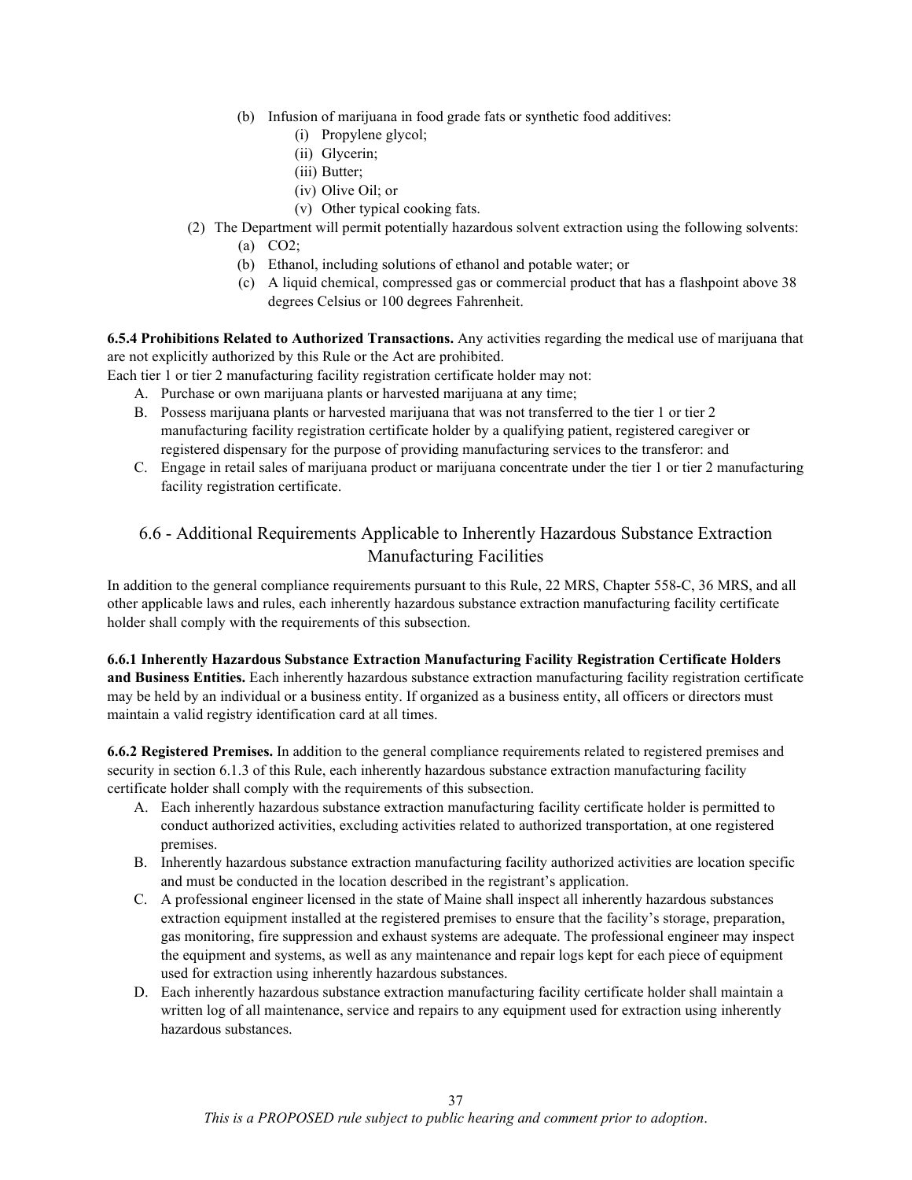(b) Infusion of marijuana in food grade fats or synthetic food additives:
   (i) Propylene glycol;
   (ii) Glycerin;
   (iii) Butter;
   (iv) Olive Oil; or
   (v) Other typical cooking fats.

(2) The Department will permit potentially hazardous solvent extraction using the following solvents:
   (a) $CO_2$;
   (b) Ethanol, including solutions of ethanol and potable water; or
   (c) A liquid chemical, compressed gas or commercial product that has a flashpoint above 38 degrees Celsius or 100 degrees Fahrenheit.

**6.5.4 Prohibitions Related to Authorized Transactions.** Any activities regarding the medical use of marijuana that are not explicitly authorized by this Rule or the Act are prohibited.

Each tier 1 or tier 2 manufacturing facility registration certificate holder may not:

A. Purchase or own marijuana plants or harvested marijuana at any time;
B. Possess marijuana plants or harvested marijuana that was not transferred to the tier 1 or tier 2 manufacturing facility registration certificate holder by a qualifying patient, registered caregiver or registered dispensary for the purpose of providing manufacturing services to the transferor: and
C. Engage in retail sales of marijuana product or marijuana concentrate under the tier 1 or tier 2 manufacturing facility registration certificate.

## 6.6 - Additional Requirements Applicable to Inherently Hazardous Substance Extraction Manufacturing Facilities

In addition to the general compliance requirements pursuant to this Rule, 22 MRS, Chapter 558-C, 36 MRS, and all other applicable laws and rules, each inherently hazardous substance extraction manufacturing facility certificate holder shall comply with the requirements of this subsection.

**6.6.1 Inherently Hazardous Substance Extraction Manufacturing Facility Registration Certificate Holders and Business Entities.** Each inherently hazardous substance extraction manufacturing facility registration certificate may be held by an individual or a business entity. If organized as a business entity, all officers or directors must maintain a valid registry identification card at all times.

**6.6.2 Registered Premises.** In addition to the general compliance requirements related to registered premises and security in section 6.1.3 of this Rule, each inherently hazardous substance extraction manufacturing facility certificate holder shall comply with the requirements of this subsection.

A. Each inherently hazardous substance extraction manufacturing facility certificate holder is permitted to conduct authorized activities, excluding activities related to authorized transportation, at one registered premises.
B. Inherently hazardous substance extraction manufacturing facility authorized activities are location specific and must be conducted in the location described in the registrant's application.
C. A professional engineer licensed in the state of Maine shall inspect all inherently hazardous substances extraction equipment installed at the registered premises to ensure that the facility's storage, preparation, gas monitoring, fire suppression and exhaust systems are adequate. The professional engineer may inspect the equipment and systems, as well as any maintenance and repair logs kept for each piece of equipment used for extraction using inherently hazardous substances.
D. Each inherently hazardous substance extraction manufacturing facility certificate holder shall maintain a written log of all maintenance, service and repairs to any equipment used for extraction using inherently hazardous substances.

*This is a PROPOSED rule subject to public hearing and comment prior to adoption.*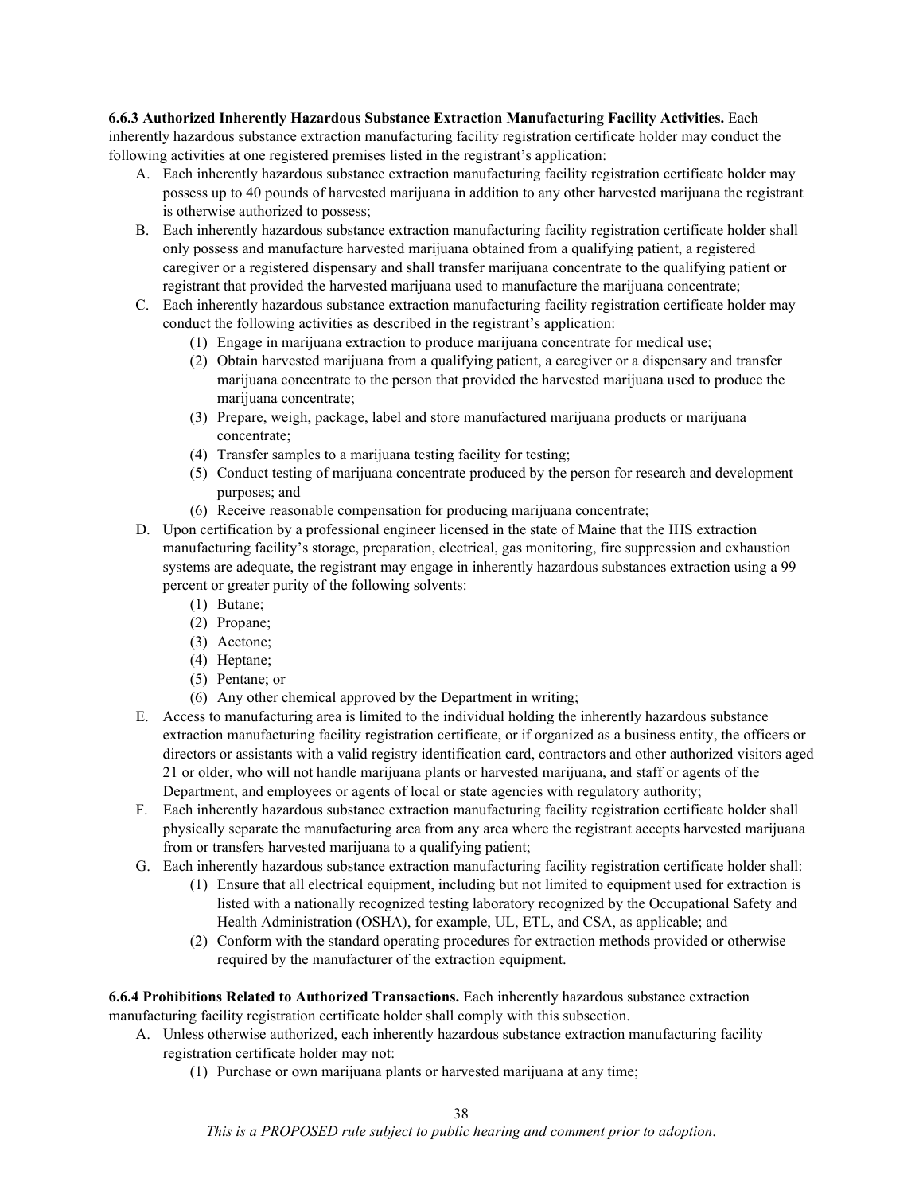**6.6.3 Authorized Inherently Hazardous Substance Extraction Manufacturing Facility Activities.** Each inherently hazardous substance extraction manufacturing facility registration certificate holder may conduct the following activities at one registered premises listed in the registrant's application:

A. Each inherently hazardous substance extraction manufacturing facility registration certificate holder may possess up to 40 pounds of harvested marijuana in addition to any other harvested marijuana the registrant is otherwise authorized to possess;

B. Each inherently hazardous substance extraction manufacturing facility registration certificate holder shall only possess and manufacture harvested marijuana obtained from a qualifying patient, a registered caregiver or a registered dispensary and shall transfer marijuana concentrate to the qualifying patient or registrant that provided the harvested marijuana used to manufacture the marijuana concentrate;

C. Each inherently hazardous substance extraction manufacturing facility registration certificate holder may conduct the following activities as described in the registrant's application:
   (1) Engage in marijuana extraction to produce marijuana concentrate for medical use;
   (2) Obtain harvested marijuana from a qualifying patient, a caregiver or a dispensary and transfer marijuana concentrate to the person that provided the harvested marijuana used to produce the marijuana concentrate;
   (3) Prepare, weigh, package, label and store manufactured marijuana products or marijuana concentrate;
   (4) Transfer samples to a marijuana testing facility for testing;
   (5) Conduct testing of marijuana concentrate produced by the person for research and development purposes; and
   (6) Receive reasonable compensation for producing marijuana concentrate;

D. Upon certification by a professional engineer licensed in the state of Maine that the IHS extraction manufacturing facility's storage, preparation, electrical, gas monitoring, fire suppression and exhaustion systems are adequate, the registrant may engage in inherently hazardous substances extraction using a 99 percent or greater purity of the following solvents:
   (1) Butane;
   (2) Propane;
   (3) Acetone;
   (4) Heptane;
   (5) Pentane; or
   (6) Any other chemical approved by the Department in writing;

E. Access to manufacturing area is limited to the individual holding the inherently hazardous substance extraction manufacturing facility registration certificate, or if organized as a business entity, the officers or directors or assistants with a valid registry identification card, contractors and other authorized visitors aged 21 or older, who will not handle marijuana plants or harvested marijuana, and staff or agents of the Department, and employees or agents of local or state agencies with regulatory authority;

F. Each inherently hazardous substance extraction manufacturing facility registration certificate holder shall physically separate the manufacturing area from any area where the registrant accepts harvested marijuana from or transfers harvested marijuana to a qualifying patient;

G. Each inherently hazardous substance extraction manufacturing facility registration certificate holder shall:
   (1) Ensure that all electrical equipment, including but not limited to equipment used for extraction is listed with a nationally recognized testing laboratory recognized by the Occupational Safety and Health Administration (OSHA), for example, UL, ETL, and CSA, as applicable; and
   (2) Conform with the standard operating procedures for extraction methods provided or otherwise required by the manufacturer of the extraction equipment.

**6.6.4 Prohibitions Related to Authorized Transactions.** Each inherently hazardous substance extraction manufacturing facility registration certificate holder shall comply with this subsection.

A. Unless otherwise authorized, each inherently hazardous substance extraction manufacturing facility registration certificate holder may not:
   (1) Purchase or own marijuana plants or harvested marijuana at any time;

*This is a PROPOSED rule subject to public hearing and comment prior to adoption.*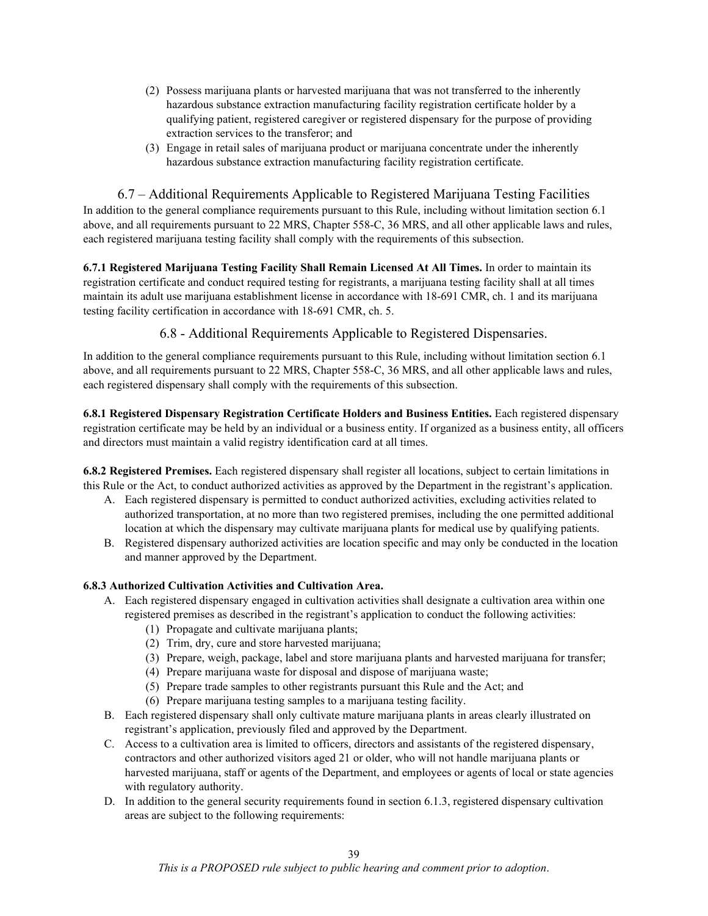(2) Possess marijuana plants or harvested marijuana that was not transferred to the inherently hazardous substance extraction manufacturing facility registration certificate holder by a qualifying patient, registered caregiver or registered dispensary for the purpose of providing extraction services to the transferor; and

(3) Engage in retail sales of marijuana product or marijuana concentrate under the inherently hazardous substance extraction manufacturing facility registration certificate.

## 6.7 – Additional Requirements Applicable to Registered Marijuana Testing Facilities

In addition to the general compliance requirements pursuant to this Rule, including without limitation section 6.1 above, and all requirements pursuant to 22 MRS, Chapter 558-C, 36 MRS, and all other applicable laws and rules, each registered marijuana testing facility shall comply with the requirements of this subsection.

**6.7.1 Registered Marijuana Testing Facility Shall Remain Licensed At All Times.** In order to maintain its registration certificate and conduct required testing for registrants, a marijuana testing facility shall at all times maintain its adult use marijuana establishment license in accordance with 18-691 CMR, ch. 1 and its marijuana testing facility certification in accordance with 18-691 CMR, ch. 5.

## 6.8 - Additional Requirements Applicable to Registered Dispensaries.

In addition to the general compliance requirements pursuant to this Rule, including without limitation section 6.1 above, and all requirements pursuant to 22 MRS, Chapter 558-C, 36 MRS, and all other applicable laws and rules, each registered dispensary shall comply with the requirements of this subsection.

**6.8.1 Registered Dispensary Registration Certificate Holders and Business Entities.** Each registered dispensary registration certificate may be held by an individual or a business entity. If organized as a business entity, all officers and directors must maintain a valid registry identification card at all times.

**6.8.2 Registered Premises.** Each registered dispensary shall register all locations, subject to certain limitations in this Rule or the Act, to conduct authorized activities as approved by the Department in the registrant's application.

A. Each registered dispensary is permitted to conduct authorized activities, excluding activities related to authorized transportation, at no more than two registered premises, including the one permitted additional location at which the dispensary may cultivate marijuana plants for medical use by qualifying patients.

B. Registered dispensary authorized activities are location specific and may only be conducted in the location and manner approved by the Department.

**6.8.3 Authorized Cultivation Activities and Cultivation Area.**

A. Each registered dispensary engaged in cultivation activities shall designate a cultivation area within one registered premises as described in the registrant's application to conduct the following activities:

(1) Propagate and cultivate marijuana plants;

(2) Trim, dry, cure and store harvested marijuana;

(3) Prepare, weigh, package, label and store marijuana plants and harvested marijuana for transfer;

(4) Prepare marijuana waste for disposal and dispose of marijuana waste;

(5) Prepare trade samples to other registrants pursuant this Rule and the Act; and

(6) Prepare marijuana testing samples to a marijuana testing facility.

B. Each registered dispensary shall only cultivate mature marijuana plants in areas clearly illustrated on registrant's application, previously filed and approved by the Department.

C. Access to a cultivation area is limited to officers, directors and assistants of the registered dispensary, contractors and other authorized visitors aged 21 or older, who will not handle marijuana plants or harvested marijuana, staff or agents of the Department, and employees or agents of local or state agencies with regulatory authority.

D. In addition to the general security requirements found in section 6.1.3, registered dispensary cultivation areas are subject to the following requirements:

*This is a PROPOSED rule subject to public hearing and comment prior to adoption*.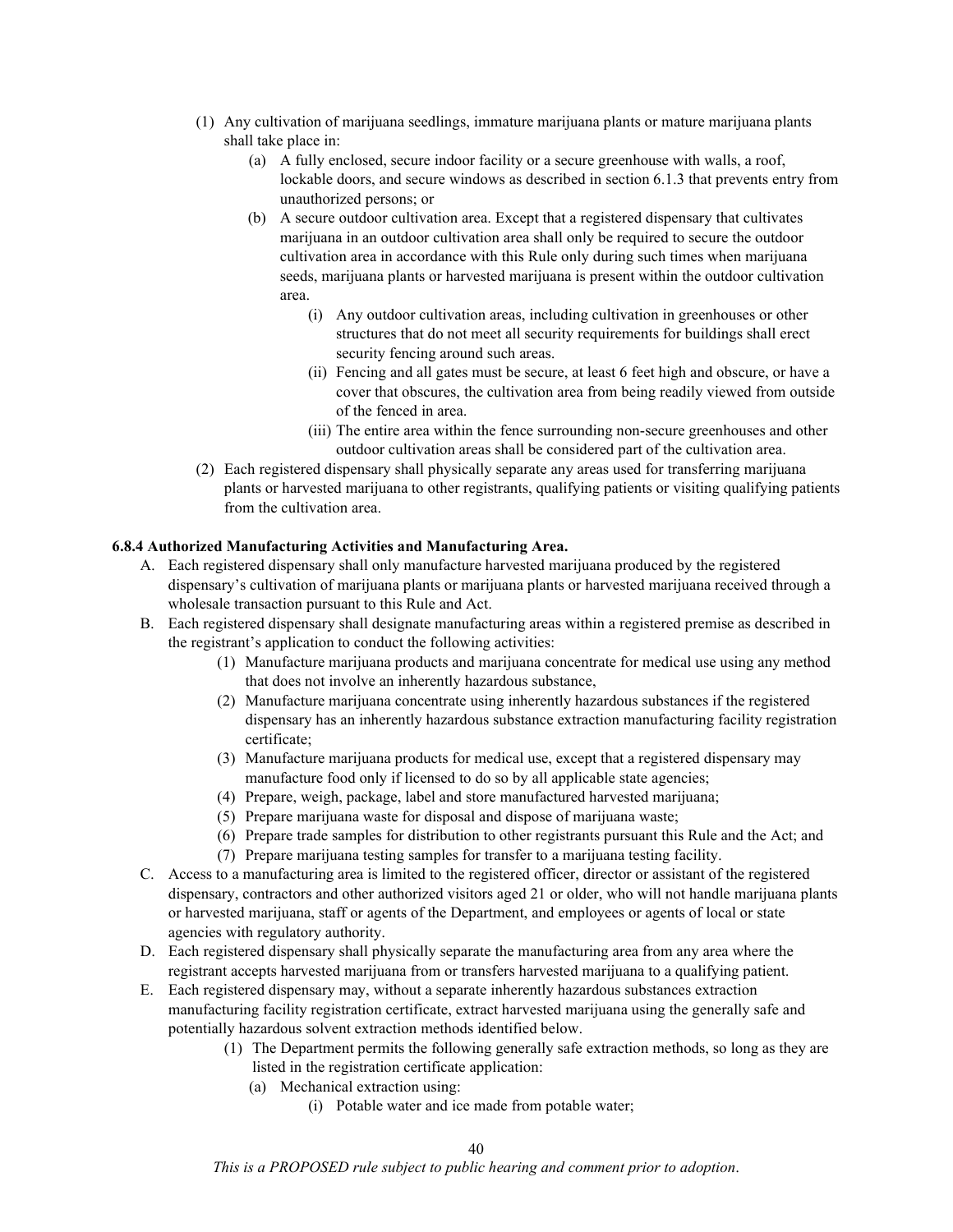(1) Any cultivation of marijuana seedlings, immature marijuana plants or mature marijuana plants shall take place in:

   (a) A fully enclosed, secure indoor facility or a secure greenhouse with walls, a roof, lockable doors, and secure windows as described in section 6.1.3 that prevents entry from unauthorized persons; or

   (b) A secure outdoor cultivation area. Except that a registered dispensary that cultivates marijuana in an outdoor cultivation area shall only be required to secure the outdoor cultivation area in accordance with this Rule only during such times when marijuana seeds, marijuana plants or harvested marijuana is present within the outdoor cultivation area.

      (i) Any outdoor cultivation areas, including cultivation in greenhouses or other structures that do not meet all security requirements for buildings shall erect security fencing around such areas.

      (ii) Fencing and all gates must be secure, at least 6 feet high and obscure, or have a cover that obscures, the cultivation area from being readily viewed from outside of the fenced in area.

      (iii) The entire area within the fence surrounding non-secure greenhouses and other outdoor cultivation areas shall be considered part of the cultivation area.

(2) Each registered dispensary shall physically separate any areas used for transferring marijuana plants or harvested marijuana to other registrants, qualifying patients or visiting qualifying patients from the cultivation area.

**6.8.4 Authorized Manufacturing Activities and Manufacturing Area.**

A. Each registered dispensary shall only manufacture harvested marijuana produced by the registered dispensary's cultivation of marijuana plants or marijuana plants or harvested marijuana received through a wholesale transaction pursuant to this Rule and Act.

B. Each registered dispensary shall designate manufacturing areas within a registered premise as described in the registrant's application to conduct the following activities:

   (1) Manufacture marijuana products and marijuana concentrate for medical use using any method that does not involve an inherently hazardous substance,

   (2) Manufacture marijuana concentrate using inherently hazardous substances if the registered dispensary has an inherently hazardous substance extraction manufacturing facility registration certificate;

   (3) Manufacture marijuana products for medical use, except that a registered dispensary may manufacture food only if licensed to do so by all applicable state agencies;

   (4) Prepare, weigh, package, label and store manufactured harvested marijuana;

   (5) Prepare marijuana waste for disposal and dispose of marijuana waste;

   (6) Prepare trade samples for distribution to other registrants pursuant this Rule and the Act; and

   (7) Prepare marijuana testing samples for transfer to a marijuana testing facility.

C. Access to a manufacturing area is limited to the registered officer, director or assistant of the registered dispensary, contractors and other authorized visitors aged 21 or older, who will not handle marijuana plants or harvested marijuana, staff or agents of the Department, and employees or agents of local or state agencies with regulatory authority.

D. Each registered dispensary shall physically separate the manufacturing area from any area where the registrant accepts harvested marijuana from or transfers harvested marijuana to a qualifying patient.

E. Each registered dispensary may, without a separate inherently hazardous substances extraction manufacturing facility registration certificate, extract harvested marijuana using the generally safe and potentially hazardous solvent extraction methods identified below.

   (1) The Department permits the following generally safe extraction methods, so long as they are listed in the registration certificate application:

      (a) Mechanical extraction using:

         (i) Potable water and ice made from potable water;

*This is a PROPOSED rule subject to public hearing and comment prior to adoption.*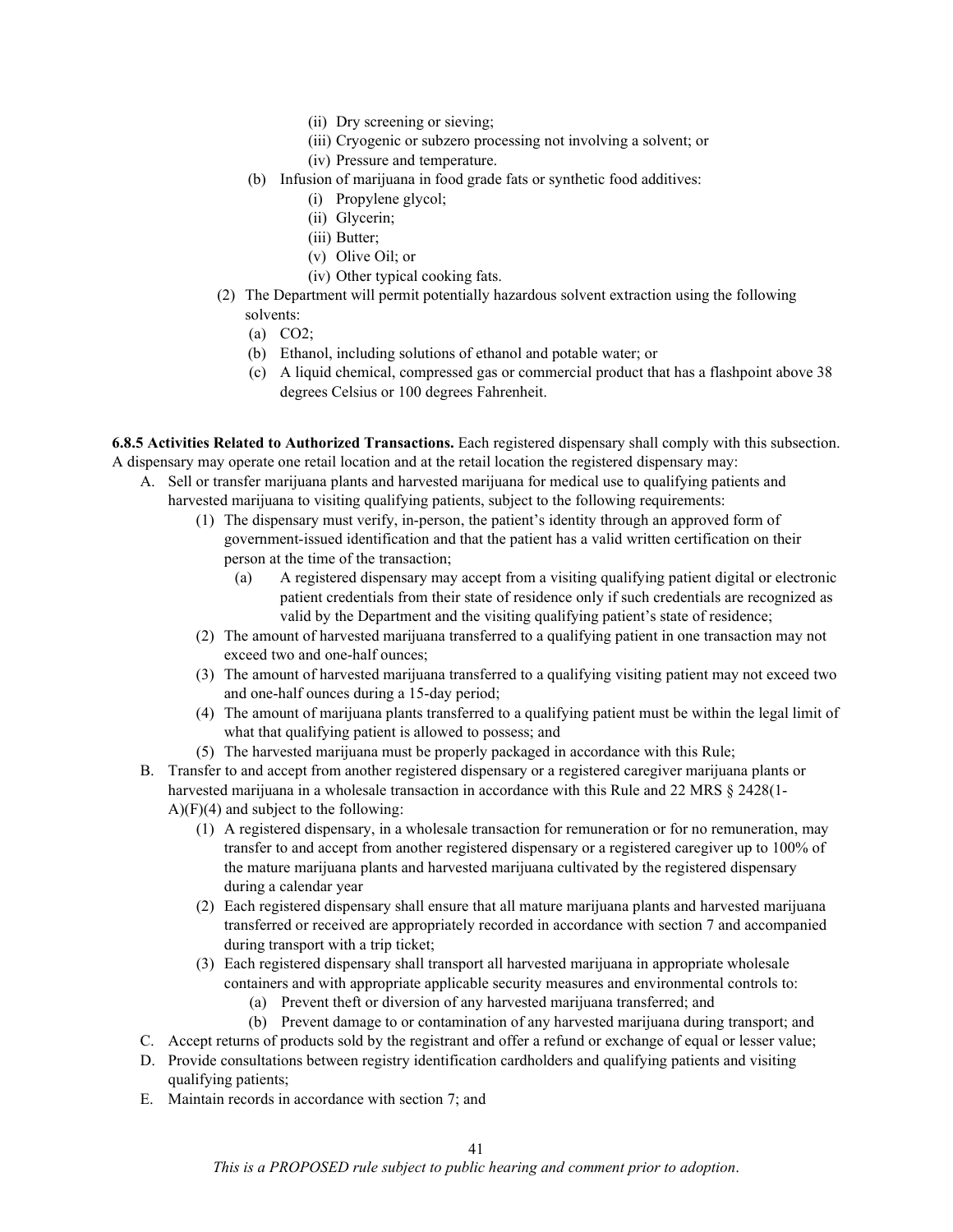(ii) Dry screening or sieving;

(iii) Cryogenic or subzero processing not involving a solvent; or

(iv) Pressure and temperature.

(b) Infusion of marijuana in food grade fats or synthetic food additives:

(i) Propylene glycol;

(ii) Glycerin;

(iii) Butter;

(v) Olive Oil; or

(iv) Other typical cooking fats.

(2) The Department will permit potentially hazardous solvent extraction using the following solvents:

(a) $CO_2$;

(b) Ethanol, including solutions of ethanol and potable water; or

(c) A liquid chemical, compressed gas or commercial product that has a flashpoint above 38 degrees Celsius or 100 degrees Fahrenheit.

**6.8.5 Activities Related to Authorized Transactions.** Each registered dispensary shall comply with this subsection. A dispensary may operate one retail location and at the retail location the registered dispensary may:

A. Sell or transfer marijuana plants and harvested marijuana for medical use to qualifying patients and harvested marijuana to visiting qualifying patients, subject to the following requirements:

(1) The dispensary must verify, in-person, the patient's identity through an approved form of government-issued identification and that the patient has a valid written certification on their person at the time of the transaction;

(a) A registered dispensary may accept from a visiting qualifying patient digital or electronic patient credentials from their state of residence only if such credentials are recognized as valid by the Department and the visiting qualifying patient's state of residence;

(2) The amount of harvested marijuana transferred to a qualifying patient in one transaction may not exceed two and one-half ounces;

(3) The amount of harvested marijuana transferred to a qualifying visiting patient may not exceed two and one-half ounces during a 15-day period;

(4) The amount of marijuana plants transferred to a qualifying patient must be within the legal limit of what that qualifying patient is allowed to possess; and

(5) The harvested marijuana must be properly packaged in accordance with this Rule;

B. Transfer to and accept from another registered dispensary or a registered caregiver marijuana plants or harvested marijuana in a wholesale transaction in accordance with this Rule and 22 MRS § 2428(1-A)(F)(4) and subject to the following:

(1) A registered dispensary, in a wholesale transaction for remuneration or for no remuneration, may transfer to and accept from another registered dispensary or a registered caregiver up to 100% of the mature marijuana plants and harvested marijuana cultivated by the registered dispensary during a calendar year

(2) Each registered dispensary shall ensure that all mature marijuana plants and harvested marijuana transferred or received are appropriately recorded in accordance with section 7 and accompanied during transport with a trip ticket;

(3) Each registered dispensary shall transport all harvested marijuana in appropriate wholesale containers and with appropriate applicable security measures and environmental controls to:

(a) Prevent theft or diversion of any harvested marijuana transferred; and

(b) Prevent damage to or contamination of any harvested marijuana during transport; and

C. Accept returns of products sold by the registrant and offer a refund or exchange of equal or lesser value;

D. Provide consultations between registry identification cardholders and qualifying patients and visiting qualifying patients;

E. Maintain records in accordance with section 7; and

*This is a PROPOSED rule subject to public hearing and comment prior to adoption.*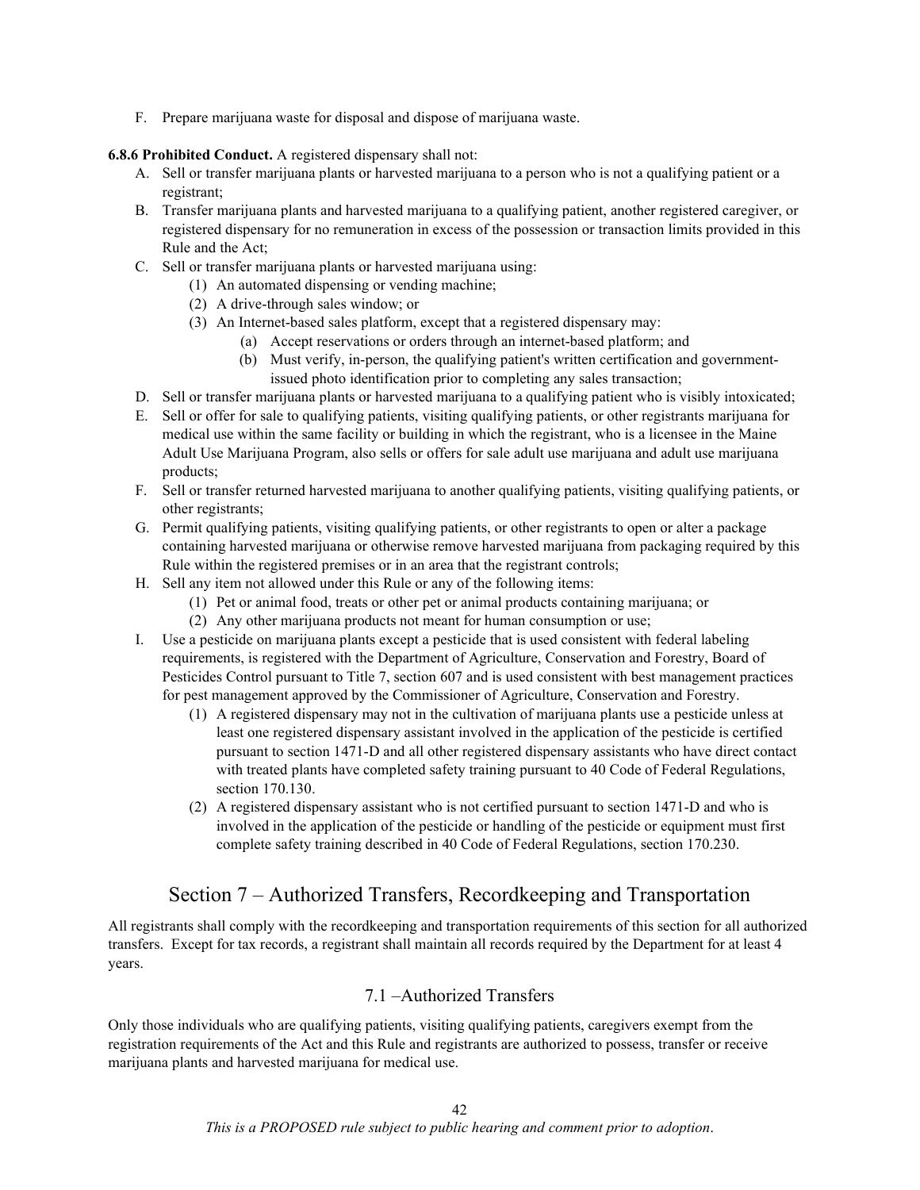F. Prepare marijuana waste for disposal and dispose of marijuana waste.

**6.8.6 Prohibited Conduct.** A registered dispensary shall not:

A. Sell or transfer marijuana plants or harvested marijuana to a person who is not a qualifying patient or a registrant;

B. Transfer marijuana plants and harvested marijuana to a qualifying patient, another registered caregiver, or registered dispensary for no remuneration in excess of the possession or transaction limits provided in this Rule and the Act;

C. Sell or transfer marijuana plants or harvested marijuana using:
   (1) An automated dispensing or vending machine;
   (2) A drive-through sales window; or
   (3) An Internet-based sales platform, except that a registered dispensary may:
      (a) Accept reservations or orders through an internet-based platform; and
      (b) Must verify, in-person, the qualifying patient's written certification and government-issued photo identification prior to completing any sales transaction;

D. Sell or transfer marijuana plants or harvested marijuana to a qualifying patient who is visibly intoxicated;

E. Sell or offer for sale to qualifying patients, visiting qualifying patients, or other registrants marijuana for medical use within the same facility or building in which the registrant, who is a licensee in the Maine Adult Use Marijuana Program, also sells or offers for sale adult use marijuana and adult use marijuana products;

F. Sell or transfer returned harvested marijuana to another qualifying patients, visiting qualifying patients, or other registrants;

G. Permit qualifying patients, visiting qualifying patients, or other registrants to open or alter a package containing harvested marijuana or otherwise remove harvested marijuana from packaging required by this Rule within the registered premises or in an area that the registrant controls;

H. Sell any item not allowed under this Rule or any of the following items:
   (1) Pet or animal food, treats or other pet or animal products containing marijuana; or
   (2) Any other marijuana products not meant for human consumption or use;

I. Use a pesticide on marijuana plants except a pesticide that is used consistent with federal labeling requirements, is registered with the Department of Agriculture, Conservation and Forestry, Board of Pesticides Control pursuant to Title 7, section 607 and is used consistent with best management practices for pest management approved by the Commissioner of Agriculture, Conservation and Forestry.
   (1) A registered dispensary may not in the cultivation of marijuana plants use a pesticide unless at least one registered dispensary assistant involved in the application of the pesticide is certified pursuant to section 1471-D and all other registered dispensary assistants who have direct contact with treated plants have completed safety training pursuant to 40 Code of Federal Regulations, section 170.130.
   (2) A registered dispensary assistant who is not certified pursuant to section 1471-D and who is involved in the application of the pesticide or handling of the pesticide or equipment must first complete safety training described in 40 Code of Federal Regulations, section 170.230.

## Section 7 – Authorized Transfers, Recordkeeping and Transportation

All registrants shall comply with the recordkeeping and transportation requirements of this section for all authorized transfers. Except for tax records, a registrant shall maintain all records required by the Department for at least 4 years.

### 7.1 –Authorized Transfers

Only those individuals who are qualifying patients, visiting qualifying patients, caregivers exempt from the registration requirements of the Act and this Rule and registrants are authorized to possess, transfer or receive marijuana plants and harvested marijuana for medical use.

*This is a PROPOSED rule subject to public hearing and comment prior to adoption.*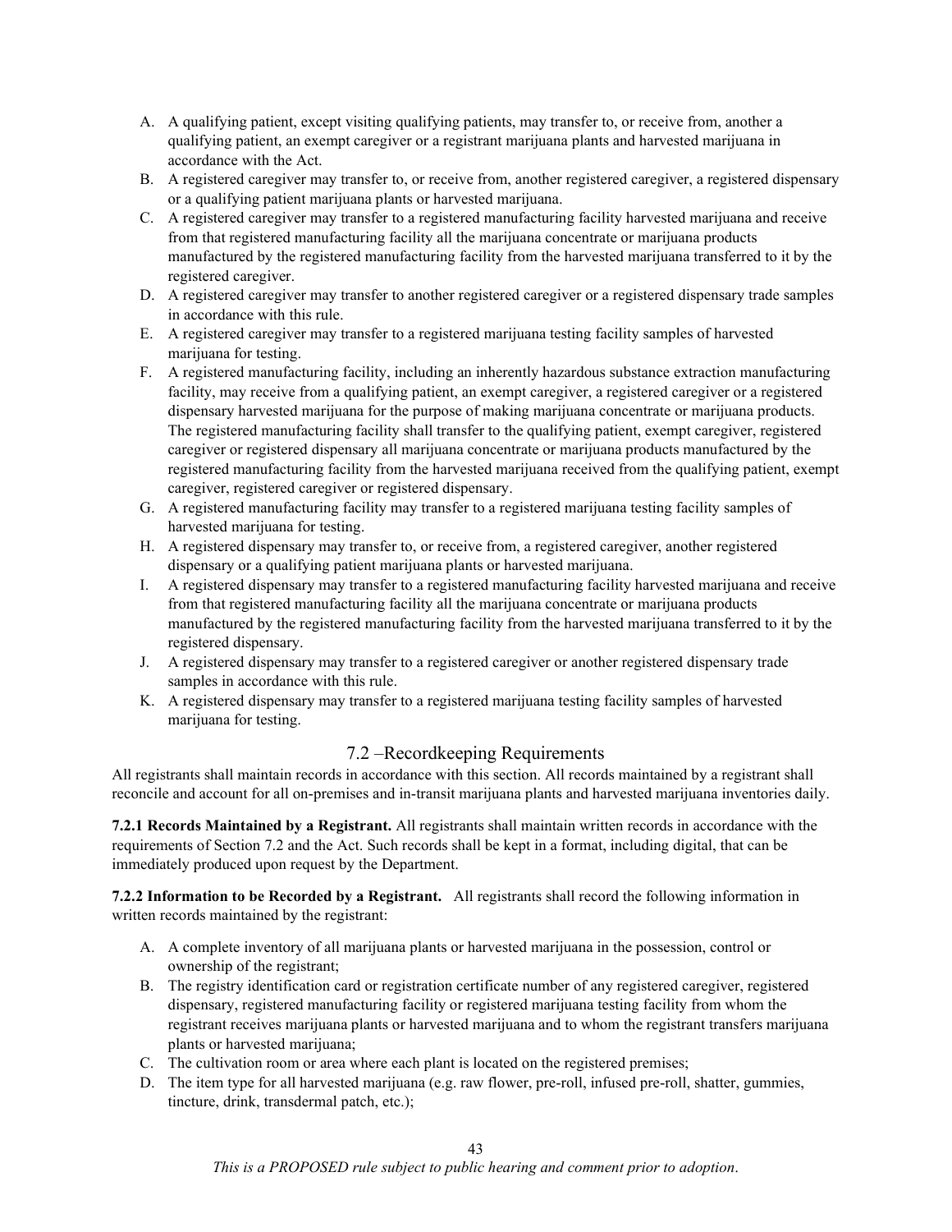A. A qualifying patient, except visiting qualifying patients, may transfer to, or receive from, another a qualifying patient, an exempt caregiver or a registrant marijuana plants and harvested marijuana in accordance with the Act.
B. A registered caregiver may transfer to, or receive from, another registered caregiver, a registered dispensary or a qualifying patient marijuana plants or harvested marijuana.
C. A registered caregiver may transfer to a registered manufacturing facility harvested marijuana and receive from that registered manufacturing facility all the marijuana concentrate or marijuana products manufactured by the registered manufacturing facility from the harvested marijuana transferred to it by the registered caregiver.
D. A registered caregiver may transfer to another registered caregiver or a registered dispensary trade samples in accordance with this rule.
E. A registered caregiver may transfer to a registered marijuana testing facility samples of harvested marijuana for testing.
F. A registered manufacturing facility, including an inherently hazardous substance extraction manufacturing facility, may receive from a qualifying patient, an exempt caregiver, a registered caregiver or a registered dispensary harvested marijuana for the purpose of making marijuana concentrate or marijuana products. The registered manufacturing facility shall transfer to the qualifying patient, exempt caregiver, registered caregiver or registered dispensary all marijuana concentrate or marijuana products manufactured by the registered manufacturing facility from the harvested marijuana received from the qualifying patient, exempt caregiver, registered caregiver or registered dispensary.
G. A registered manufacturing facility may transfer to a registered marijuana testing facility samples of harvested marijuana for testing.
H. A registered dispensary may transfer to, or receive from, a registered caregiver, another registered dispensary or a qualifying patient marijuana plants or harvested marijuana.
I. A registered dispensary may transfer to a registered manufacturing facility harvested marijuana and receive from that registered manufacturing facility all the marijuana concentrate or marijuana products manufactured by the registered manufacturing facility from the harvested marijuana transferred to it by the registered dispensary.
J. A registered dispensary may transfer to a registered caregiver or another registered dispensary trade samples in accordance with this rule.
K. A registered dispensary may transfer to a registered marijuana testing facility samples of harvested marijuana for testing.

## 7.2 –Recordkeeping Requirements

All registrants shall maintain records in accordance with this section. All records maintained by a registrant shall reconcile and account for all on-premises and in-transit marijuana plants and harvested marijuana inventories daily.

**7.2.1 Records Maintained by a Registrant.** All registrants shall maintain written records in accordance with the requirements of Section 7.2 and the Act. Such records shall be kept in a format, including digital, that can be immediately produced upon request by the Department.

**7.2.2 Information to be Recorded by a Registrant.** All registrants shall record the following information in written records maintained by the registrant:

A. A complete inventory of all marijuana plants or harvested marijuana in the possession, control or ownership of the registrant;
B. The registry identification card or registration certificate number of any registered caregiver, registered dispensary, registered manufacturing facility or registered marijuana testing facility from whom the registrant receives marijuana plants or harvested marijuana and to whom the registrant transfers marijuana plants or harvested marijuana;
C. The cultivation room or area where each plant is located on the registered premises;
D. The item type for all harvested marijuana (e.g. raw flower, pre-roll, infused pre-roll, shatter, gummies, tincture, drink, transdermal patch, etc.);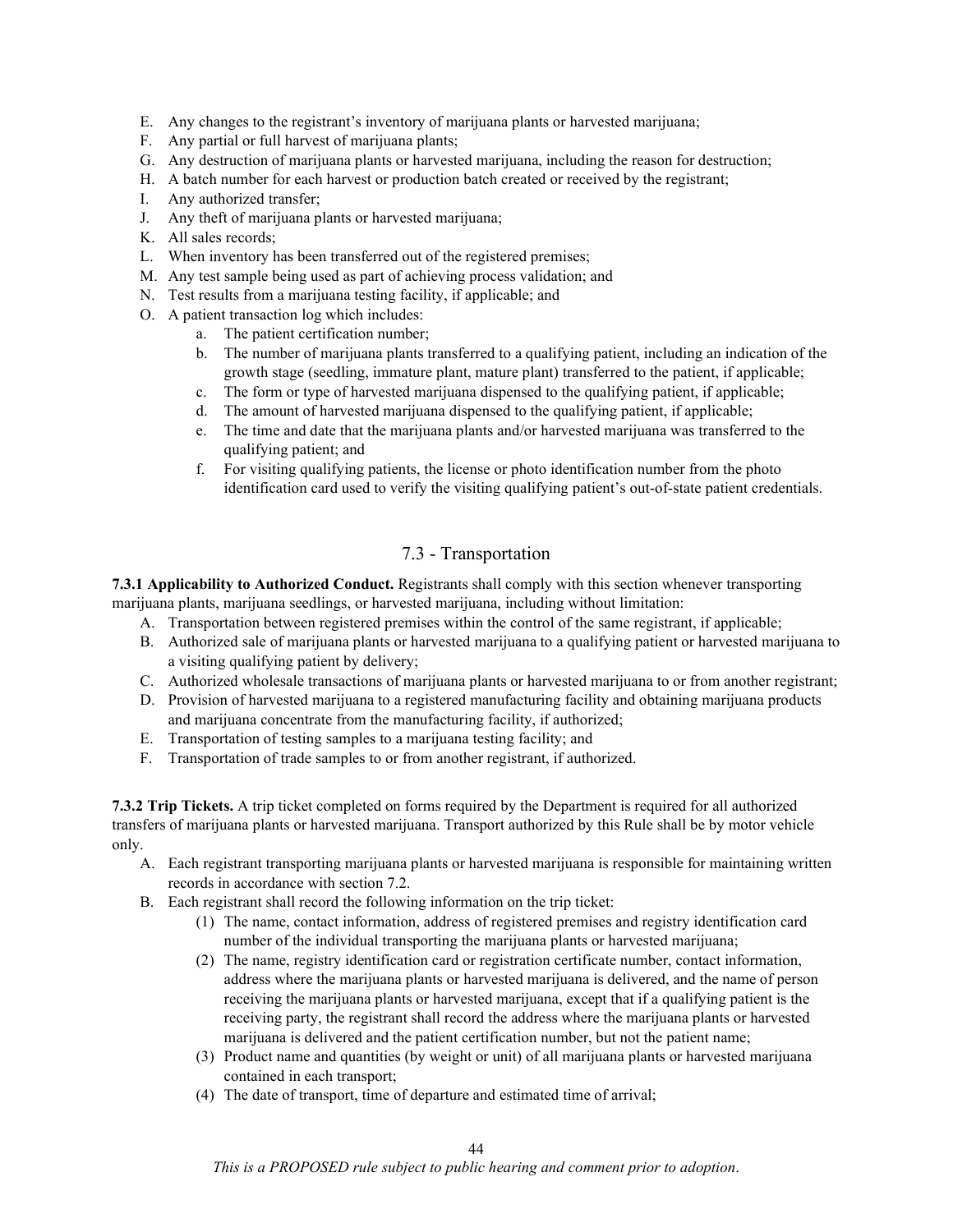E. Any changes to the registrant's inventory of marijuana plants or harvested marijuana;
F. Any partial or full harvest of marijuana plants;
G. Any destruction of marijuana plants or harvested marijuana, including the reason for destruction;
H. A batch number for each harvest or production batch created or received by the registrant;
I. Any authorized transfer;
J. Any theft of marijuana plants or harvested marijuana;
K. All sales records;
L. When inventory has been transferred out of the registered premises;
M. Any test sample being used as part of achieving process validation; and
N. Test results from a marijuana testing facility, if applicable; and
O. A patient transaction log which includes:
   a. The patient certification number;
   b. The number of marijuana plants transferred to a qualifying patient, including an indication of the growth stage (seedling, immature plant, mature plant) transferred to the patient, if applicable;
   c. The form or type of harvested marijuana dispensed to the qualifying patient, if applicable;
   d. The amount of harvested marijuana dispensed to the qualifying patient, if applicable;
   e. The time and date that the marijuana plants and/or harvested marijuana was transferred to the qualifying patient; and
   f. For visiting qualifying patients, the license or photo identification number from the photo identification card used to verify the visiting qualifying patient's out-of-state patient credentials.

## 7.3 - Transportation

**7.3.1 Applicability to Authorized Conduct.** Registrants shall comply with this section whenever transporting marijuana plants, marijuana seedlings, or harvested marijuana, including without limitation:

A. Transportation between registered premises within the control of the same registrant, if applicable;
B. Authorized sale of marijuana plants or harvested marijuana to a qualifying patient or harvested marijuana to a visiting qualifying patient by delivery;
C. Authorized wholesale transactions of marijuana plants or harvested marijuana to or from another registrant;
D. Provision of harvested marijuana to a registered manufacturing facility and obtaining marijuana products and marijuana concentrate from the manufacturing facility, if authorized;
E. Transportation of testing samples to a marijuana testing facility; and
F. Transportation of trade samples to or from another registrant, if authorized.

**7.3.2 Trip Tickets.** A trip ticket completed on forms required by the Department is required for all authorized transfers of marijuana plants or harvested marijuana. Transport authorized by this Rule shall be by motor vehicle only.

A. Each registrant transporting marijuana plants or harvested marijuana is responsible for maintaining written records in accordance with section 7.2.
B. Each registrant shall record the following information on the trip ticket:
   (1) The name, contact information, address of registered premises and registry identification card number of the individual transporting the marijuana plants or harvested marijuana;
   (2) The name, registry identification card or registration certificate number, contact information, address where the marijuana plants or harvested marijuana is delivered, and the name of person receiving the marijuana plants or harvested marijuana, except that if a qualifying patient is the receiving party, the registrant shall record the address where the marijuana plants or harvested marijuana is delivered and the patient certification number, but not the patient name;
   (3) Product name and quantities (by weight or unit) of all marijuana plants or harvested marijuana contained in each transport;
   (4) The date of transport, time of departure and estimated time of arrival;

*This is a PROPOSED rule subject to public hearing and comment prior to adoption.*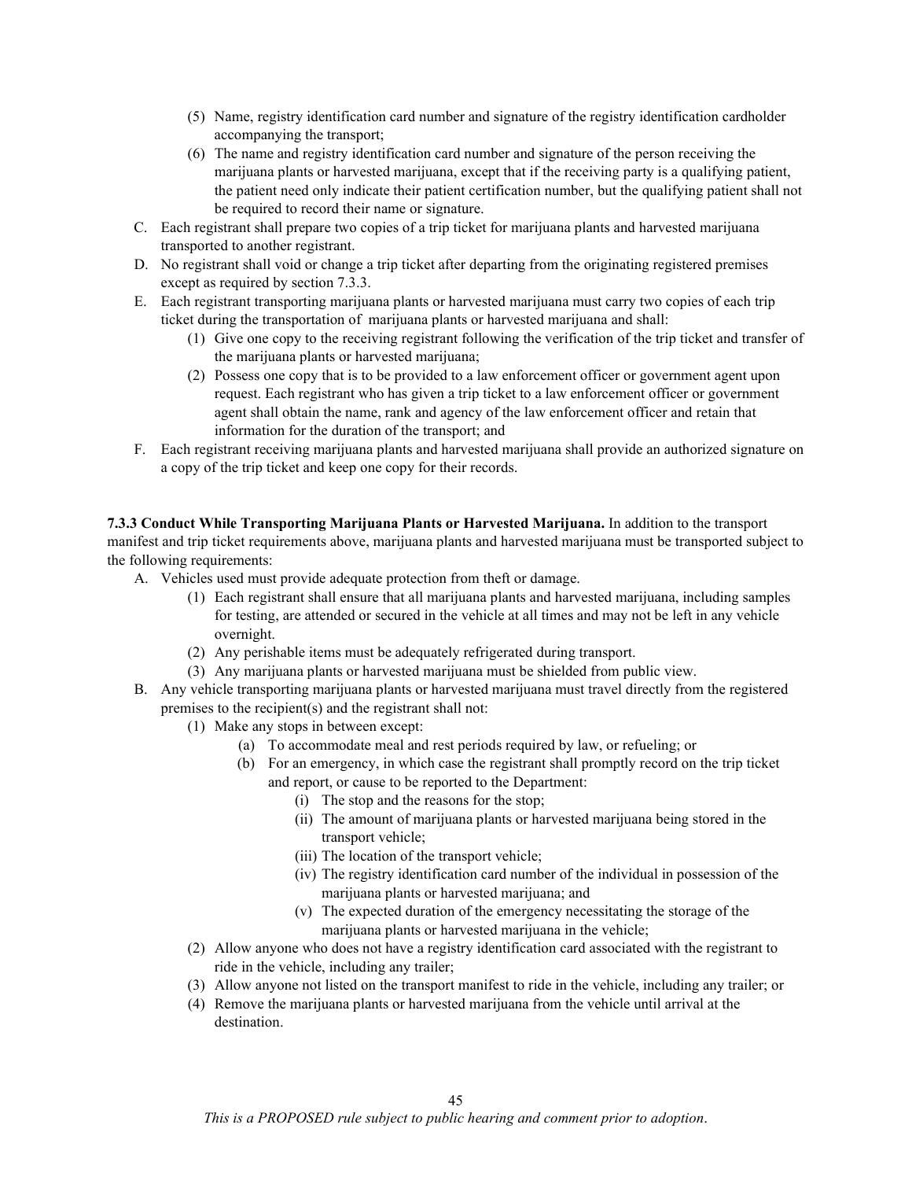(5) Name, registry identification card number and signature of the registry identification cardholder accompanying the transport;

(6) The name and registry identification card number and signature of the person receiving the marijuana plants or harvested marijuana, except that if the receiving party is a qualifying patient, the patient need only indicate their patient certification number, but the qualifying patient shall not be required to record their name or signature.

C. Each registrant shall prepare two copies of a trip ticket for marijuana plants and harvested marijuana transported to another registrant.

D. No registrant shall void or change a trip ticket after departing from the originating registered premises except as required by section 7.3.3.

E. Each registrant transporting marijuana plants or harvested marijuana must carry two copies of each trip ticket during the transportation of marijuana plants or harvested marijuana and shall:

- (1) Give one copy to the receiving registrant following the verification of the trip ticket and transfer of the marijuana plants or harvested marijuana;
- (2) Possess one copy that is to be provided to a law enforcement officer or government agent upon request. Each registrant who has given a trip ticket to a law enforcement officer or government agent shall obtain the name, rank and agency of the law enforcement officer and retain that information for the duration of the transport; and

F. Each registrant receiving marijuana plants and harvested marijuana shall provide an authorized signature on a copy of the trip ticket and keep one copy for their records.

**7.3.3 Conduct While Transporting Marijuana Plants or Harvested Marijuana.** In addition to the transport manifest and trip ticket requirements above, marijuana plants and harvested marijuana must be transported subject to the following requirements:

A. Vehicles used must provide adequate protection from theft or damage.

- (1) Each registrant shall ensure that all marijuana plants and harvested marijuana, including samples for testing, are attended or secured in the vehicle at all times and may not be left in any vehicle overnight.
- (2) Any perishable items must be adequately refrigerated during transport.
- (3) Any marijuana plants or harvested marijuana must be shielded from public view.

B. Any vehicle transporting marijuana plants or harvested marijuana must travel directly from the registered premises to the recipient(s) and the registrant shall not:

- (1) Make any stops in between except:
  - (a) To accommodate meal and rest periods required by law, or refueling; or
  - (b) For an emergency, in which case the registrant shall promptly record on the trip ticket and report, or cause to be reported to the Department:
    - (i) The stop and the reasons for the stop;
    - (ii) The amount of marijuana plants or harvested marijuana being stored in the transport vehicle;
    - (iii) The location of the transport vehicle;
    - (iv) The registry identification card number of the individual in possession of the marijuana plants or harvested marijuana; and
    - (v) The expected duration of the emergency necessitating the storage of the marijuana plants or harvested marijuana in the vehicle;
- (2) Allow anyone who does not have a registry identification card associated with the registrant to ride in the vehicle, including any trailer;
- (3) Allow anyone not listed on the transport manifest to ride in the vehicle, including any trailer; or
- (4) Remove the marijuana plants or harvested marijuana from the vehicle until arrival at the destination.

*This is a PROPOSED rule subject to public hearing and comment prior to adoption.*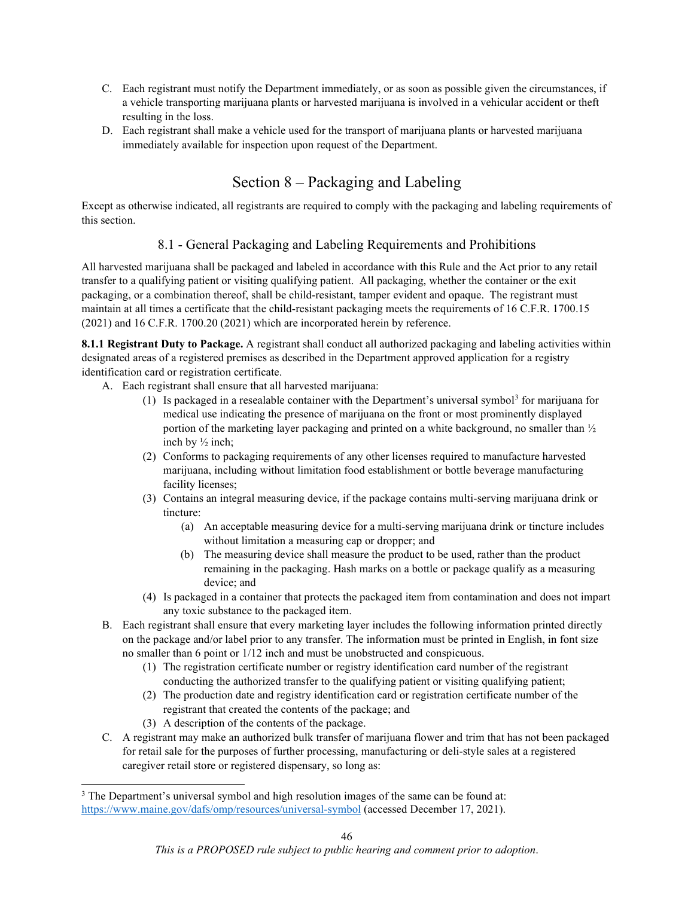C. Each registrant must notify the Department immediately, or as soon as possible given the circumstances, if a vehicle transporting marijuana plants or harvested marijuana is involved in a vehicular accident or theft resulting in the loss.

D. Each registrant shall make a vehicle used for the transport of marijuana plants or harvested marijuana immediately available for inspection upon request of the Department.

## Section 8 – Packaging and Labeling

Except as otherwise indicated, all registrants are required to comply with the packaging and labeling requirements of this section.

### 8.1 - General Packaging and Labeling Requirements and Prohibitions

All harvested marijuana shall be packaged and labeled in accordance with this Rule and the Act prior to any retail transfer to a qualifying patient or visiting qualifying patient. All packaging, whether the container or the exit packaging, or a combination thereof, shall be child-resistant, tamper evident and opaque. The registrant must maintain at all times a certificate that the child-resistant packaging meets the requirements of 16 C.F.R. 1700.15 (2021) and 16 C.F.R. 1700.20 (2021) which are incorporated herein by reference.

**8.1.1 Registrant Duty to Package.** A registrant shall conduct all authorized packaging and labeling activities within designated areas of a registered premises as described in the Department approved application for a registry identification card or registration certificate.

A. Each registrant shall ensure that all harvested marijuana:

  (1) Is packaged in a resealable container with the Department's universal symbol[3] for marijuana for medical use indicating the presence of marijuana on the front or most prominently displayed portion of the marketing layer packaging and printed on a white background, no smaller than ½ inch by ½ inch;

  (2) Conforms to packaging requirements of any other licenses required to manufacture harvested marijuana, including without limitation food establishment or bottle beverage manufacturing facility licenses;

  (3) Contains an integral measuring device, if the package contains multi-serving marijuana drink or tincture:

    (a) An acceptable measuring device for a multi-serving marijuana drink or tincture includes without limitation a measuring cap or dropper; and

    (b) The measuring device shall measure the product to be used, rather than the product remaining in the packaging. Hash marks on a bottle or package qualify as a measuring device; and

  (4) Is packaged in a container that protects the packaged item from contamination and does not impart any toxic substance to the packaged item.

B. Each registrant shall ensure that every marketing layer includes the following information printed directly on the package and/or label prior to any transfer. The information must be printed in English, in font size no smaller than 6 point or 1/12 inch and must be unobstructed and conspicuous.

  (1) The registration certificate number or registry identification card number of the registrant conducting the authorized transfer to the qualifying patient or visiting qualifying patient;

  (2) The production date and registry identification card or registration certificate number of the registrant that created the contents of the package; and

  (3) A description of the contents of the package.

C. A registrant may make an authorized bulk transfer of marijuana flower and trim that has not been packaged for retail sale for the purposes of further processing, manufacturing or deli-style sales at a registered caregiver retail store or registered dispensary, so long as:

---

[3] The Department's universal symbol and high resolution images of the same can be found at: https://www.maine.gov/dafs/omp/resources/universal-symbol (accessed December 17, 2021).

*This is a PROPOSED rule subject to public hearing and comment prior to adoption.*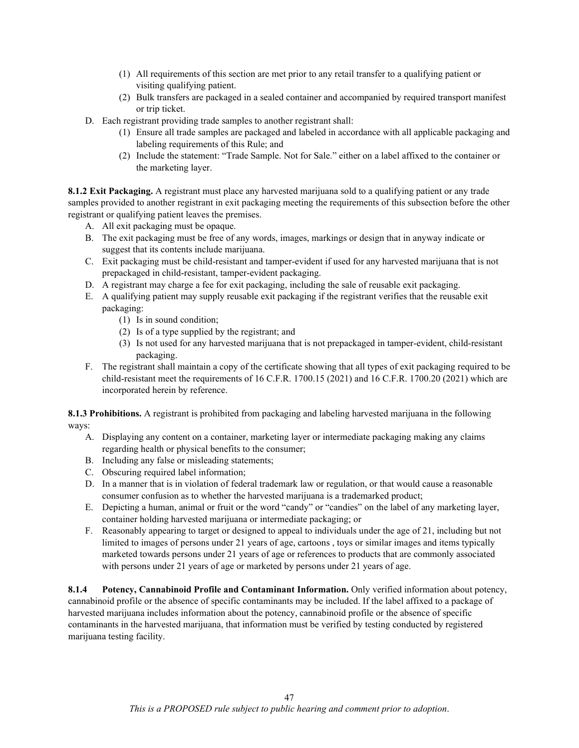(1) All requirements of this section are met prior to any retail transfer to a qualifying patient or visiting qualifying patient.
(2) Bulk transfers are packaged in a sealed container and accompanied by required transport manifest or trip ticket.

D. Each registrant providing trade samples to another registrant shall:
   (1) Ensure all trade samples are packaged and labeled in accordance with all applicable packaging and labeling requirements of this Rule; and
   (2) Include the statement: "Trade Sample. Not for Sale." either on a label affixed to the container or the marketing layer.

**8.1.2 Exit Packaging.** A registrant must place any harvested marijuana sold to a qualifying patient or any trade samples provided to another registrant in exit packaging meeting the requirements of this subsection before the other registrant or qualifying patient leaves the premises.

A. All exit packaging must be opaque.
B. The exit packaging must be free of any words, images, markings or design that in anyway indicate or suggest that its contents include marijuana.
C. Exit packaging must be child-resistant and tamper-evident if used for any harvested marijuana that is not prepackaged in child-resistant, tamper-evident packaging.
D. A registrant may charge a fee for exit packaging, including the sale of reusable exit packaging.
E. A qualifying patient may supply reusable exit packaging if the registrant verifies that the reusable exit packaging:
   (1) Is in sound condition;
   (2) Is of a type supplied by the registrant; and
   (3) Is not used for any harvested marijuana that is not prepackaged in tamper-evident, child-resistant packaging.
F. The registrant shall maintain a copy of the certificate showing that all types of exit packaging required to be child-resistant meet the requirements of 16 C.F.R. 1700.15 (2021) and 16 C.F.R. 1700.20 (2021) which are incorporated herein by reference.

**8.1.3 Prohibitions.** A registrant is prohibited from packaging and labeling harvested marijuana in the following ways:

A. Displaying any content on a container, marketing layer or intermediate packaging making any claims regarding health or physical benefits to the consumer;
B. Including any false or misleading statements;
C. Obscuring required label information;
D. In a manner that is in violation of federal trademark law or regulation, or that would cause a reasonable consumer confusion as to whether the harvested marijuana is a trademarked product;
E. Depicting a human, animal or fruit or the word "candy" or "candies" on the label of any marketing layer, container holding harvested marijuana or intermediate packaging; or
F. Reasonably appearing to target or designed to appeal to individuals under the age of 21, including but not limited to images of persons under 21 years of age, cartoons , toys or similar images and items typically marketed towards persons under 21 years of age or references to products that are commonly associated with persons under 21 years of age or marketed by persons under 21 years of age.

**8.1.4 Potency, Cannabinoid Profile and Contaminant Information.** Only verified information about potency, cannabinoid profile or the absence of specific contaminants may be included. If the label affixed to a package of harvested marijuana includes information about the potency, cannabinoid profile or the absence of specific contaminants in the harvested marijuana, that information must be verified by testing conducted by registered marijuana testing facility.

*This is a PROPOSED rule subject to public hearing and comment prior to adoption.*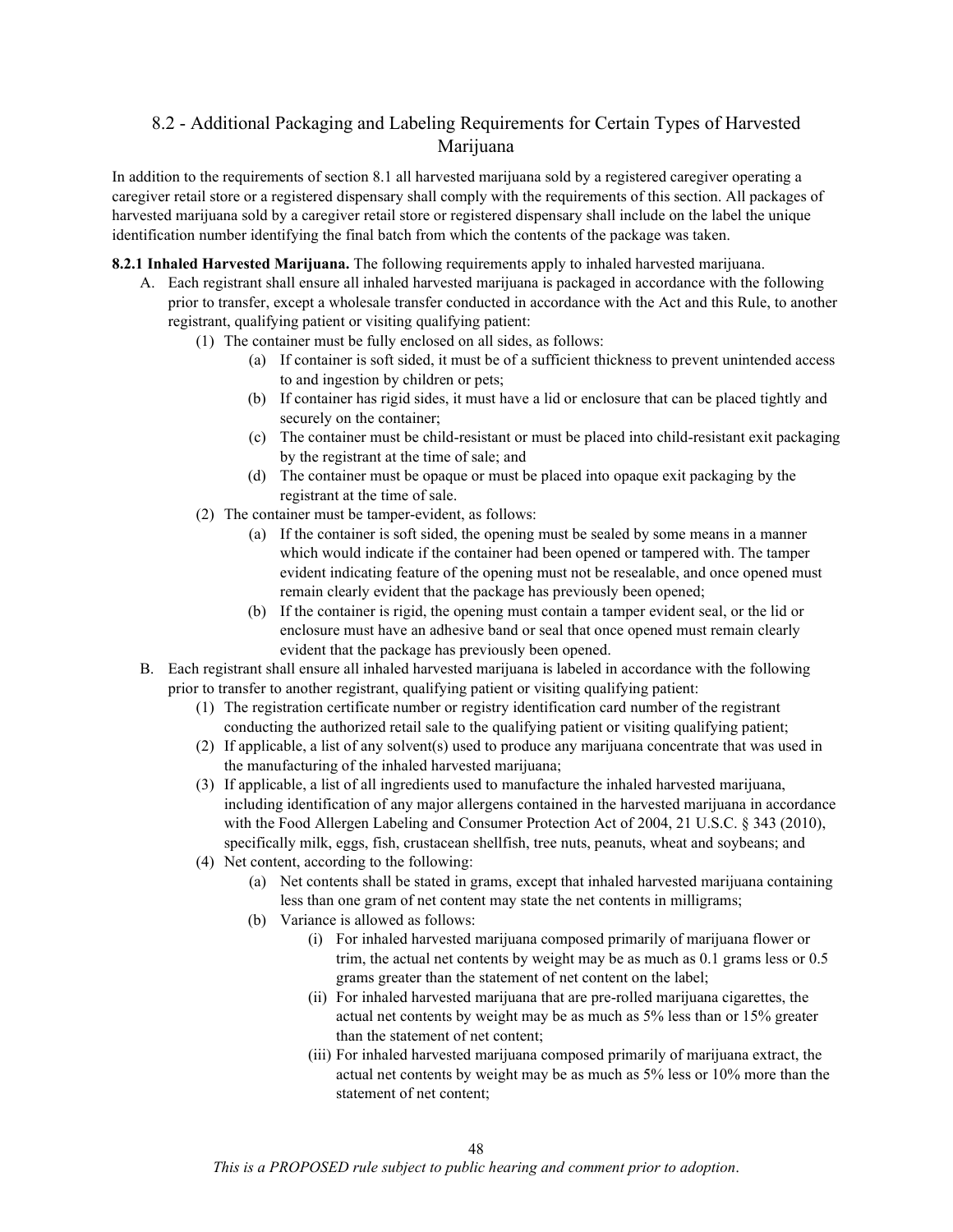## 8.2 - Additional Packaging and Labeling Requirements for Certain Types of Harvested Marijuana

In addition to the requirements of section 8.1 all harvested marijuana sold by a registered caregiver operating a caregiver retail store or a registered dispensary shall comply with the requirements of this section. All packages of harvested marijuana sold by a caregiver retail store or registered dispensary shall include on the label the unique identification number identifying the final batch from which the contents of the package was taken.

**8.2.1 Inhaled Harvested Marijuana.** The following requirements apply to inhaled harvested marijuana.

A. Each registrant shall ensure all inhaled harvested marijuana is packaged in accordance with the following prior to transfer, except a wholesale transfer conducted in accordance with the Act and this Rule, to another registrant, qualifying patient or visiting qualifying patient:
   - (1) The container must be fully enclosed on all sides, as follows:
     - (a) If container is soft sided, it must be of a sufficient thickness to prevent unintended access to and ingestion by children or pets;
     - (b) If container has rigid sides, it must have a lid or enclosure that can be placed tightly and securely on the container;
     - (c) The container must be child-resistant or must be placed into child-resistant exit packaging by the registrant at the time of sale; and
     - (d) The container must be opaque or must be placed into opaque exit packaging by the registrant at the time of sale.
   - (2) The container must be tamper-evident, as follows:
     - (a) If the container is soft sided, the opening must be sealed by some means in a manner which would indicate if the container had been opened or tampered with. The tamper evident indicating feature of the opening must not be resealable, and once opened must remain clearly evident that the package has previously been opened;
     - (b) If the container is rigid, the opening must contain a tamper evident seal, or the lid or enclosure must have an adhesive band or seal that once opened must remain clearly evident that the package has previously been opened.

B. Each registrant shall ensure all inhaled harvested marijuana is labeled in accordance with the following prior to transfer to another registrant, qualifying patient or visiting qualifying patient:
   - (1) The registration certificate number or registry identification card number of the registrant conducting the authorized retail sale to the qualifying patient or visiting qualifying patient;
   - (2) If applicable, a list of any solvent(s) used to produce any marijuana concentrate that was used in the manufacturing of the inhaled harvested marijuana;
   - (3) If applicable, a list of all ingredients used to manufacture the inhaled harvested marijuana, including identification of any major allergens contained in the harvested marijuana in accordance with the Food Allergen Labeling and Consumer Protection Act of 2004, 21 U.S.C. § 343 (2010), specifically milk, eggs, fish, crustacean shellfish, tree nuts, peanuts, wheat and soybeans; and
   - (4) Net content, according to the following:
     - (a) Net contents shall be stated in grams, except that inhaled harvested marijuana containing less than one gram of net content may state the net contents in milligrams;
     - (b) Variance is allowed as follows:
       - (i) For inhaled harvested marijuana composed primarily of marijuana flower or trim, the actual net contents by weight may be as much as 0.1 grams less or 0.5 grams greater than the statement of net content on the label;
       - (ii) For inhaled harvested marijuana that are pre-rolled marijuana cigarettes, the actual net contents by weight may be as much as 5% less than or 15% greater than the statement of net content;
       - (iii) For inhaled harvested marijuana composed primarily of marijuana extract, the actual net contents by weight may be as much as 5% less or 10% more than the statement of net content;

*This is a PROPOSED rule subject to public hearing and comment prior to adoption.*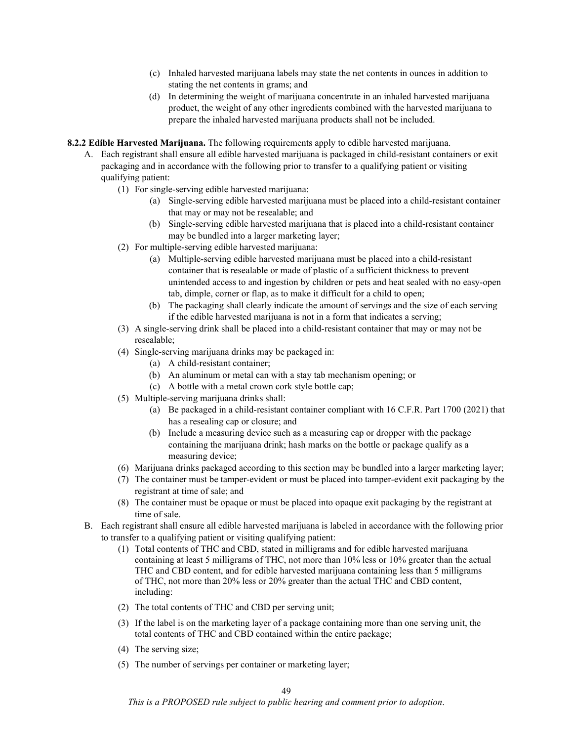(c) Inhaled harvested marijuana labels may state the net contents in ounces in addition to stating the net contents in grams; and

(d) In determining the weight of marijuana concentrate in an inhaled harvested marijuana product, the weight of any other ingredients combined with the harvested marijuana to prepare the inhaled harvested marijuana products shall not be included.

**8.2.2 Edible Harvested Marijuana.** The following requirements apply to edible harvested marijuana.

A. Each registrant shall ensure all edible harvested marijuana is packaged in child-resistant containers or exit packaging and in accordance with the following prior to transfer to a qualifying patient or visiting qualifying patient:

(1) For single-serving edible harvested marijuana:

(a) Single-serving edible harvested marijuana must be placed into a child-resistant container that may or may not be resealable; and

(b) Single-serving edible harvested marijuana that is placed into a child-resistant container may be bundled into a larger marketing layer;

(2) For multiple-serving edible harvested marijuana:

(a) Multiple-serving edible harvested marijuana must be placed into a child-resistant container that is resealable or made of plastic of a sufficient thickness to prevent unintended access to and ingestion by children or pets and heat sealed with no easy-open tab, dimple, corner or flap, as to make it difficult for a child to open;

(b) The packaging shall clearly indicate the amount of servings and the size of each serving if the edible harvested marijuana is not in a form that indicates a serving;

(3) A single-serving drink shall be placed into a child-resistant container that may or may not be resealable;

(4) Single-serving marijuana drinks may be packaged in:

(a) A child-resistant container;

(b) An aluminum or metal can with a stay tab mechanism opening; or

(c) A bottle with a metal crown cork style bottle cap;

(5) Multiple-serving marijuana drinks shall:

(a) Be packaged in a child-resistant container compliant with 16 C.F.R. Part 1700 (2021) that has a resealing cap or closure; and

(b) Include a measuring device such as a measuring cap or dropper with the package containing the marijuana drink; hash marks on the bottle or package qualify as a measuring device;

(6) Marijuana drinks packaged according to this section may be bundled into a larger marketing layer;

(7) The container must be tamper-evident or must be placed into tamper-evident exit packaging by the registrant at time of sale; and

(8) The container must be opaque or must be placed into opaque exit packaging by the registrant at time of sale.

B. Each registrant shall ensure all edible harvested marijuana is labeled in accordance with the following prior to transfer to a qualifying patient or visiting qualifying patient:

(1) Total contents of THC and CBD, stated in milligrams and for edible harvested marijuana containing at least 5 milligrams of THC, not more than 10% less or 10% greater than the actual THC and CBD content, and for edible harvested marijuana containing less than 5 milligrams of THC, not more than 20% less or 20% greater than the actual THC and CBD content, including:

(2) The total contents of THC and CBD per serving unit;

(3) If the label is on the marketing layer of a package containing more than one serving unit, the total contents of THC and CBD contained within the entire package;

(4) The serving size;

(5) The number of servings per container or marketing layer;

*This is a PROPOSED rule subject to public hearing and comment prior to adoption.*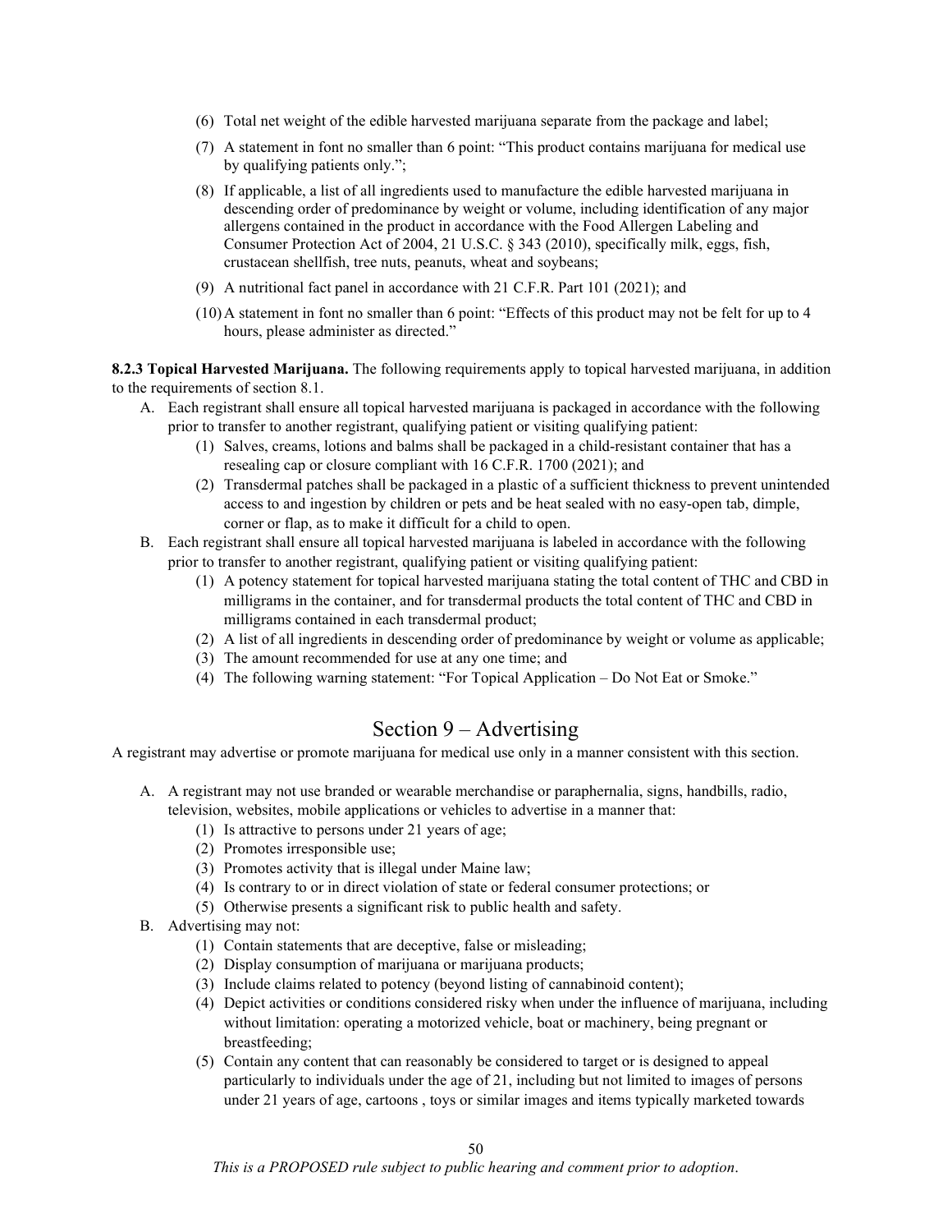(6) Total net weight of the edible harvested marijuana separate from the package and label;

(7) A statement in font no smaller than 6 point: "This product contains marijuana for medical use by qualifying patients only.";

(8) If applicable, a list of all ingredients used to manufacture the edible harvested marijuana in descending order of predominance by weight or volume, including identification of any major allergens contained in the product in accordance with the Food Allergen Labeling and Consumer Protection Act of 2004, 21 U.S.C. § 343 (2010), specifically milk, eggs, fish, crustacean shellfish, tree nuts, peanuts, wheat and soybeans;

(9) A nutritional fact panel in accordance with 21 C.F.R. Part 101 (2021); and

(10) A statement in font no smaller than 6 point: "Effects of this product may not be felt for up to 4 hours, please administer as directed."

**8.2.3 Topical Harvested Marijuana.** The following requirements apply to topical harvested marijuana, in addition to the requirements of section 8.1.

A. Each registrant shall ensure all topical harvested marijuana is packaged in accordance with the following prior to transfer to another registrant, qualifying patient or visiting qualifying patient:

   (1) Salves, creams, lotions and balms shall be packaged in a child-resistant container that has a resealing cap or closure compliant with 16 C.F.R. 1700 (2021); and

   (2) Transdermal patches shall be packaged in a plastic of a sufficient thickness to prevent unintended access to and ingestion by children or pets and be heat sealed with no easy-open tab, dimple, corner or flap, as to make it difficult for a child to open.

B. Each registrant shall ensure all topical harvested marijuana is labeled in accordance with the following prior to transfer to another registrant, qualifying patient or visiting qualifying patient:

   (1) A potency statement for topical harvested marijuana stating the total content of THC and CBD in milligrams in the container, and for transdermal products the total content of THC and CBD in milligrams contained in each transdermal product;

   (2) A list of all ingredients in descending order of predominance by weight or volume as applicable;

   (3) The amount recommended for use at any one time; and

   (4) The following warning statement: "For Topical Application – Do Not Eat or Smoke."

# Section 9 – Advertising

A registrant may advertise or promote marijuana for medical use only in a manner consistent with this section.

A. A registrant may not use branded or wearable merchandise or paraphernalia, signs, handbills, radio, television, websites, mobile applications or vehicles to advertise in a manner that:

   (1) Is attractive to persons under 21 years of age;

   (2) Promotes irresponsible use;

   (3) Promotes activity that is illegal under Maine law;

   (4) Is contrary to or in direct violation of state or federal consumer protections; or

   (5) Otherwise presents a significant risk to public health and safety.

B. Advertising may not:

   (1) Contain statements that are deceptive, false or misleading;

   (2) Display consumption of marijuana or marijuana products;

   (3) Include claims related to potency (beyond listing of cannabinoid content);

   (4) Depict activities or conditions considered risky when under the influence of marijuana, including without limitation: operating a motorized vehicle, boat or machinery, being pregnant or breastfeeding;

   (5) Contain any content that can reasonably be considered to target or is designed to appeal particularly to individuals under the age of 21, including but not limited to images of persons under 21 years of age, cartoons , toys or similar images and items typically marketed towards

*This is a PROPOSED rule subject to public hearing and comment prior to adoption.*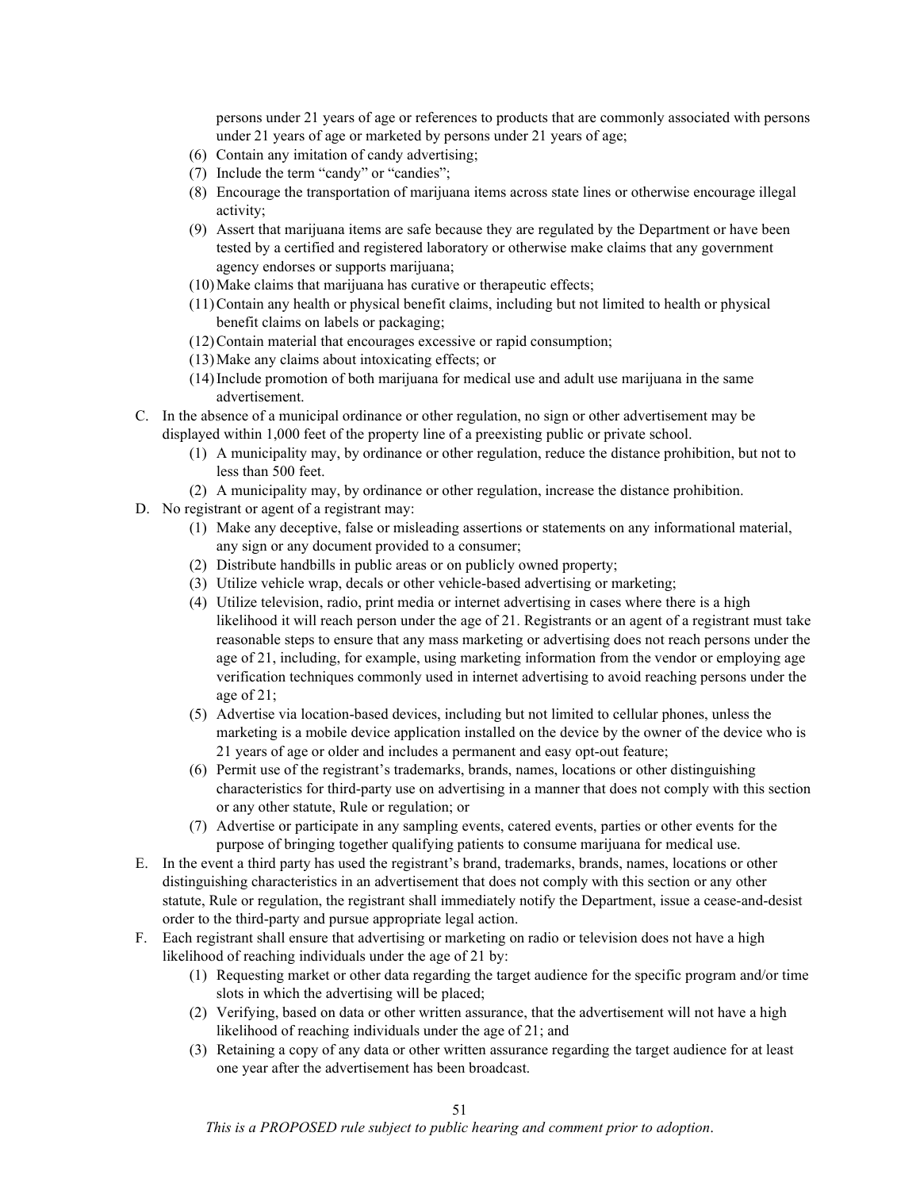persons under 21 years of age or references to products that are commonly associated with persons under 21 years of age or marketed by persons under 21 years of age;

(6) Contain any imitation of candy advertising;

(7) Include the term "candy" or "candies";

(8) Encourage the transportation of marijuana items across state lines or otherwise encourage illegal activity;

(9) Assert that marijuana items are safe because they are regulated by the Department or have been tested by a certified and registered laboratory or otherwise make claims that any government agency endorses or supports marijuana;

(10) Make claims that marijuana has curative or therapeutic effects;

(11) Contain any health or physical benefit claims, including but not limited to health or physical benefit claims on labels or packaging;

(12) Contain material that encourages excessive or rapid consumption;

(13) Make any claims about intoxicating effects; or

(14) Include promotion of both marijuana for medical use and adult use marijuana in the same advertisement.

C. In the absence of a municipal ordinance or other regulation, no sign or other advertisement may be displayed within 1,000 feet of the property line of a preexisting public or private school.

(1) A municipality may, by ordinance or other regulation, reduce the distance prohibition, but not to less than 500 feet.

(2) A municipality may, by ordinance or other regulation, increase the distance prohibition.

D. No registrant or agent of a registrant may:

(1) Make any deceptive, false or misleading assertions or statements on any informational material, any sign or any document provided to a consumer;

(2) Distribute handbills in public areas or on publicly owned property;

(3) Utilize vehicle wrap, decals or other vehicle-based advertising or marketing;

(4) Utilize television, radio, print media or internet advertising in cases where there is a high likelihood it will reach person under the age of 21. Registrants or an agent of a registrant must take reasonable steps to ensure that any mass marketing or advertising does not reach persons under the age of 21, including, for example, using marketing information from the vendor or employing age verification techniques commonly used in internet advertising to avoid reaching persons under the age of 21;

(5) Advertise via location-based devices, including but not limited to cellular phones, unless the marketing is a mobile device application installed on the device by the owner of the device who is 21 years of age or older and includes a permanent and easy opt-out feature;

(6) Permit use of the registrant's trademarks, brands, names, locations or other distinguishing characteristics for third-party use on advertising in a manner that does not comply with this section or any other statute, Rule or regulation; or

(7) Advertise or participate in any sampling events, catered events, parties or other events for the purpose of bringing together qualifying patients to consume marijuana for medical use.

E. In the event a third party has used the registrant's brand, trademarks, brands, names, locations or other distinguishing characteristics in an advertisement that does not comply with this section or any other statute, Rule or regulation, the registrant shall immediately notify the Department, issue a cease-and-desist order to the third-party and pursue appropriate legal action.

F. Each registrant shall ensure that advertising or marketing on radio or television does not have a high likelihood of reaching individuals under the age of 21 by:

(1) Requesting market or other data regarding the target audience for the specific program and/or time slots in which the advertising will be placed;

(2) Verifying, based on data or other written assurance, that the advertisement will not have a high likelihood of reaching individuals under the age of 21; and

(3) Retaining a copy of any data or other written assurance regarding the target audience for at least one year after the advertisement has been broadcast.

*This is a PROPOSED rule subject to public hearing and comment prior to adoption.*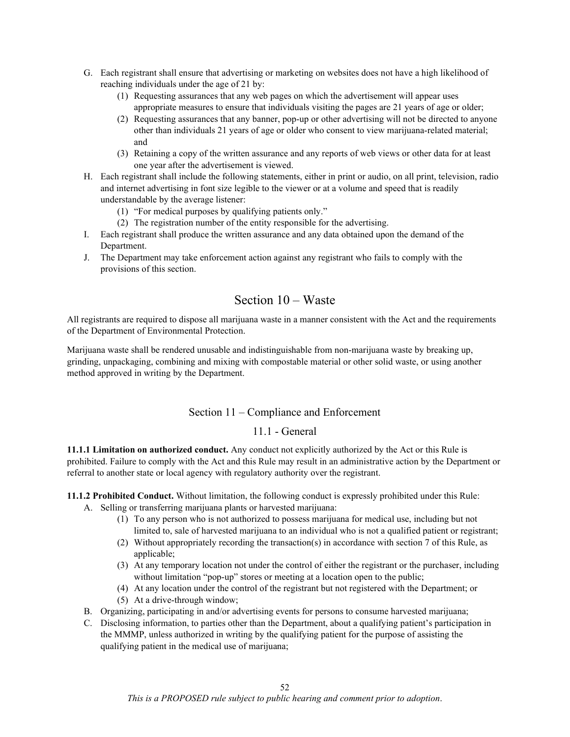G. Each registrant shall ensure that advertising or marketing on websites does not have a high likelihood of reaching individuals under the age of 21 by:
   (1) Requesting assurances that any web pages on which the advertisement will appear uses appropriate measures to ensure that individuals visiting the pages are 21 years of age or older;
   (2) Requesting assurances that any banner, pop-up or other advertising will not be directed to anyone other than individuals 21 years of age or older who consent to view marijuana-related material; and
   (3) Retaining a copy of the written assurance and any reports of web views or other data for at least one year after the advertisement is viewed.

H. Each registrant shall include the following statements, either in print or audio, on all print, television, radio and internet advertising in font size legible to the viewer or at a volume and speed that is readily understandable by the average listener:
   (1) "For medical purposes by qualifying patients only."
   (2) The registration number of the entity responsible for the advertising.

I. Each registrant shall produce the written assurance and any data obtained upon the demand of the Department.

J. The Department may take enforcement action against any registrant who fails to comply with the provisions of this section.

# Section 10 – Waste

All registrants are required to dispose all marijuana waste in a manner consistent with the Act and the requirements of the Department of Environmental Protection.

Marijuana waste shall be rendered unusable and indistinguishable from non-marijuana waste by breaking up, grinding, unpackaging, combining and mixing with compostable material or other solid waste, or using another method approved in writing by the Department.

## Section 11 – Compliance and Enforcement

### 11.1 - General

**11.1.1 Limitation on authorized conduct.** Any conduct not explicitly authorized by the Act or this Rule is prohibited. Failure to comply with the Act and this Rule may result in an administrative action by the Department or referral to another state or local agency with regulatory authority over the registrant.

**11.1.2 Prohibited Conduct.** Without limitation, the following conduct is expressly prohibited under this Rule:

A. Selling or transferring marijuana plants or harvested marijuana:
   (1) To any person who is not authorized to possess marijuana for medical use, including but not limited to, sale of harvested marijuana to an individual who is not a qualified patient or registrant;
   (2) Without appropriately recording the transaction(s) in accordance with section 7 of this Rule, as applicable;
   (3) At any temporary location not under the control of either the registrant or the purchaser, including without limitation "pop-up" stores or meeting at a location open to the public;
   (4) At any location under the control of the registrant but not registered with the Department; or
   (5) At a drive-through window;

B. Organizing, participating in and/or advertising events for persons to consume harvested marijuana;

C. Disclosing information, to parties other than the Department, about a qualifying patient's participation in the MMMP, unless authorized in writing by the qualifying patient for the purpose of assisting the qualifying patient in the medical use of marijuana;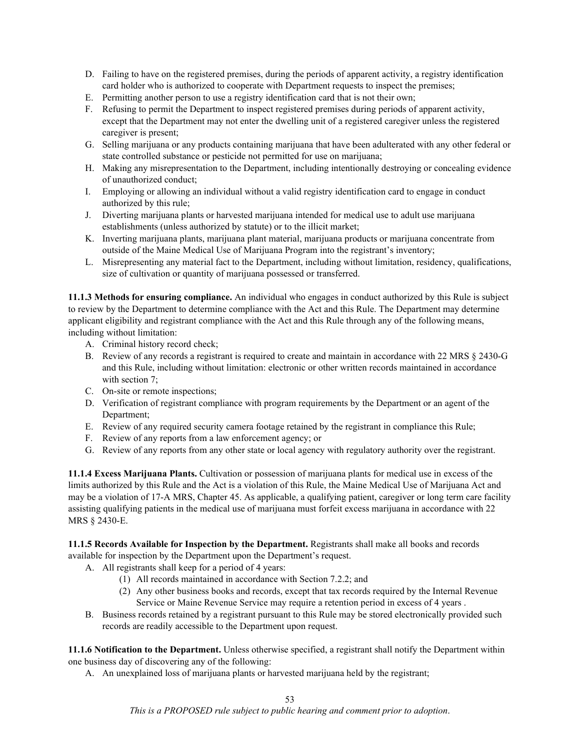D. Failing to have on the registered premises, during the periods of apparent activity, a registry identification card holder who is authorized to cooperate with Department requests to inspect the premises;
E. Permitting another person to use a registry identification card that is not their own;
F. Refusing to permit the Department to inspect registered premises during periods of apparent activity, except that the Department may not enter the dwelling unit of a registered caregiver unless the registered caregiver is present;
G. Selling marijuana or any products containing marijuana that have been adulterated with any other federal or state controlled substance or pesticide not permitted for use on marijuana;
H. Making any misrepresentation to the Department, including intentionally destroying or concealing evidence of unauthorized conduct;
I. Employing or allowing an individual without a valid registry identification card to engage in conduct authorized by this rule;
J. Diverting marijuana plants or harvested marijuana intended for medical use to adult use marijuana establishments (unless authorized by statute) or to the illicit market;
K. Inverting marijuana plants, marijuana plant material, marijuana products or marijuana concentrate from outside of the Maine Medical Use of Marijuana Program into the registrant's inventory;
L. Misrepresenting any material fact to the Department, including without limitation, residency, qualifications, size of cultivation or quantity of marijuana possessed or transferred.

**11.1.3 Methods for ensuring compliance.** An individual who engages in conduct authorized by this Rule is subject to review by the Department to determine compliance with the Act and this Rule. The Department may determine applicant eligibility and registrant compliance with the Act and this Rule through any of the following means, including without limitation:

A. Criminal history record check;
B. Review of any records a registrant is required to create and maintain in accordance with 22 MRS § 2430-G and this Rule, including without limitation: electronic or other written records maintained in accordance with section 7;
C. On-site or remote inspections;
D. Verification of registrant compliance with program requirements by the Department or an agent of the Department;
E. Review of any required security camera footage retained by the registrant in compliance this Rule;
F. Review of any reports from a law enforcement agency; or
G. Review of any reports from any other state or local agency with regulatory authority over the registrant.

**11.1.4 Excess Marijuana Plants.** Cultivation or possession of marijuana plants for medical use in excess of the limits authorized by this Rule and the Act is a violation of this Rule, the Maine Medical Use of Marijuana Act and may be a violation of 17-A MRS, Chapter 45. As applicable, a qualifying patient, caregiver or long term care facility assisting qualifying patients in the medical use of marijuana must forfeit excess marijuana in accordance with 22 MRS § 2430-E.

**11.1.5 Records Available for Inspection by the Department.** Registrants shall make all books and records available for inspection by the Department upon the Department's request.

A. All registrants shall keep for a period of 4 years:
    (1) All records maintained in accordance with Section 7.2.2; and
    (2) Any other business books and records, except that tax records required by the Internal Revenue Service or Maine Revenue Service may require a retention period in excess of 4 years .
B. Business records retained by a registrant pursuant to this Rule may be stored electronically provided such records are readily accessible to the Department upon request.

**11.1.6 Notification to the Department.** Unless otherwise specified, a registrant shall notify the Department within one business day of discovering any of the following:

A. An unexplained loss of marijuana plants or harvested marijuana held by the registrant;

*This is a PROPOSED rule subject to public hearing and comment prior to adoption.*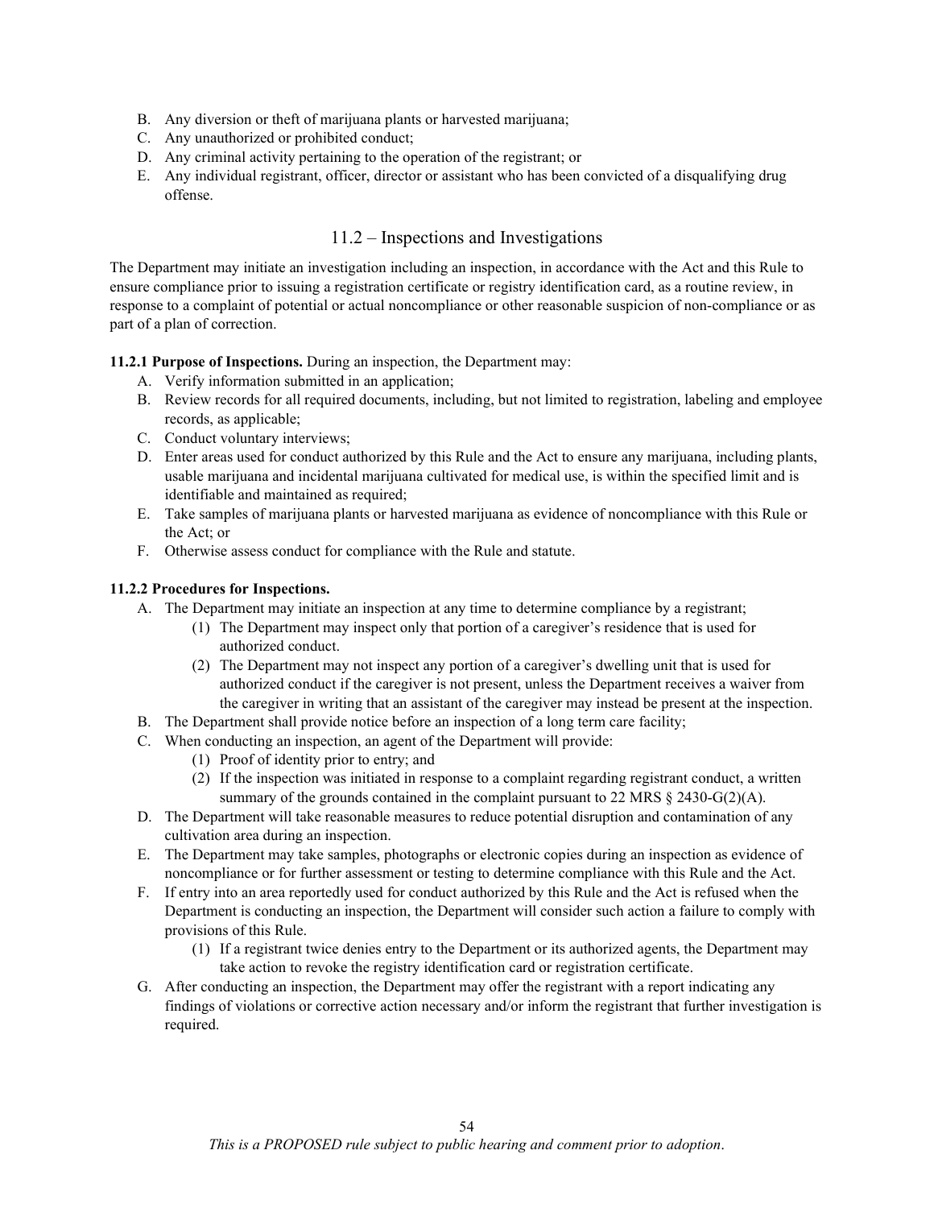B. Any diversion or theft of marijuana plants or harvested marijuana;
C. Any unauthorized or prohibited conduct;
D. Any criminal activity pertaining to the operation of the registrant; or
E. Any individual registrant, officer, director or assistant who has been convicted of a disqualifying drug offense.

## 11.2 – Inspections and Investigations

The Department may initiate an investigation including an inspection, in accordance with the Act and this Rule to ensure compliance prior to issuing a registration certificate or registry identification card, as a routine review, in response to a complaint of potential or actual noncompliance or other reasonable suspicion of non-compliance or as part of a plan of correction.

**11.2.1 Purpose of Inspections.** During an inspection, the Department may:

A. Verify information submitted in an application;
B. Review records for all required documents, including, but not limited to registration, labeling and employee records, as applicable;
C. Conduct voluntary interviews;
D. Enter areas used for conduct authorized by this Rule and the Act to ensure any marijuana, including plants, usable marijuana and incidental marijuana cultivated for medical use, is within the specified limit and is identifiable and maintained as required;
E. Take samples of marijuana plants or harvested marijuana as evidence of noncompliance with this Rule or the Act; or
F. Otherwise assess conduct for compliance with the Rule and statute.

**11.2.2 Procedures for Inspections.**

A. The Department may initiate an inspection at any time to determine compliance by a registrant;
   (1) The Department may inspect only that portion of a caregiver's residence that is used for authorized conduct.
   (2) The Department may not inspect any portion of a caregiver's dwelling unit that is used for authorized conduct if the caregiver is not present, unless the Department receives a waiver from the caregiver in writing that an assistant of the caregiver may instead be present at the inspection.
B. The Department shall provide notice before an inspection of a long term care facility;
C. When conducting an inspection, an agent of the Department will provide:
   (1) Proof of identity prior to entry; and
   (2) If the inspection was initiated in response to a complaint regarding registrant conduct, a written summary of the grounds contained in the complaint pursuant to 22 MRS § 2430-G(2)(A).
D. The Department will take reasonable measures to reduce potential disruption and contamination of any cultivation area during an inspection.
E. The Department may take samples, photographs or electronic copies during an inspection as evidence of noncompliance or for further assessment or testing to determine compliance with this Rule and the Act.
F. If entry into an area reportedly used for conduct authorized by this Rule and the Act is refused when the Department is conducting an inspection, the Department will consider such action a failure to comply with provisions of this Rule.
   (1) If a registrant twice denies entry to the Department or its authorized agents, the Department may take action to revoke the registry identification card or registration certificate.
G. After conducting an inspection, the Department may offer the registrant with a report indicating any findings of violations or corrective action necessary and/or inform the registrant that further investigation is required.

*This is a PROPOSED rule subject to public hearing and comment prior to adoption.*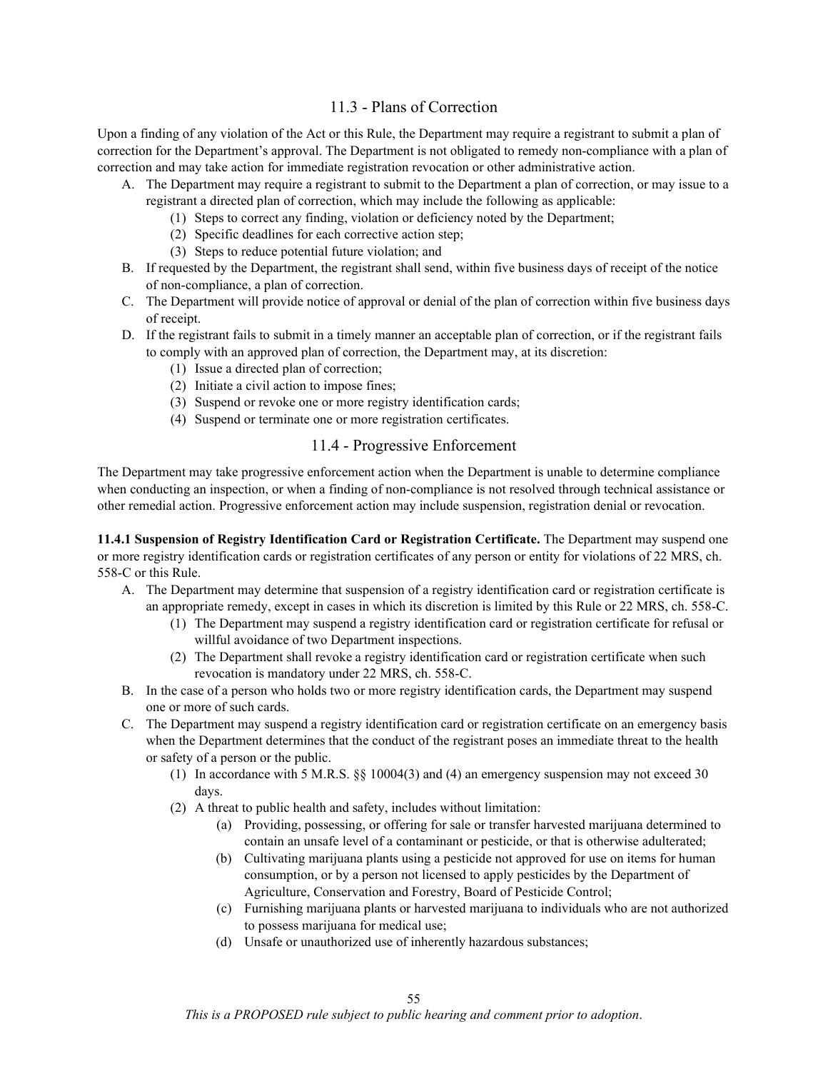## 11.3 - Plans of Correction

Upon a finding of any violation of the Act or this Rule, the Department may require a registrant to submit a plan of correction for the Department's approval. The Department is not obligated to remedy non-compliance with a plan of correction and may take action for immediate registration revocation or other administrative action.

A. The Department may require a registrant to submit to the Department a plan of correction, or may issue to a registrant a directed plan of correction, which may include the following as applicable:
   (1) Steps to correct any finding, violation or deficiency noted by the Department;
   (2) Specific deadlines for each corrective action step;
   (3) Steps to reduce potential future violation; and
B. If requested by the Department, the registrant shall send, within five business days of receipt of the notice of non-compliance, a plan of correction.
C. The Department will provide notice of approval or denial of the plan of correction within five business days of receipt.
D. If the registrant fails to submit in a timely manner an acceptable plan of correction, or if the registrant fails to comply with an approved plan of correction, the Department may, at its discretion:
   (1) Issue a directed plan of correction;
   (2) Initiate a civil action to impose fines;
   (3) Suspend or revoke one or more registry identification cards;
   (4) Suspend or terminate one or more registration certificates.

## 11.4 - Progressive Enforcement

The Department may take progressive enforcement action when the Department is unable to determine compliance when conducting an inspection, or when a finding of non-compliance is not resolved through technical assistance or other remedial action. Progressive enforcement action may include suspension, registration denial or revocation.

**11.4.1 Suspension of Registry Identification Card or Registration Certificate.** The Department may suspend one or more registry identification cards or registration certificates of any person or entity for violations of 22 MRS, ch. 558-C or this Rule.

A. The Department may determine that suspension of a registry identification card or registration certificate is an appropriate remedy, except in cases in which its discretion is limited by this Rule or 22 MRS, ch. 558-C.
   (1) The Department may suspend a registry identification card or registration certificate for refusal or willful avoidance of two Department inspections.
   (2) The Department shall revoke a registry identification card or registration certificate when such revocation is mandatory under 22 MRS, ch. 558-C.
B. In the case of a person who holds two or more registry identification cards, the Department may suspend one or more of such cards.
C. The Department may suspend a registry identification card or registration certificate on an emergency basis when the Department determines that the conduct of the registrant poses an immediate threat to the health or safety of a person or the public.
   (1) In accordance with 5 M.R.S. §§ 10004(3) and (4) an emergency suspension may not exceed 30 days.
   (2) A threat to public health and safety, includes without limitation:
      (a) Providing, possessing, or offering for sale or transfer harvested marijuana determined to contain an unsafe level of a contaminant or pesticide, or that is otherwise adulterated;
      (b) Cultivating marijuana plants using a pesticide not approved for use on items for human consumption, or by a person not licensed to apply pesticides by the Department of Agriculture, Conservation and Forestry, Board of Pesticide Control;
      (c) Furnishing marijuana plants or harvested marijuana to individuals who are not authorized to possess marijuana for medical use;
      (d) Unsafe or unauthorized use of inherently hazardous substances;

*This is a PROPOSED rule subject to public hearing and comment prior to adoption.*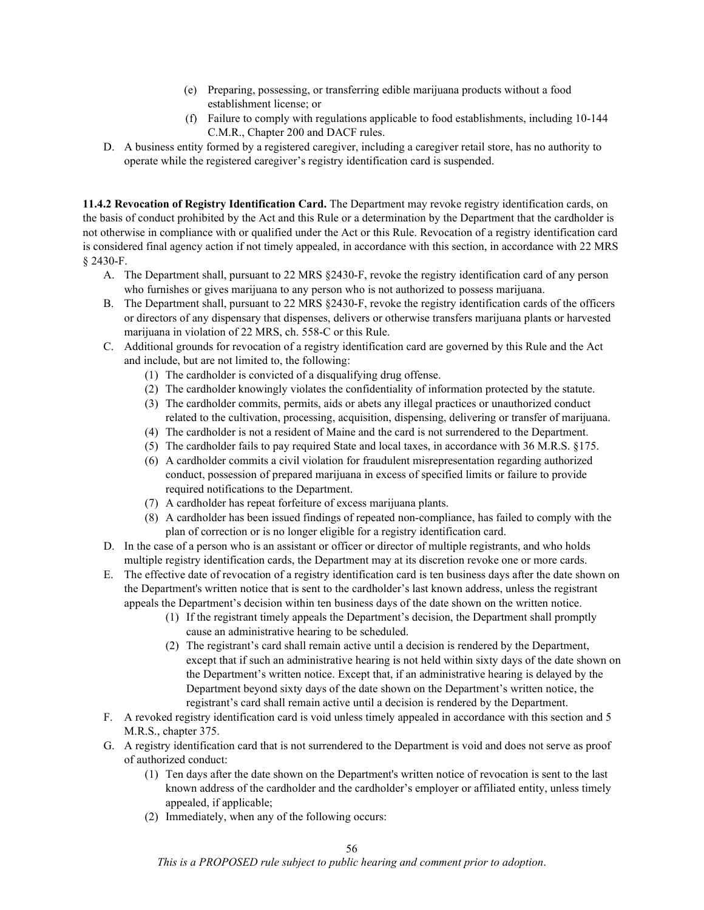(e) Preparing, possessing, or transferring edible marijuana products without a food establishment license; or

(f) Failure to comply with regulations applicable to food establishments, including 10-144 C.M.R., Chapter 200 and DACF rules.

D. A business entity formed by a registered caregiver, including a caregiver retail store, has no authority to operate while the registered caregiver's registry identification card is suspended.

**11.4.2 Revocation of Registry Identification Card.** The Department may revoke registry identification cards, on the basis of conduct prohibited by the Act and this Rule or a determination by the Department that the cardholder is not otherwise in compliance with or qualified under the Act or this Rule. Revocation of a registry identification card is considered final agency action if not timely appealed, in accordance with this section, in accordance with 22 MRS § 2430-F.

A. The Department shall, pursuant to 22 MRS §2430-F, revoke the registry identification card of any person who furnishes or gives marijuana to any person who is not authorized to possess marijuana.

B. The Department shall, pursuant to 22 MRS §2430-F, revoke the registry identification cards of the officers or directors of any dispensary that dispenses, delivers or otherwise transfers marijuana plants or harvested marijuana in violation of 22 MRS, ch. 558-C or this Rule.

C. Additional grounds for revocation of a registry identification card are governed by this Rule and the Act and include, but are not limited to, the following:

(1) The cardholder is convicted of a disqualifying drug offense.

(2) The cardholder knowingly violates the confidentiality of information protected by the statute.

(3) The cardholder commits, permits, aids or abets any illegal practices or unauthorized conduct related to the cultivation, processing, acquisition, dispensing, delivering or transfer of marijuana.

(4) The cardholder is not a resident of Maine and the card is not surrendered to the Department.

(5) The cardholder fails to pay required State and local taxes, in accordance with 36 M.R.S. §175.

(6) A cardholder commits a civil violation for fraudulent misrepresentation regarding authorized conduct, possession of prepared marijuana in excess of specified limits or failure to provide required notifications to the Department.

(7) A cardholder has repeat forfeiture of excess marijuana plants.

(8) A cardholder has been issued findings of repeated non-compliance, has failed to comply with the plan of correction or is no longer eligible for a registry identification card.

D. In the case of a person who is an assistant or officer or director of multiple registrants, and who holds multiple registry identification cards, the Department may at its discretion revoke one or more cards.

E. The effective date of revocation of a registry identification card is ten business days after the date shown on the Department's written notice that is sent to the cardholder's last known address, unless the registrant appeals the Department's decision within ten business days of the date shown on the written notice.

(1) If the registrant timely appeals the Department's decision, the Department shall promptly cause an administrative hearing to be scheduled.

(2) The registrant's card shall remain active until a decision is rendered by the Department, except that if such an administrative hearing is not held within sixty days of the date shown on the Department's written notice. Except that, if an administrative hearing is delayed by the Department beyond sixty days of the date shown on the Department's written notice, the registrant's card shall remain active until a decision is rendered by the Department.

F. A revoked registry identification card is void unless timely appealed in accordance with this section and 5 M.R.S., chapter 375.

G. A registry identification card that is not surrendered to the Department is void and does not serve as proof of authorized conduct:

(1) Ten days after the date shown on the Department's written notice of revocation is sent to the last known address of the cardholder and the cardholder's employer or affiliated entity, unless timely appealed, if applicable;

(2) Immediately, when any of the following occurs:

*This is a PROPOSED rule subject to public hearing and comment prior to adoption.*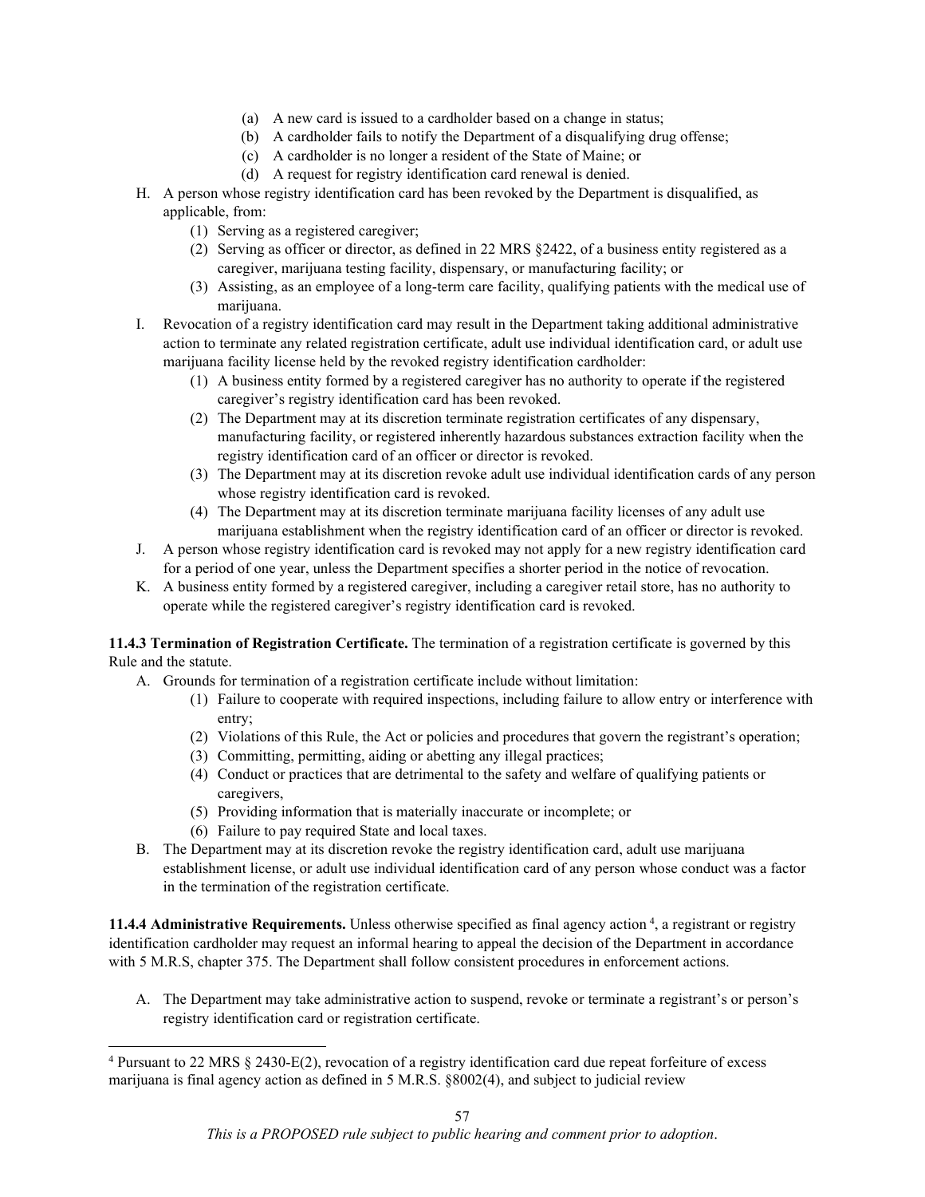- (a) A new card is issued to a cardholder based on a change in status;
   - (b) A cardholder fails to notify the Department of a disqualifying drug offense;
   - (c) A cardholder is no longer a resident of the State of Maine; or
   - (d) A request for registry identification card renewal is denied.

H. A person whose registry identification card has been revoked by the Department is disqualified, as applicable, from:
   - (1) Serving as a registered caregiver;
   - (2) Serving as officer or director, as defined in 22 MRS §2422, of a business entity registered as a caregiver, marijuana testing facility, dispensary, or manufacturing facility; or
   - (3) Assisting, as an employee of a long-term care facility, qualifying patients with the medical use of marijuana.

I. Revocation of a registry identification card may result in the Department taking additional administrative action to terminate any related registration certificate, adult use individual identification card, or adult use marijuana facility license held by the revoked registry identification cardholder:
   - (1) A business entity formed by a registered caregiver has no authority to operate if the registered caregiver's registry identification card has been revoked.
   - (2) The Department may at its discretion terminate registration certificates of any dispensary, manufacturing facility, or registered inherently hazardous substances extraction facility when the registry identification card of an officer or director is revoked.
   - (3) The Department may at its discretion revoke adult use individual identification cards of any person whose registry identification card is revoked.
   - (4) The Department may at its discretion terminate marijuana facility licenses of any adult use marijuana establishment when the registry identification card of an officer or director is revoked.

J. A person whose registry identification card is revoked may not apply for a new registry identification card for a period of one year, unless the Department specifies a shorter period in the notice of revocation.

K. A business entity formed by a registered caregiver, including a caregiver retail store, has no authority to operate while the registered caregiver's registry identification card is revoked.

**11.4.3 Termination of Registration Certificate.** The termination of a registration certificate is governed by this Rule and the statute.

A. Grounds for termination of a registration certificate include without limitation:
   - (1) Failure to cooperate with required inspections, including failure to allow entry or interference with entry;
   - (2) Violations of this Rule, the Act or policies and procedures that govern the registrant's operation;
   - (3) Committing, permitting, aiding or abetting any illegal practices;
   - (4) Conduct or practices that are detrimental to the safety and welfare of qualifying patients or caregivers,
   - (5) Providing information that is materially inaccurate or incomplete; or
   - (6) Failure to pay required State and local taxes.

B. The Department may at its discretion revoke the registry identification card, adult use marijuana establishment license, or adult use individual identification card of any person whose conduct was a factor in the termination of the registration certificate.

**11.4.4 Administrative Requirements.** Unless otherwise specified as final agency action [4], a registrant or registry identification cardholder may request an informal hearing to appeal the decision of the Department in accordance with 5 M.R.S, chapter 375. The Department shall follow consistent procedures in enforcement actions.

A. The Department may take administrative action to suspend, revoke or terminate a registrant's or person's registry identification card or registration certificate.

---

[4] Pursuant to 22 MRS § 2430-E(2), revocation of a registry identification card due repeat forfeiture of excess marijuana is final agency action as defined in 5 M.R.S. §8002(4), and subject to judicial review

*This is a PROPOSED rule subject to public hearing and comment prior to adoption.*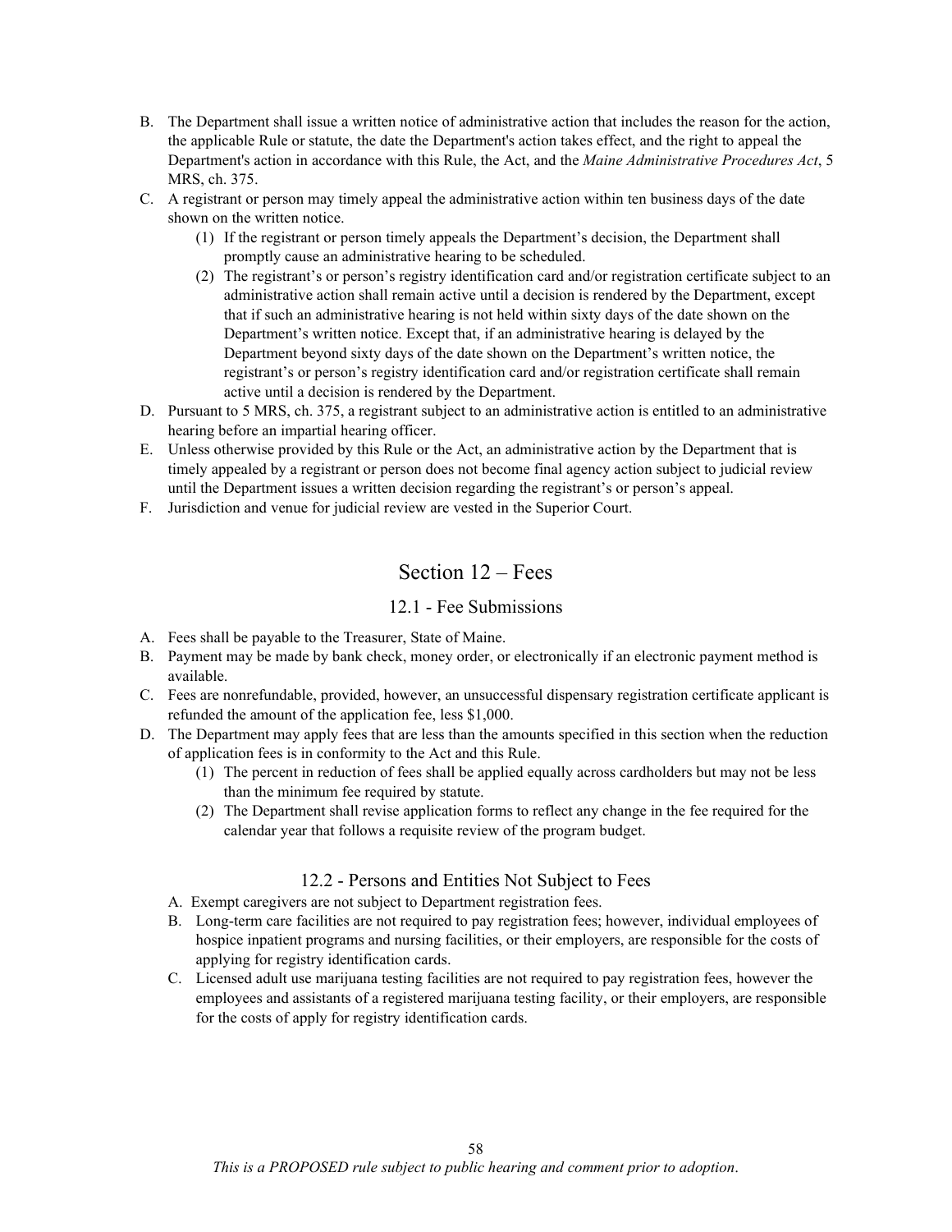B. The Department shall issue a written notice of administrative action that includes the reason for the action, the applicable Rule or statute, the date the Department's action takes effect, and the right to appeal the Department's action in accordance with this Rule, the Act, and the *Maine Administrative Procedures Act*, 5 MRS, ch. 375.

C. A registrant or person may timely appeal the administrative action within ten business days of the date shown on the written notice.
   1. (1) If the registrant or person timely appeals the Department's decision, the Department shall promptly cause an administrative hearing to be scheduled.
   2. (2) The registrant's or person's registry identification card and/or registration certificate subject to an administrative action shall remain active until a decision is rendered by the Department, except that if such an administrative hearing is not held within sixty days of the date shown on the Department's written notice. Except that, if an administrative hearing is delayed by the Department beyond sixty days of the date shown on the Department's written notice, the registrant's or person's registry identification card and/or registration certificate shall remain active until a decision is rendered by the Department.

D. Pursuant to 5 MRS, ch. 375, a registrant subject to an administrative action is entitled to an administrative hearing before an impartial hearing officer.

E. Unless otherwise provided by this Rule or the Act, an administrative action by the Department that is timely appealed by a registrant or person does not become final agency action subject to judicial review until the Department issues a written decision regarding the registrant's or person's appeal.

F. Jurisdiction and venue for judicial review are vested in the Superior Court.

# Section 12 – Fees

## 12.1 - Fee Submissions

A. Fees shall be payable to the Treasurer, State of Maine.

B. Payment may be made by bank check, money order, or electronically if an electronic payment method is available.

C. Fees are nonrefundable, provided, however, an unsuccessful dispensary registration certificate applicant is refunded the amount of the application fee, less $1,000.

D. The Department may apply fees that are less than the amounts specified in this section when the reduction of application fees is in conformity to the Act and this Rule.
   1. (1) The percent in reduction of fees shall be applied equally across cardholders but may not be less than the minimum fee required by statute.
   2. (2) The Department shall revise application forms to reflect any change in the fee required for the calendar year that follows a requisite review of the program budget.

## 12.2 - Persons and Entities Not Subject to Fees

A. Exempt caregivers are not subject to Department registration fees.

B. Long-term care facilities are not required to pay registration fees; however, individual employees of hospice inpatient programs and nursing facilities, or their employers, are responsible for the costs of applying for registry identification cards.

C. Licensed adult use marijuana testing facilities are not required to pay registration fees, however the employees and assistants of a registered marijuana testing facility, or their employers, are responsible for the costs of apply for registry identification cards.

*This is a PROPOSED rule subject to public hearing and comment prior to adoption.*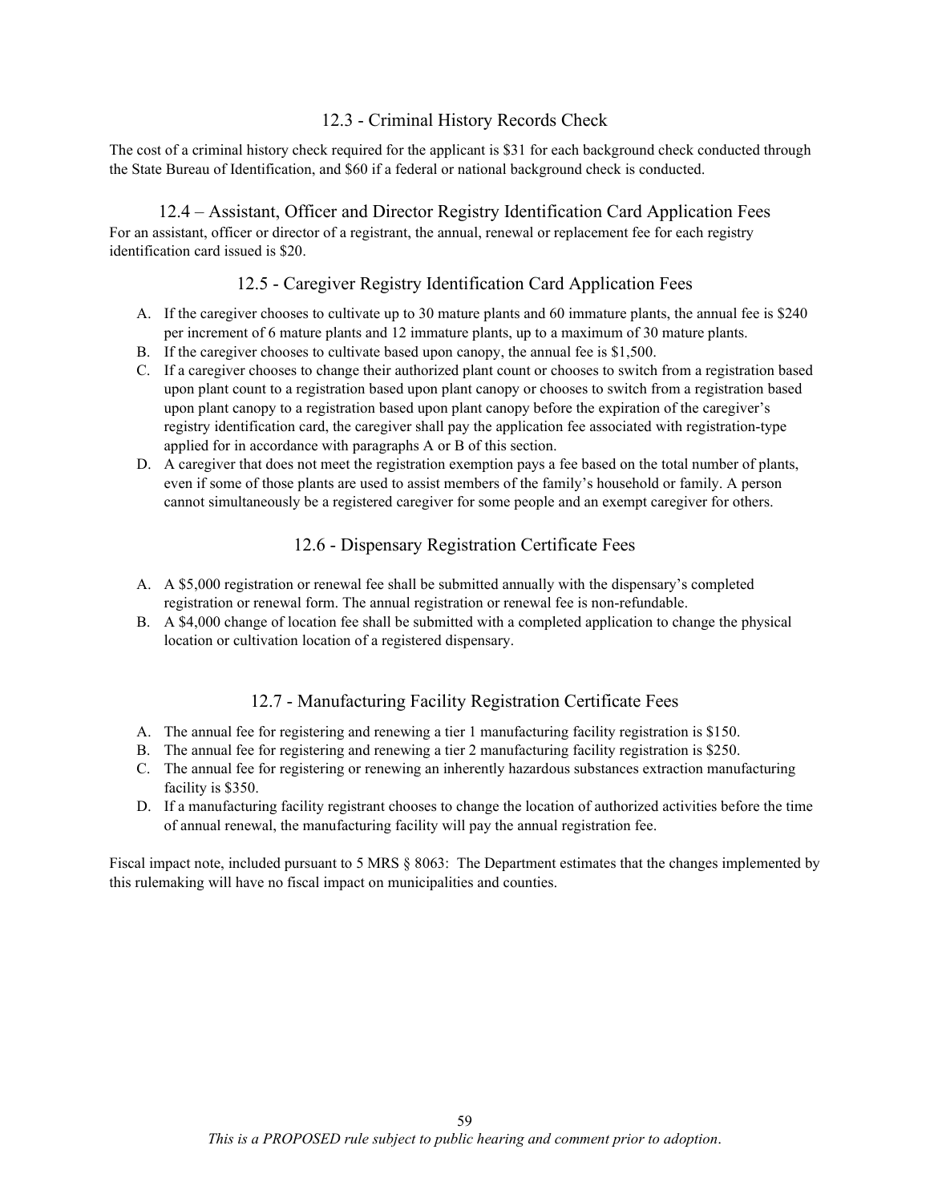### 12.3 - Criminal History Records Check

The cost of a criminal history check required for the applicant is $31 for each background check conducted through the State Bureau of Identification, and $60 if a federal or national background check is conducted.

### 12.4 – Assistant, Officer and Director Registry Identification Card Application Fees

For an assistant, officer or director of a registrant, the annual, renewal or replacement fee for each registry identification card issued is $20.

### 12.5 - Caregiver Registry Identification Card Application Fees

A. If the caregiver chooses to cultivate up to 30 mature plants and 60 immature plants, the annual fee is $240 per increment of 6 mature plants and 12 immature plants, up to a maximum of 30 mature plants.
B. If the caregiver chooses to cultivate based upon canopy, the annual fee is $1,500.
C. If a caregiver chooses to change their authorized plant count or chooses to switch from a registration based upon plant count to a registration based upon plant canopy or chooses to switch from a registration based upon plant canopy to a registration based upon plant canopy before the expiration of the caregiver's registry identification card, the caregiver shall pay the application fee associated with registration-type applied for in accordance with paragraphs A or B of this section.
D. A caregiver that does not meet the registration exemption pays a fee based on the total number of plants, even if some of those plants are used to assist members of the family's household or family. A person cannot simultaneously be a registered caregiver for some people and an exempt caregiver for others.

### 12.6 - Dispensary Registration Certificate Fees

A. A $5,000 registration or renewal fee shall be submitted annually with the dispensary's completed registration or renewal form. The annual registration or renewal fee is non-refundable.
B. A $4,000 change of location fee shall be submitted with a completed application to change the physical location or cultivation location of a registered dispensary.

### 12.7 - Manufacturing Facility Registration Certificate Fees

A. The annual fee for registering and renewing a tier 1 manufacturing facility registration is $150.
B. The annual fee for registering and renewing a tier 2 manufacturing facility registration is $250.
C. The annual fee for registering or renewing an inherently hazardous substances extraction manufacturing facility is $350.
D. If a manufacturing facility registrant chooses to change the location of authorized activities before the time of annual renewal, the manufacturing facility will pay the annual registration fee.

Fiscal impact note, included pursuant to 5 MRS § 8063: The Department estimates that the changes implemented by this rulemaking will have no fiscal impact on municipalities and counties.